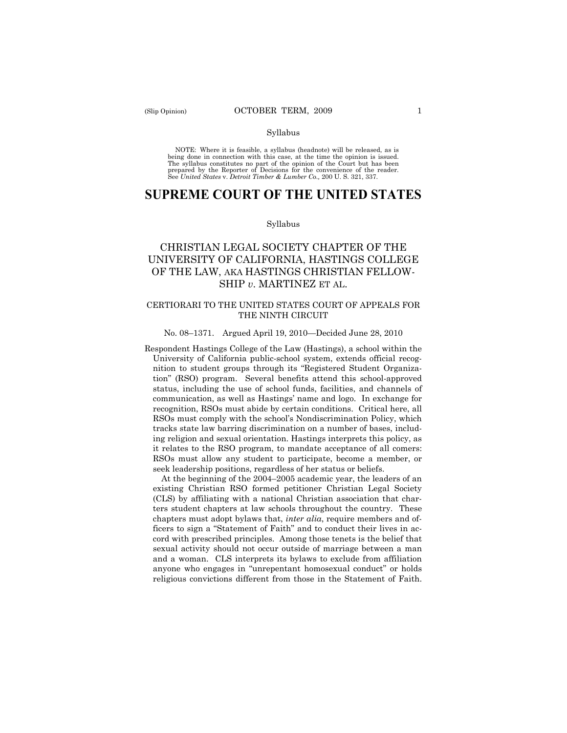Syllabus

NOTE: Where it is feasible, a syllabus (headnote) will be released, as is being done in connection with this case, at the time the opinion is issued. The syllabus constitutes no part of the opinion of the Court but has been prepared by the Reporter of Decisions for the convenience of the reader. See *United States* v. *Detroit Timber & Lumber Co.,* 200 U. S. 321, 337.

# SUPREME COURT OF THE UNITED STATES

Syllabus

## CHRISTIAN LEGAL SOCIETY CHAPTER OF THE UNIVERSITY OF CALIFORNIA, HASTINGS COLLEGE OF THE LAW, AKA HASTINGS CHRISTIAN FELLOWSHIP *v.* MARTINEZ ET AL.

CERTIORARI TO THE UNITED STATES COURT OF APPEALS FOR THE NINTH CIRCUIT

No. 08–1371. Argued April 19, 2010—Decided June 28, 2010

Respondent Hastings College of the Law (Hastings), a school within the University of California public-school system, extends official recognition to student groups through its "Registered Student Organization" (RSO) program. Several benefits attend this school-approved status, including the use of school funds, facilities, and channels of communication, as well as Hastings' name and logo. In exchange for recognition, RSOs must abide by certain conditions. Critical here, all RSOs must comply with the school's Nondiscrimination Policy, which tracks state law barring discrimination on a number of bases, including religion and sexual orientation. Hastings interprets this policy, as it relates to the RSO program, to mandate acceptance of all comers: RSOs must allow any student to participate, become a member, or seek leadership positions, regardless of her status or beliefs.

At the beginning of the 2004–2005 academic year, the leaders of an existing Christian RSO formed petitioner Christian Legal Society (CLS) by affiliating with a national Christian association that charters student chapters at law schools throughout the country. These chapters must adopt bylaws that, *inter alia*, require members and officers to sign a "Statement of Faith" and to conduct their lives in accord with prescribed principles. Among those tenets is the belief that sexual activity should not occur outside of marriage between a man and a woman. CLS interprets its bylaws to exclude from affiliation anyone who engages in "unrepentant homosexual conduct" or holds religious convictions different from those in the Statement of Faith.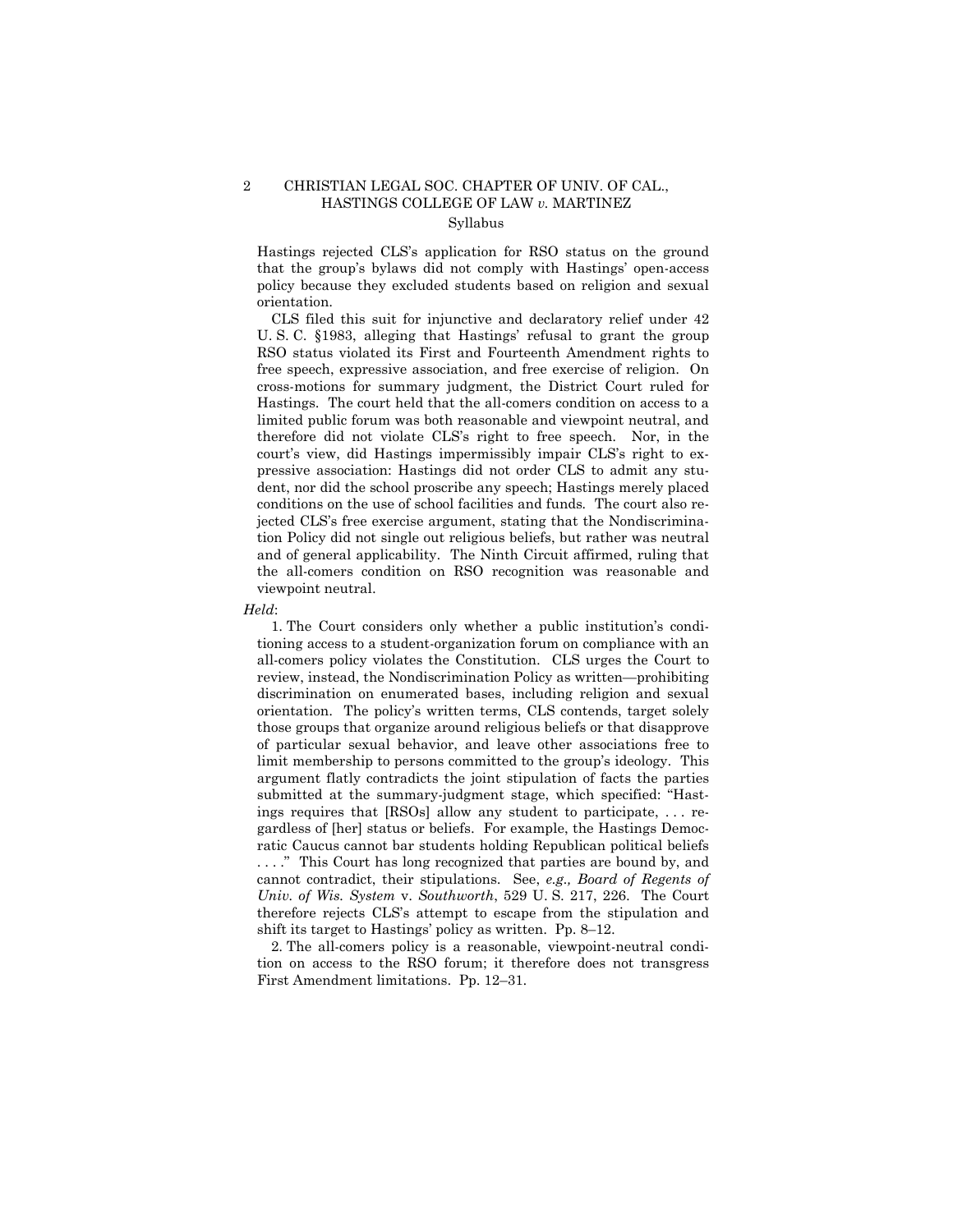Hastings rejected CLS's application for RSO status on the ground that the group's bylaws did not comply with Hastings' open-access policy because they excluded students based on religion and sexual orientation.

CLS filed this suit for injunctive and declaratory relief under 42 U. S. C. §1983, alleging that Hastings' refusal to grant the group RSO status violated its First and Fourteenth Amendment rights to free speech, expressive association, and free exercise of religion. On cross-motions for summary judgment, the District Court ruled for Hastings. The court held that the all-comers condition on access to a limited public forum was both reasonable and viewpoint neutral, and therefore did not violate CLS's right to free speech. Nor, in the court's view, did Hastings impermissibly impair CLS's right to expressive association: Hastings did not order CLS to admit any student, nor did the school proscribe any speech; Hastings merely placed conditions on the use of school facilities and funds. The court also rejected CLS's free exercise argument, stating that the Nondiscrimination Policy did not single out religious beliefs, but rather was neutral and of general applicability. The Ninth Circuit affirmed, ruling that the all-comers condition on RSO recognition was reasonable and viewpoint neutral.

*Held*:

1. The Court considers only whether a public institution's conditioning access to a student-organization forum on compliance with an all-comers policy violates the Constitution. CLS urges the Court to review, instead, the Nondiscrimination Policy as written—prohibiting discrimination on enumerated bases, including religion and sexual orientation. The policy's written terms, CLS contends, target solely those groups that organize around religious beliefs or that disapprove of particular sexual behavior, and leave other associations free to limit membership to persons committed to the group's ideology. This argument flatly contradicts the joint stipulation of facts the parties submitted at the summary-judgment stage, which specified: "Hastings requires that [RSOs] allow any student to participate, . . . regardless of [her] status or beliefs. For example, the Hastings Democratic Caucus cannot bar students holding Republican political beliefs . . . ." This Court has long recognized that parties are bound by, and cannot contradict, their stipulations. See, *e.g., Board of Regents of Univ. of Wis. System* v. *Southworth*, 529 U. S. 217, 226. The Court therefore rejects CLS's attempt to escape from the stipulation and shift its target to Hastings' policy as written. Pp. 8–12.

2. The all-comers policy is a reasonable, viewpoint-neutral condition on access to the RSO forum; it therefore does not transgress First Amendment limitations. Pp. 12–31.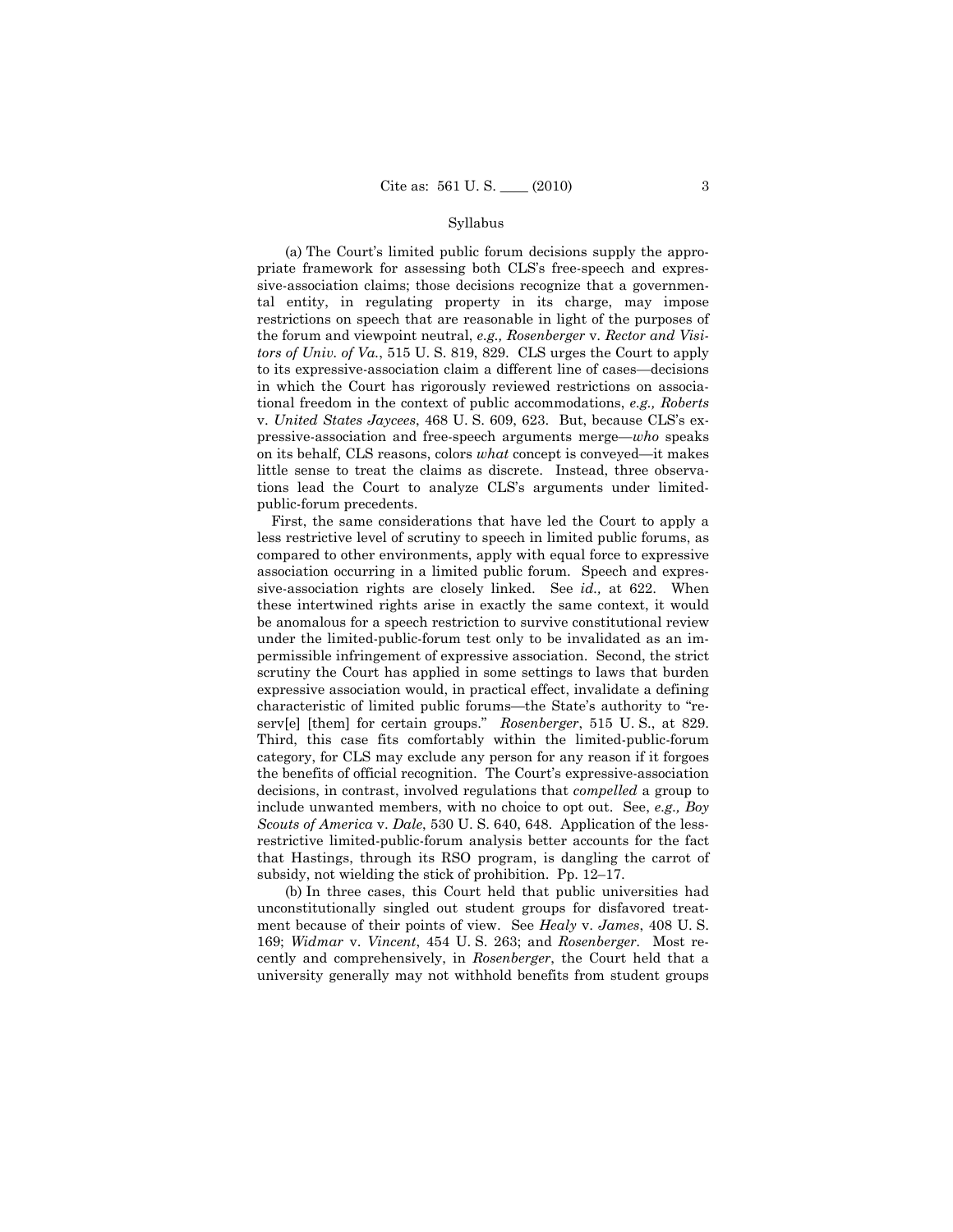Syllabus

(a) The Court's limited public forum decisions supply the appropriate framework for assessing both CLS's free-speech and expressive-association claims; those decisions recognize that a governmental entity, in regulating property in its charge, may impose restrictions on speech that are reasonable in light of the purposes of the forum and viewpoint neutral, *e.g., Rosenberger* v. *Rector and Visitors of Univ. of Va.*, 515 U. S. 819, 829. CLS urges the Court to apply to its expressive-association claim a different line of cases—decisions in which the Court has rigorously reviewed restrictions on associational freedom in the context of public accommodations, *e.g., Roberts* v. *United States Jaycees*, 468 U. S. 609, 623. But, because CLS's expressive-association and free-speech arguments merge—*who* speaks on its behalf, CLS reasons, colors *what* concept is conveyed—it makes little sense to treat the claims as discrete. Instead, three observations lead the Court to analyze CLS's arguments under limited-public-forum precedents.

First, the same considerations that have led the Court to apply a less restrictive level of scrutiny to speech in limited public forums, as compared to other environments, apply with equal force to expressive association occurring in a limited public forum. Speech and expressive-association rights are closely linked. See *id.,* at 622. When these intertwined rights arise in exactly the same context, it would be anomalous for a speech restriction to survive constitutional review under the limited-public-forum test only to be invalidated as an impermissible infringement of expressive association. Second, the strict scrutiny the Court has applied in some settings to laws that burden expressive association would, in practical effect, invalidate a defining characteristic of limited public forums—the State's authority to "reserv[e] [them] for certain groups." *Rosenberger*, 515 U. S., at 829. Third, this case fits comfortably within the limited-public-forum category, for CLS may exclude any person for any reason if it forgoes the benefits of official recognition. The Court's expressive-association decisions, in contrast, involved regulations that *compelled* a group to include unwanted members, with no choice to opt out. See, *e.g., Boy Scouts of America* v. *Dale*, 530 U. S. 640, 648. Application of the less-restrictive limited-public-forum analysis better accounts for the fact that Hastings, through its RSO program, is dangling the carrot of subsidy, not wielding the stick of prohibition. Pp. 12–17.

(b) In three cases, this Court held that public universities had unconstitutionally singled out student groups for disfavored treatment because of their points of view. See *Healy* v. *James*, 408 U. S. 169; *Widmar* v. *Vincent*, 454 U. S. 263; and *Rosenberger*. Most recently and comprehensively, in *Rosenberger*, the Court held that a university generally may not withhold benefits from student groups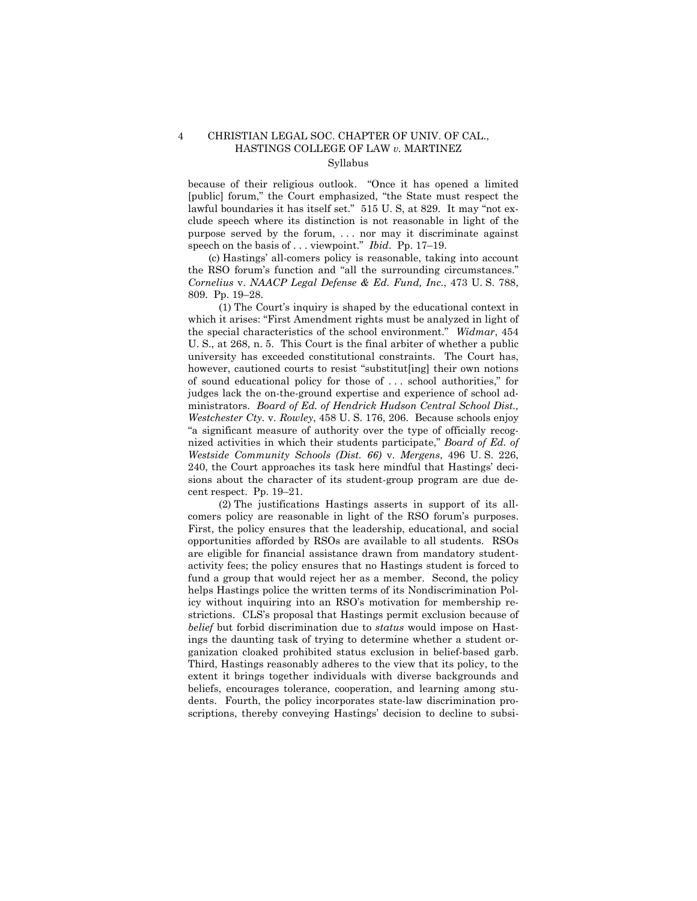because of their religious outlook. "Once it has opened a limited [public] forum," the Court emphasized, "the State must respect the lawful boundaries it has itself set." 515 U. S, at 829. It may "not exclude speech where its distinction is not reasonable in light of the purpose served by the forum, . . . nor may it discriminate against speech on the basis of . . . viewpoint." *Ibid*. Pp. 17–19.

(c) Hastings' all-comers policy is reasonable, taking into account the RSO forum's function and "all the surrounding circumstances." *Cornelius* v. *NAACP Legal Defense & Ed. Fund, Inc.*, 473 U. S. 788, 809. Pp. 19–28.

(1) The Court's inquiry is shaped by the educational context in which it arises: "First Amendment rights must be analyzed in light of the special characteristics of the school environment." *Widmar*, 454 U. S., at 268, n. 5. This Court is the final arbiter of whether a public university has exceeded constitutional constraints. The Court has, however, cautioned courts to resist "substitut[ing] their own notions of sound educational policy for those of . . . school authorities," for judges lack the on-the-ground expertise and experience of school administrators. *Board of Ed. of Hendrick Hudson Central School Dist., Westchester Cty.* v. *Rowley*, 458 U. S. 176, 206. Because schools enjoy "a significant measure of authority over the type of officially recognized activities in which their students participate," *Board of Ed. of Westside Community Schools (Dist. 66)* v. *Mergens*, 496 U. S. 226, 240, the Court approaches its task here mindful that Hastings' decisions about the character of its student-group program are due decent respect. Pp. 19–21.

(2) The justifications Hastings asserts in support of its all-comers policy are reasonable in light of the RSO forum's purposes. First, the policy ensures that the leadership, educational, and social opportunities afforded by RSOs are available to all students. RSOs are eligible for financial assistance drawn from mandatory student-activity fees; the policy ensures that no Hastings student is forced to fund a group that would reject her as a member. Second, the policy helps Hastings police the written terms of its Nondiscrimination Policy without inquiring into an RSO's motivation for membership restrictions. CLS's proposal that Hastings permit exclusion because of *belief* but forbid discrimination due to *status* would impose on Hastings the daunting task of trying to determine whether a student organization cloaked prohibited status exclusion in belief-based garb. Third, Hastings reasonably adheres to the view that its policy, to the extent it brings together individuals with diverse backgrounds and beliefs, encourages tolerance, cooperation, and learning among students. Fourth, the policy incorporates state-law discrimination proscriptions, thereby conveying Hastings' decision to decline to subsi-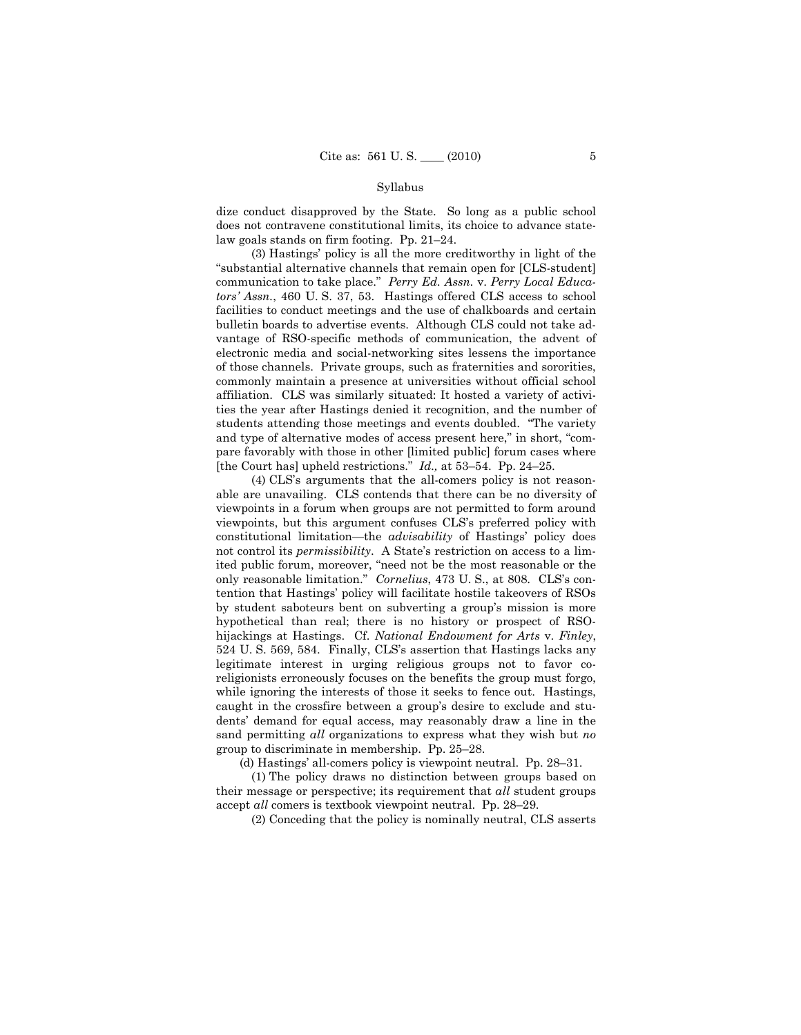dize conduct disapproved by the State. So long as a public school does not contravene constitutional limits, its choice to advance state-law goals stands on firm footing. Pp. 21–24.

(3) Hastings' policy is all the more creditworthy in light of the "substantial alternative channels that remain open for [CLS-student] communication to take place." *Perry Ed. Assn.* v. *Perry Local Educators' Assn.*, 460 U. S. 37, 53. Hastings offered CLS access to school facilities to conduct meetings and the use of chalkboards and certain bulletin boards to advertise events. Although CLS could not take advantage of RSO-specific methods of communication, the advent of electronic media and social-networking sites lessens the importance of those channels. Private groups, such as fraternities and sororities, commonly maintain a presence at universities without official school affiliation. CLS was similarly situated: It hosted a variety of activities the year after Hastings denied it recognition, and the number of students attending those meetings and events doubled. "The variety and type of alternative modes of access present here," in short, "compare favorably with those in other [limited public] forum cases where [the Court has] upheld restrictions." *Id.,* at 53–54. Pp. 24–25.

(4) CLS's arguments that the all-comers policy is not reasonable are unavailing. CLS contends that there can be no diversity of viewpoints in a forum when groups are not permitted to form around viewpoints, but this argument confuses CLS's preferred policy with constitutional limitation—the *advisability* of Hastings' policy does not control its *permissibility*. A State's restriction on access to a limited public forum, moreover, "need not be the most reasonable or the only reasonable limitation." *Cornelius*, 473 U. S., at 808. CLS's contention that Hastings' policy will facilitate hostile takeovers of RSOs by student saboteurs bent on subverting a group's mission is more hypothetical than real; there is no history or prospect of RSO-hijackings at Hastings. Cf. *National Endowment for Arts* v. *Finley*, 524 U. S. 569, 584. Finally, CLS's assertion that Hastings lacks any legitimate interest in urging religious groups not to favor co-religionists erroneously focuses on the benefits the group must forgo, while ignoring the interests of those it seeks to fence out. Hastings, caught in the crossfire between a group's desire to exclude and students' demand for equal access, may reasonably draw a line in the sand permitting *all* organizations to express what they wish but *no* group to discriminate in membership. Pp. 25–28.

(d) Hastings' all-comers policy is viewpoint neutral. Pp. 28–31.

(1) The policy draws no distinction between groups based on their message or perspective; its requirement that *all* student groups accept *all* comers is textbook viewpoint neutral. Pp. 28–29.

(2) Conceding that the policy is nominally neutral, CLS asserts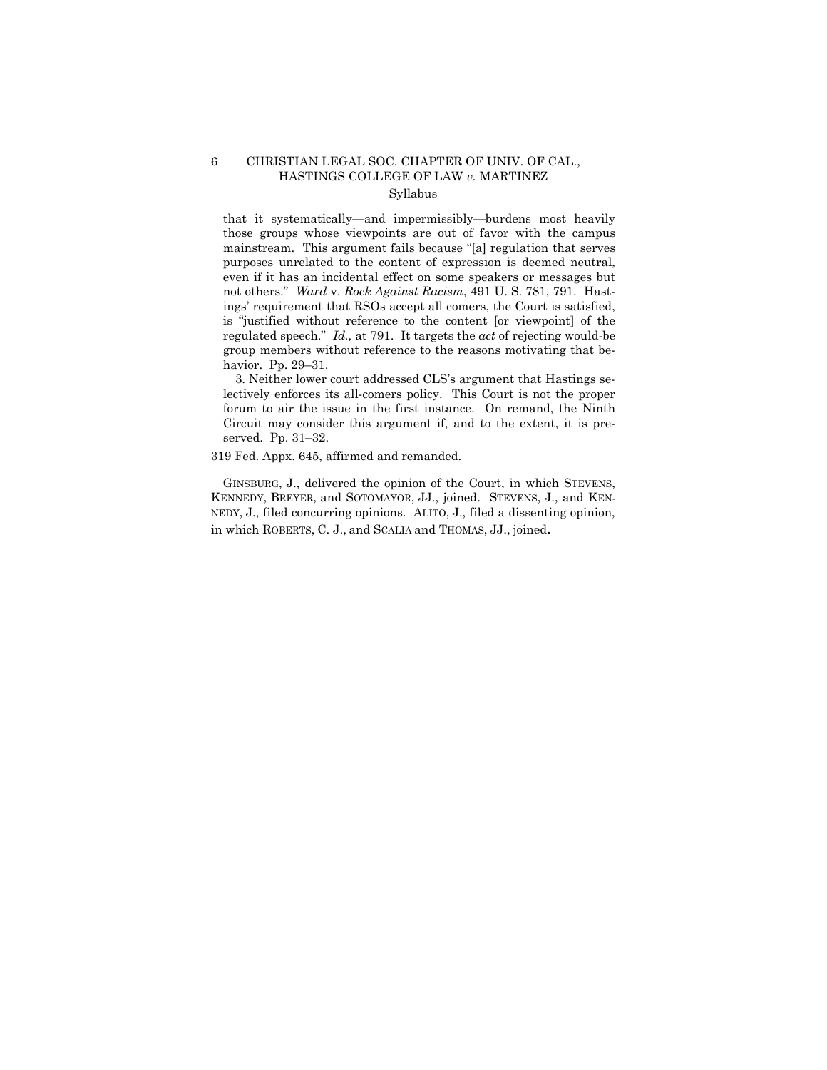that it systematically—and impermissibly—burdens most heavily those groups whose viewpoints are out of favor with the campus mainstream. This argument fails because "[a] regulation that serves purposes unrelated to the content of expression is deemed neutral, even if it has an incidental effect on some speakers or messages but not others." *Ward* v. *Rock Against Racism*, 491 U. S. 781, 791. Hastings' requirement that RSOs accept all comers, the Court is satisfied, is "justified without reference to the content [or viewpoint] of the regulated speech." *Id.,* at 791. It targets the *act* of rejecting would-be group members without reference to the reasons motivating that behavior. Pp. 29–31.

3. Neither lower court addressed CLS's argument that Hastings selectively enforces its all-comers policy. This Court is not the proper forum to air the issue in the first instance. On remand, the Ninth Circuit may consider this argument if, and to the extent, it is preserved. Pp. 31–32.

319 Fed. Appx. 645, affirmed and remanded.

GINSBURG, J., delivered the opinion of the Court, in which STEVENS, KENNEDY, BREYER, and SOTOMAYOR, JJ., joined. STEVENS, J., and KENNEDY, J., filed concurring opinions. ALITO, J., filed a dissenting opinion, in which ROBERTS, C. J., and SCALIA and THOMAS, JJ., joined.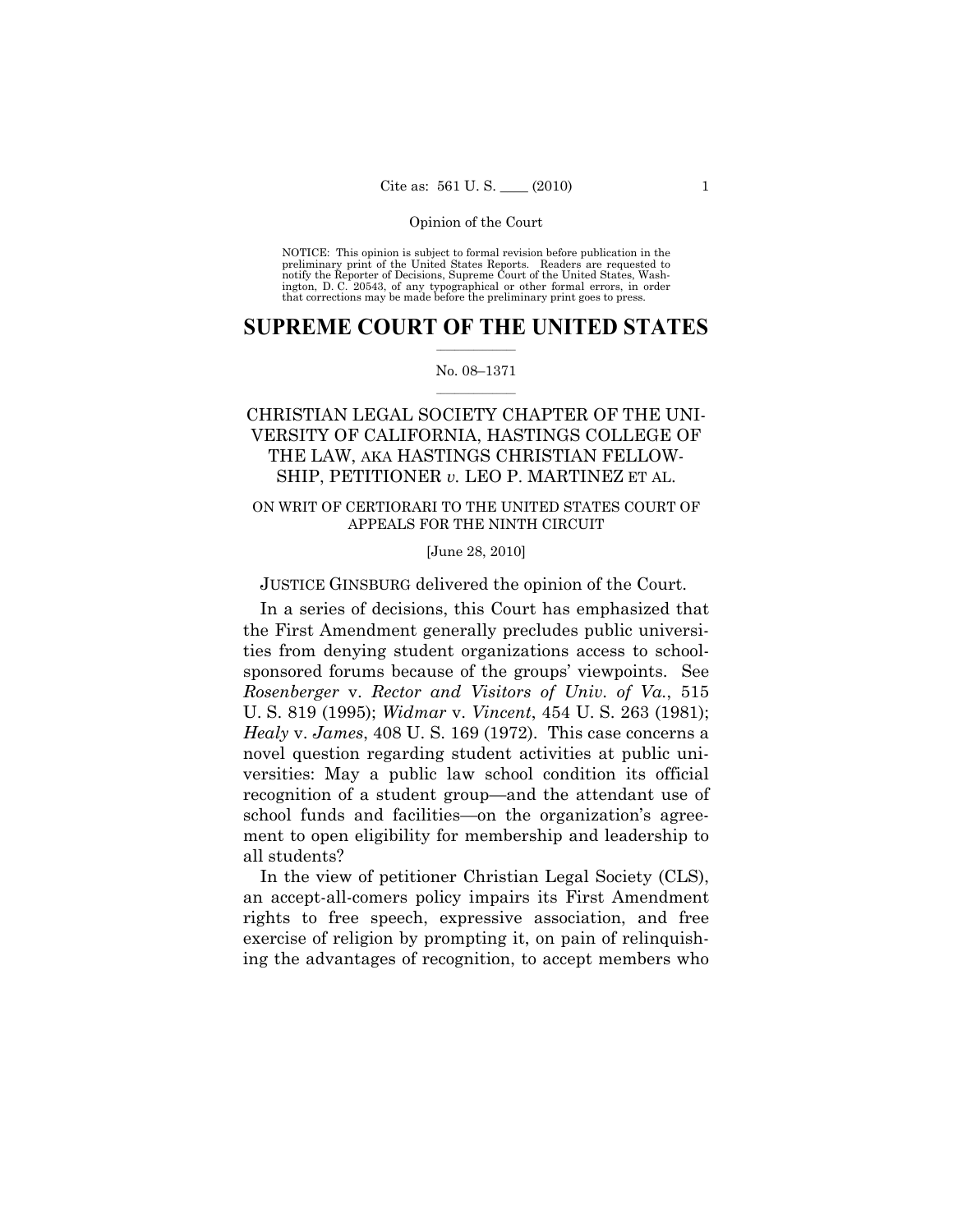Opinion of the Court

NOTICE: This opinion is subject to formal revision before publication in the preliminary print of the United States Reports. Readers are requested to notify the Reporter of Decisions, Supreme Court of the United States, Washington, D. C. 20543, of any typographical or other formal errors, in order that corrections may be made before the preliminary print goes to press.

# SUPREME COURT OF THE UNITED STATES

No. 08–1371

## CHRISTIAN LEGAL SOCIETY CHAPTER OF THE UNIVERSITY OF CALIFORNIA, HASTINGS COLLEGE OF THE LAW, AKA HASTINGS CHRISTIAN FELLOWSHIP, PETITIONER *v.* LEO P. MARTINEZ ET AL.

ON WRIT OF CERTIORARI TO THE UNITED STATES COURT OF APPEALS FOR THE NINTH CIRCUIT

[June 28, 2010]

JUSTICE GINSBURG delivered the opinion of the Court.

In a series of decisions, this Court has emphasized that the First Amendment generally precludes public universities from denying student organizations access to school-sponsored forums because of the groups' viewpoints. See *Rosenberger* v. *Rector and Visitors of Univ. of Va.*, 515 U. S. 819 (1995); *Widmar* v. *Vincent*, 454 U. S. 263 (1981); *Healy* v. *James*, 408 U. S. 169 (1972). This case concerns a novel question regarding student activities at public universities: May a public law school condition its official recognition of a student group—and the attendant use of school funds and facilities—on the organization's agreement to open eligibility for membership and leadership to all students?

In the view of petitioner Christian Legal Society (CLS), an accept-all-comers policy impairs its First Amendment rights to free speech, expressive association, and free exercise of religion by prompting it, on pain of relinquishing the advantages of recognition, to accept members who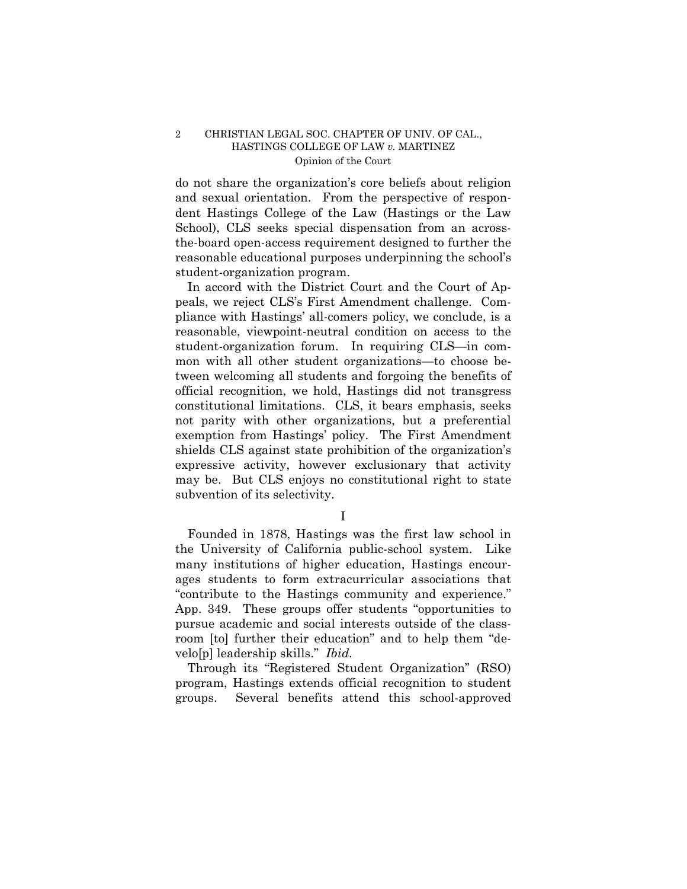do not share the organization's core beliefs about religion and sexual orientation. From the perspective of respondent Hastings College of the Law (Hastings or the Law School), CLS seeks special dispensation from an across-the-board open-access requirement designed to further the reasonable educational purposes underpinning the school's student-organization program.

In accord with the District Court and the Court of Appeals, we reject CLS's First Amendment challenge. Compliance with Hastings' all-comers policy, we conclude, is a reasonable, viewpoint-neutral condition on access to the student-organization forum. In requiring CLS—in common with all other student organizations—to choose between welcoming all students and forgoing the benefits of official recognition, we hold, Hastings did not transgress constitutional limitations. CLS, it bears emphasis, seeks not parity with other organizations, but a preferential exemption from Hastings' policy. The First Amendment shields CLS against state prohibition of the organization's expressive activity, however exclusionary that activity may be. But CLS enjoys no constitutional right to state subvention of its selectivity.

I

Founded in 1878, Hastings was the first law school in the University of California public-school system. Like many institutions of higher education, Hastings encourages students to form extracurricular associations that "contribute to the Hastings community and experience." App. 349. These groups offer students "opportunities to pursue academic and social interests outside of the classroom [to] further their education" and to help them "develo[p] leadership skills." *Ibid.*

Through its "Registered Student Organization" (RSO) program, Hastings extends official recognition to student groups. Several benefits attend this school-approved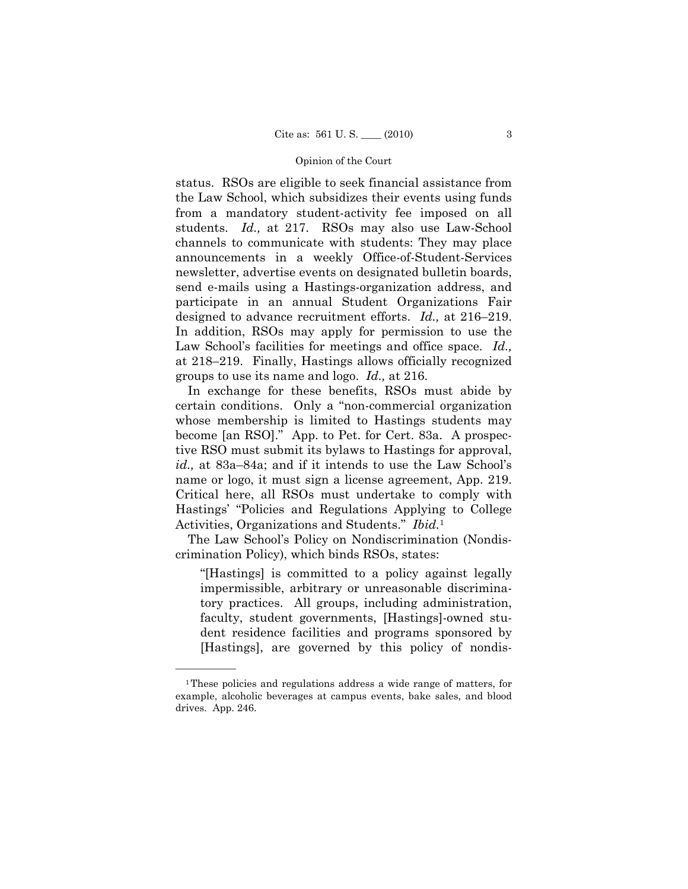status. RSOs are eligible to seek financial assistance from the Law School, which subsidizes their events using funds from a mandatory student-activity fee imposed on all students. *Id.,* at 217. RSOs may also use Law-School channels to communicate with students: They may place announcements in a weekly Office-of-Student-Services newsletter, advertise events on designated bulletin boards, send e-mails using a Hastings-organization address, and participate in an annual Student Organizations Fair designed to advance recruitment efforts. *Id.,* at 216–219. In addition, RSOs may apply for permission to use the Law School's facilities for meetings and office space. *Id.,* at 218–219. Finally, Hastings allows officially recognized groups to use its name and logo. *Id.,* at 216.

In exchange for these benefits, RSOs must abide by certain conditions. Only a "non-commercial organization whose membership is limited to Hastings students may become [an RSO]." App. to Pet. for Cert. 83a. A prospective RSO must submit its bylaws to Hastings for approval, *id.,* at 83a–84a; and if it intends to use the Law School's name or logo, it must sign a license agreement, App. 219. Critical here, all RSOs must undertake to comply with Hastings' "Policies and Regulations Applying to College Activities, Organizations and Students." *Ibid.*[1]

The Law School's Policy on Nondiscrimination (Nondiscrimination Policy), which binds RSOs, states:

> "[Hastings] is committed to a policy against legally impermissible, arbitrary or unreasonable discriminatory practices. All groups, including administration, faculty, student governments, [Hastings]-owned student residence facilities and programs sponsored by [Hastings], are governed by this policy of nondis-

---

[1] These policies and regulations address a wide range of matters, for example, alcoholic beverages at campus events, bake sales, and blood drives. App. 246.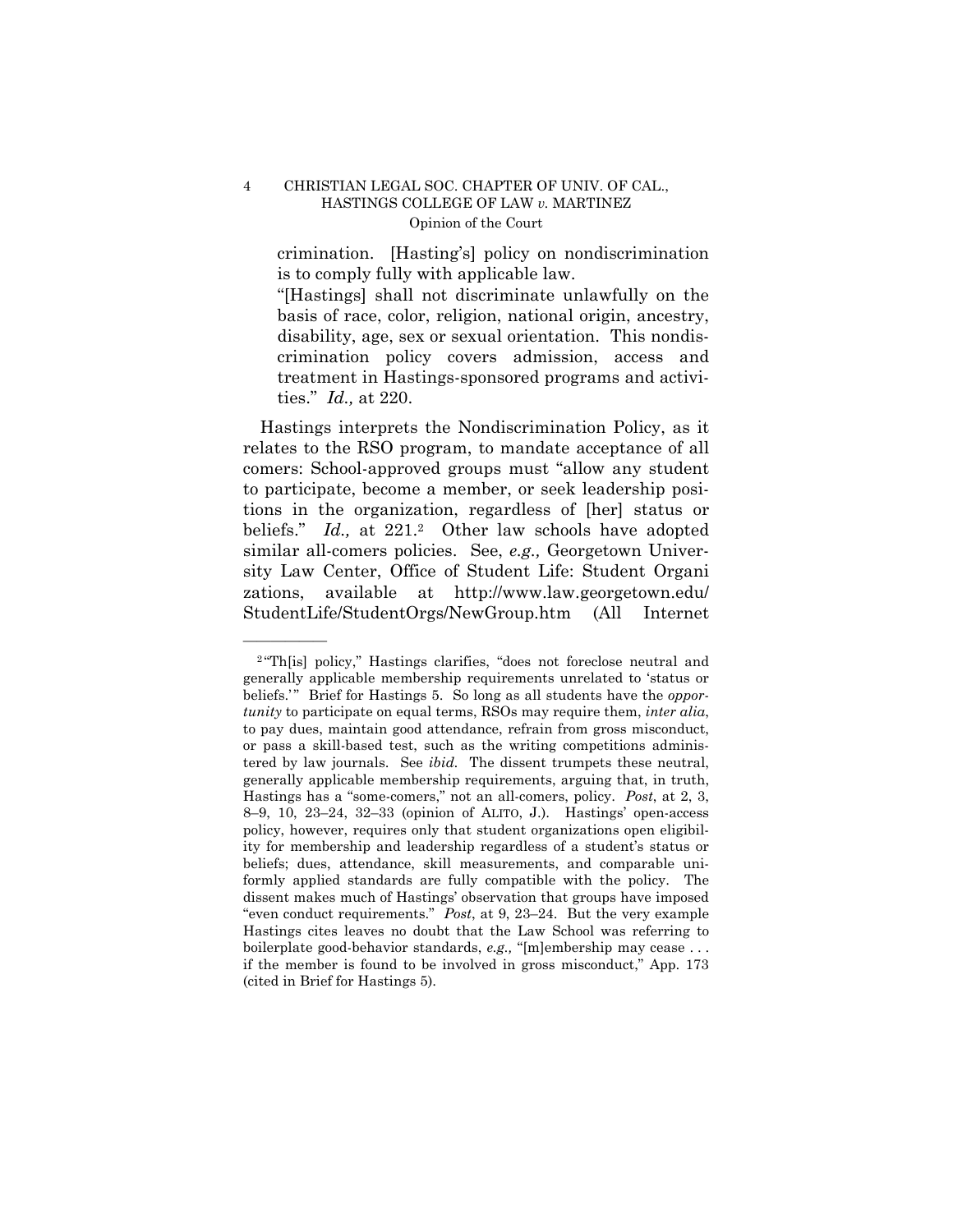crimination. [Hasting's] policy on nondiscrimination is to comply fully with applicable law.

> "[Hastings] shall not discriminate unlawfully on the basis of race, color, religion, national origin, ancestry, disability, age, sex or sexual orientation. This nondiscrimination policy covers admission, access and treatment in Hastings-sponsored programs and activities." *Id.,* at 220.

Hastings interprets the Nondiscrimination Policy, as it relates to the RSO program, to mandate acceptance of all comers: School-approved groups must "allow any student to participate, become a member, or seek leadership positions in the organization, regardless of [her] status or beliefs." *Id.,* at 221.[2] Other law schools have adopted similar all-comers policies. See, *e.g.,* Georgetown University Law Center, Office of Student Life: Student Organizations, available at http://www.law.georgetown.edu/StudentLife/StudentOrgs/NewGroup.htm (All Internet

---

[2] "Th[is] policy," Hastings clarifies, "does not foreclose neutral and generally applicable membership requirements unrelated to 'status or beliefs.'" Brief for Hastings 5. So long as all students have the *opportunity* to participate on equal terms, RSOs may require them, *inter alia*, to pay dues, maintain good attendance, refrain from gross misconduct, or pass a skill-based test, such as the writing competitions administered by law journals. See *ibid.* The dissent trumpets these neutral, generally applicable membership requirements, arguing that, in truth, Hastings has a "some-comers," not an all-comers, policy. *Post*, at 2, 3, 8–9, 10, 23–24, 32–33 (opinion of ALITO, J.). Hastings' open-access policy, however, requires only that student organizations open eligibility for membership and leadership regardless of a student's status or beliefs; dues, attendance, skill measurements, and comparable uniformly applied standards are fully compatible with the policy. The dissent makes much of Hastings' observation that groups have imposed "even conduct requirements." *Post*, at 9, 23–24. But the very example Hastings cites leaves no doubt that the Law School was referring to boilerplate good-behavior standards, *e.g.,* "[m]embership may cease . . . if the member is found to be involved in gross misconduct," App. 173 (cited in Brief for Hastings 5).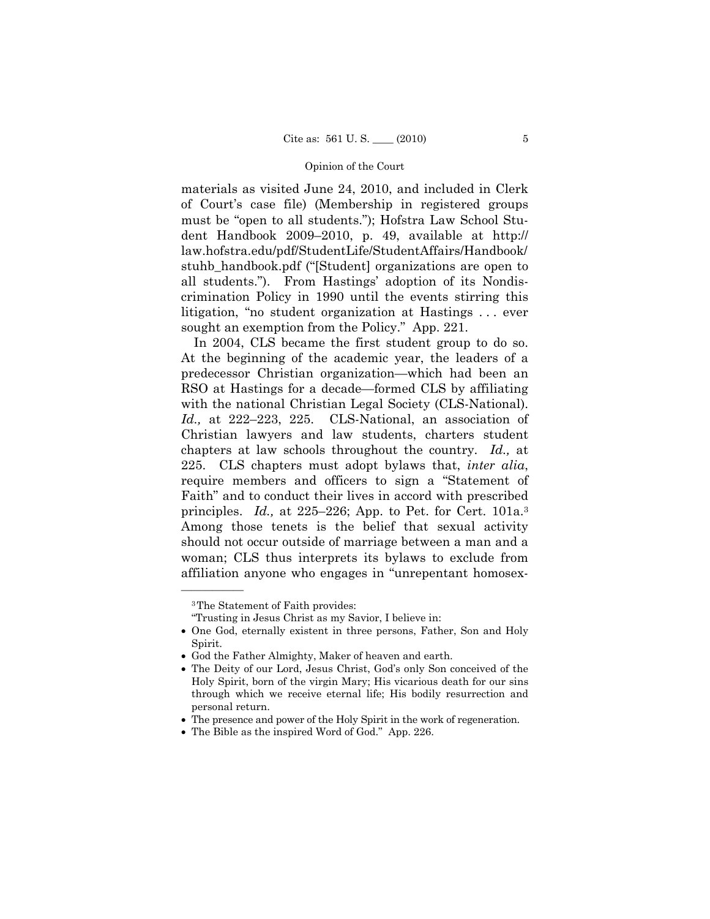materials as visited June 24, 2010, and included in Clerk of Court's case file) (Membership in registered groups must be "open to all students."); Hofstra Law School Student Handbook 2009–2010, p. 49, available at http://law.hofstra.edu/pdf/StudentLife/StudentAffairs/Handbook/stuhb_handbook.pdf ("[Student] organizations are open to all students."). From Hastings' adoption of its Nondiscrimination Policy in 1990 until the events stirring this litigation, "no student organization at Hastings . . . ever sought an exemption from the Policy." App. 221.

In 2004, CLS became the first student group to do so. At the beginning of the academic year, the leaders of a predecessor Christian organization—which had been an RSO at Hastings for a decade—formed CLS by affiliating with the national Christian Legal Society (CLS-National). *Id.,* at 222–223, 225. CLS-National, an association of Christian lawyers and law students, charters student chapters at law schools throughout the country. *Id.,* at 225. CLS chapters must adopt bylaws that, *inter alia*, require members and officers to sign a "Statement of Faith" and to conduct their lives in accord with prescribed principles. *Id.,* at 225–226; App. to Pet. for Cert. 101a.[3] Among those tenets is the belief that sexual activity should not occur outside of marriage between a man and a woman; CLS thus interprets its bylaws to exclude from affiliation anyone who engages in "unrepentant homosex-

---

[3] The Statement of Faith provides:

"Trusting in Jesus Christ as my Savior, I believe in:

- One God, eternally existent in three persons, Father, Son and Holy Spirit.
- God the Father Almighty, Maker of heaven and earth.
- The Deity of our Lord, Jesus Christ, God's only Son conceived of the Holy Spirit, born of the virgin Mary; His vicarious death for our sins through which we receive eternal life; His bodily resurrection and personal return.
- The presence and power of the Holy Spirit in the work of regeneration.
- The Bible as the inspired Word of God." App. 226.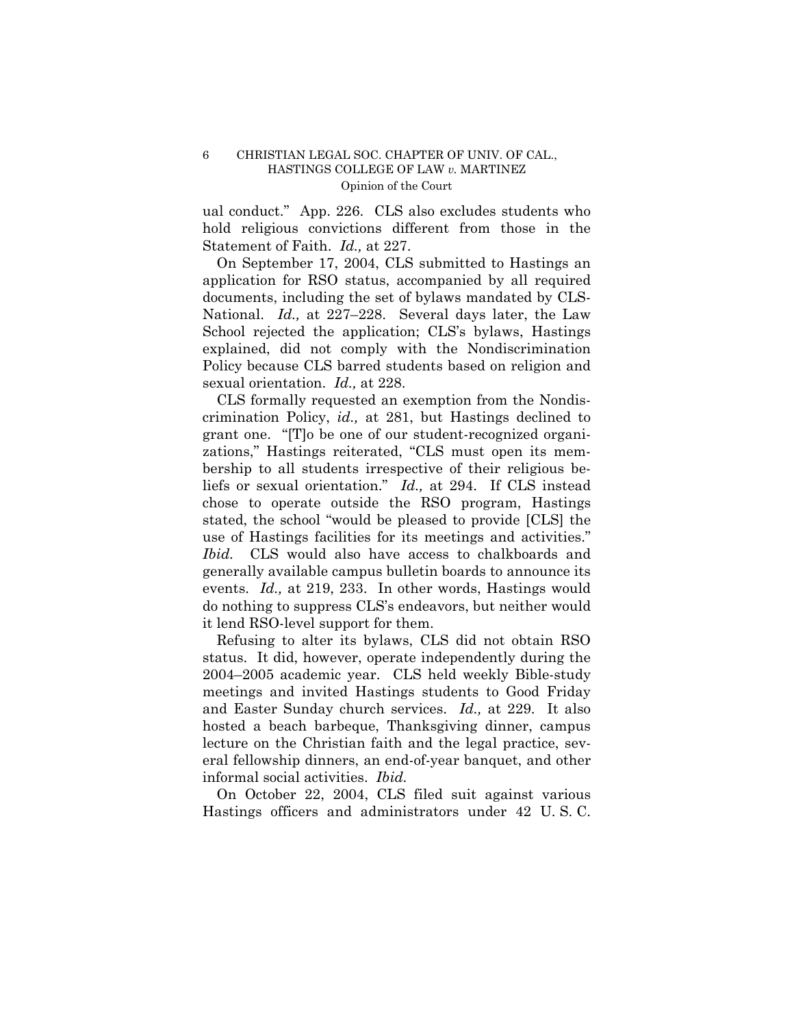ual conduct." App. 226. CLS also excludes students who hold religious convictions different from those in the Statement of Faith. *Id.,* at 227.

On September 17, 2004, CLS submitted to Hastings an application for RSO status, accompanied by all required documents, including the set of bylaws mandated by CLS-National. *Id.,* at 227–228. Several days later, the Law School rejected the application; CLS's bylaws, Hastings explained, did not comply with the Nondiscrimination Policy because CLS barred students based on religion and sexual orientation. *Id.,* at 228.

CLS formally requested an exemption from the Nondiscrimination Policy, *id.,* at 281, but Hastings declined to grant one. "[T]o be one of our student-recognized organizations," Hastings reiterated, "CLS must open its membership to all students irrespective of their religious beliefs or sexual orientation." *Id.,* at 294. If CLS instead chose to operate outside the RSO program, Hastings stated, the school "would be pleased to provide [CLS] the use of Hastings facilities for its meetings and activities." *Ibid.* CLS would also have access to chalkboards and generally available campus bulletin boards to announce its events. *Id.,* at 219, 233. In other words, Hastings would do nothing to suppress CLS's endeavors, but neither would it lend RSO-level support for them.

Refusing to alter its bylaws, CLS did not obtain RSO status. It did, however, operate independently during the 2004–2005 academic year. CLS held weekly Bible-study meetings and invited Hastings students to Good Friday and Easter Sunday church services. *Id.,* at 229. It also hosted a beach barbeque, Thanksgiving dinner, campus lecture on the Christian faith and the legal practice, several fellowship dinners, an end-of-year banquet, and other informal social activities. *Ibid.*

On October 22, 2004, CLS filed suit against various Hastings officers and administrators under 42 U. S. C.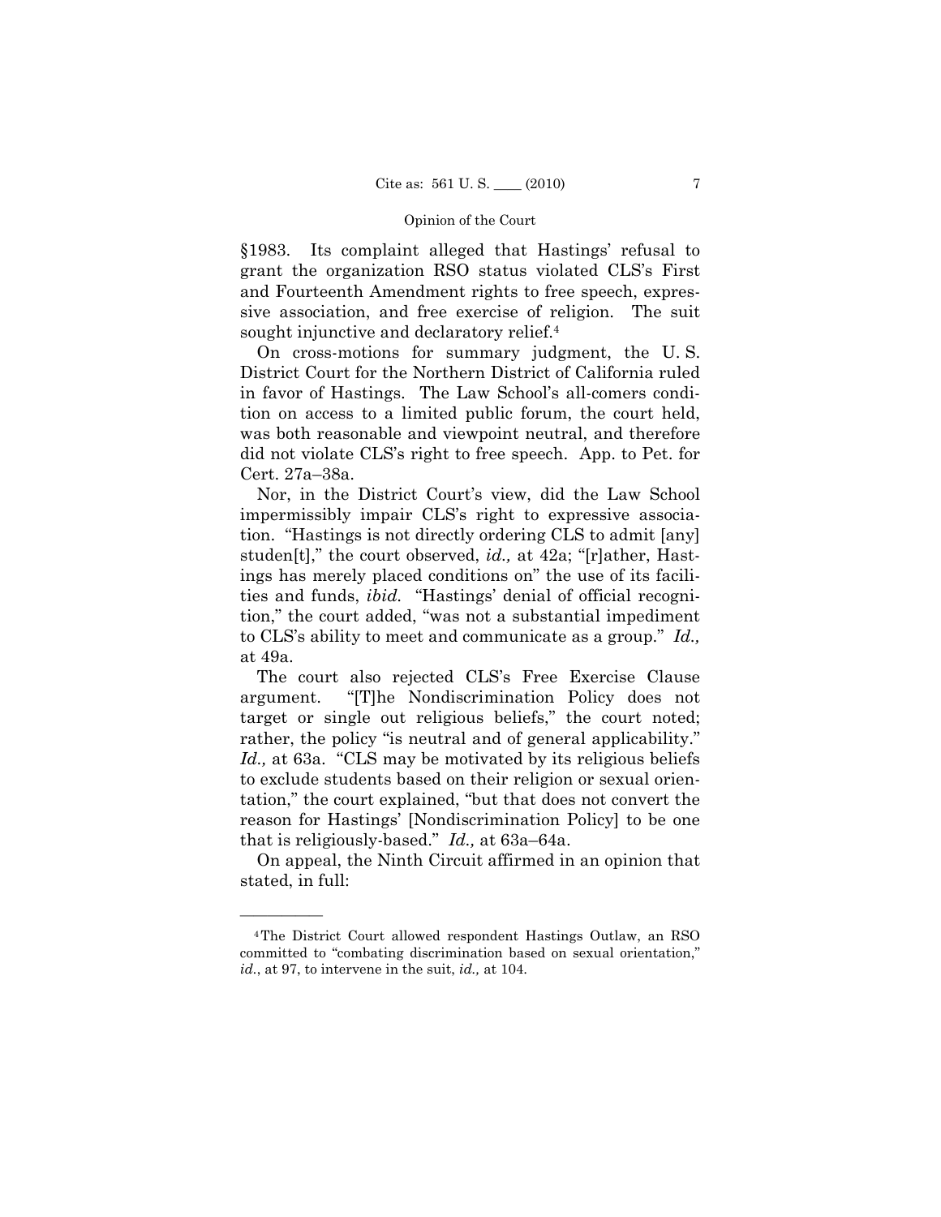§1983. Its complaint alleged that Hastings' refusal to grant the organization RSO status violated CLS's First and Fourteenth Amendment rights to free speech, expressive association, and free exercise of religion. The suit sought injunctive and declaratory relief.[4]

On cross-motions for summary judgment, the U. S. District Court for the Northern District of California ruled in favor of Hastings. The Law School's all-comers condition on access to a limited public forum, the court held, was both reasonable and viewpoint neutral, and therefore did not violate CLS's right to free speech. App. to Pet. for Cert. 27a–38a.

Nor, in the District Court's view, did the Law School impermissibly impair CLS's right to expressive association. "Hastings is not directly ordering CLS to admit [any] studen[t]," the court observed, *id.,* at 42a; "[r]ather, Hastings has merely placed conditions on" the use of its facilities and funds, *ibid.* "Hastings' denial of official recognition," the court added, "was not a substantial impediment to CLS's ability to meet and communicate as a group." *Id.,* at 49a.

The court also rejected CLS's Free Exercise Clause argument. "[T]he Nondiscrimination Policy does not target or single out religious beliefs," the court noted; rather, the policy "is neutral and of general applicability." *Id.,* at 63a. "CLS may be motivated by its religious beliefs to exclude students based on their religion or sexual orientation," the court explained, "but that does not convert the reason for Hastings' [Nondiscrimination Policy] to be one that is religiously-based." *Id.,* at 63a–64a.

On appeal, the Ninth Circuit affirmed in an opinion that stated, in full:

---

[4] The District Court allowed respondent Hastings Outlaw, an RSO committed to "combating discrimination based on sexual orientation," *id.*, at 97, to intervene in the suit, *id.,* at 104.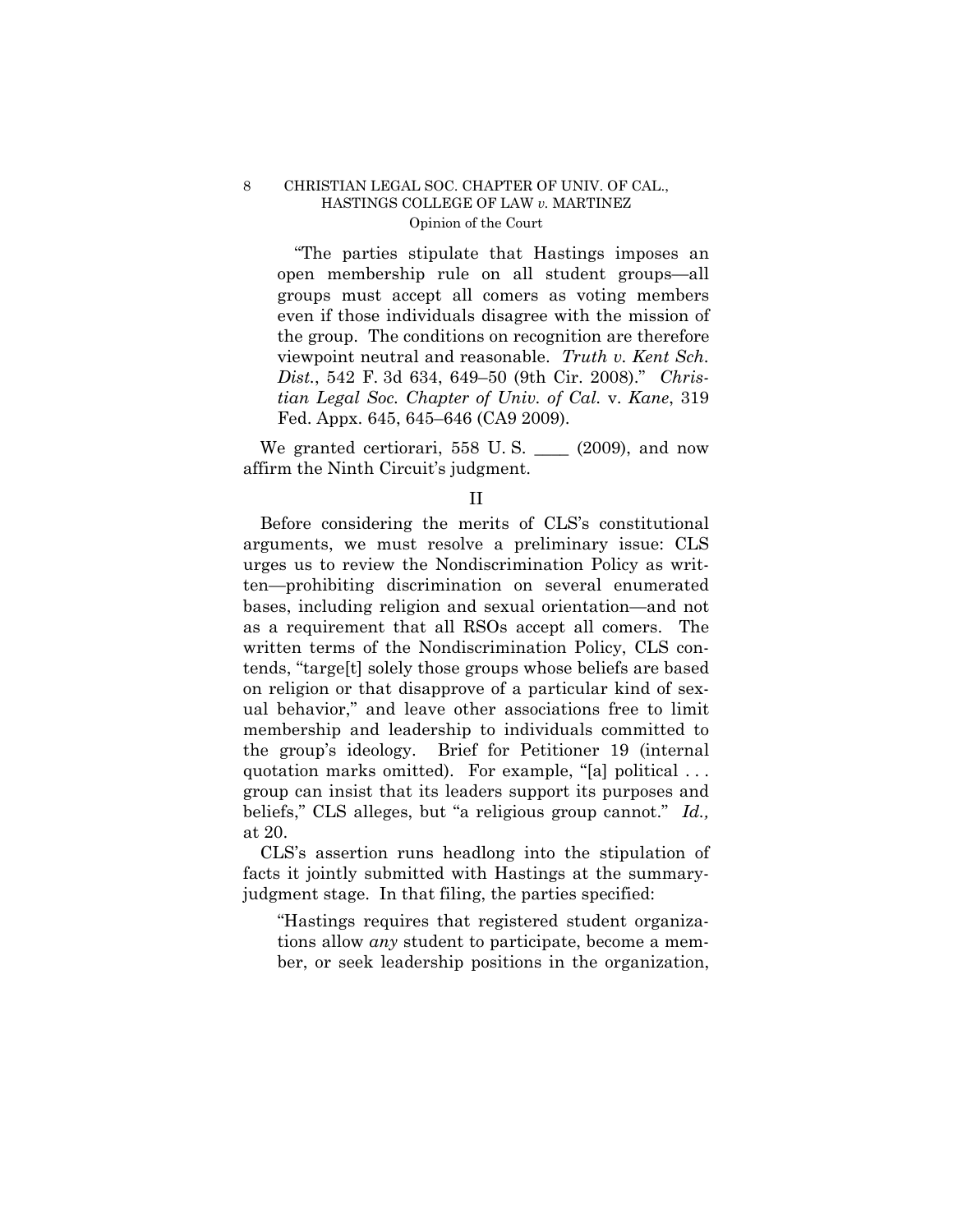> "The parties stipulate that Hastings imposes an open membership rule on all student groups—all groups must accept all comers as voting members even if those individuals disagree with the mission of the group. The conditions on recognition are therefore viewpoint neutral and reasonable. *Truth v. Kent Sch. Dist.*, 542 F. 3d 634, 649–50 (9th Cir. 2008)." *Christian Legal Soc. Chapter of Univ. of Cal.* v. *Kane*, 319 Fed. Appx. 645, 645–646 (CA9 2009).

We granted certiorari, 558 U. S. \_\_\_\_ (2009), and now affirm the Ninth Circuit's judgment.

## II

Before considering the merits of CLS's constitutional arguments, we must resolve a preliminary issue: CLS urges us to review the Nondiscrimination Policy as written—prohibiting discrimination on several enumerated bases, including religion and sexual orientation—and not as a requirement that all RSOs accept all comers. The written terms of the Nondiscrimination Policy, CLS contends, "targe[t] solely those groups whose beliefs are based on religion or that disapprove of a particular kind of sexual behavior," and leave other associations free to limit membership and leadership to individuals committed to the group's ideology. Brief for Petitioner 19 (internal quotation marks omitted). For example, "[a] political . . . group can insist that its leaders support its purposes and beliefs," CLS alleges, but "a religious group cannot." *Id.,* at 20.

CLS's assertion runs headlong into the stipulation of facts it jointly submitted with Hastings at the summary-judgment stage. In that filing, the parties specified:

> "Hastings requires that registered student organizations allow *any* student to participate, become a member, or seek leadership positions in the organization,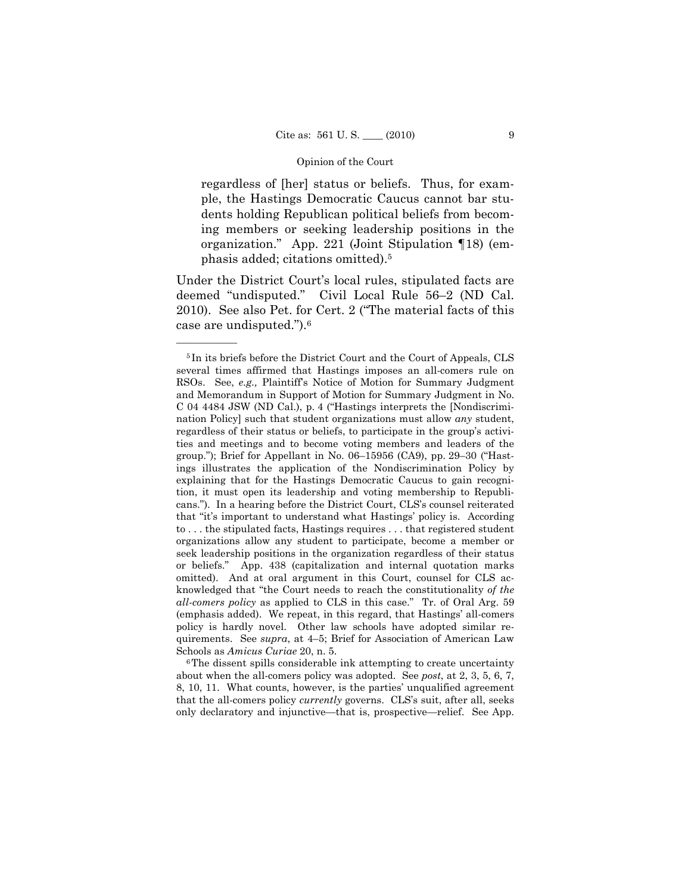> regardless of [her] status or beliefs. Thus, for example, the Hastings Democratic Caucus cannot bar students holding Republican political beliefs from becoming members or seeking leadership positions in the organization." App. 221 (Joint Stipulation ¶18) (emphasis added; citations omitted).[5]

Under the District Court's local rules, stipulated facts are deemed "undisputed." Civil Local Rule 56–2 (ND Cal. 2010). See also Pet. for Cert. 2 ("The material facts of this case are undisputed.").[6]

---

[5] In its briefs before the District Court and the Court of Appeals, CLS several times affirmed that Hastings imposes an all-comers rule on RSOs. See, *e.g.,* Plaintiff's Notice of Motion for Summary Judgment and Memorandum in Support of Motion for Summary Judgment in No. C 04 4484 JSW (ND Cal.), p. 4 ("Hastings interprets the [Nondiscrimination Policy] such that student organizations must allow *any* student, regardless of their status or beliefs, to participate in the group's activities and meetings and to become voting members and leaders of the group."); Brief for Appellant in No. 06–15956 (CA9), pp. 29–30 ("Hastings illustrates the application of the Nondiscrimination Policy by explaining that for the Hastings Democratic Caucus to gain recognition, it must open its leadership and voting membership to Republicans."). In a hearing before the District Court, CLS's counsel reiterated that "it's important to understand what Hastings' policy is. According to . . . the stipulated facts, Hastings requires . . . that registered student organizations allow any student to participate, become a member or seek leadership positions in the organization regardless of their status or beliefs." App. 438 (capitalization and internal quotation marks omitted). And at oral argument in this Court, counsel for CLS acknowledged that "the Court needs to reach the constitutionality *of the all-comers policy* as applied to CLS in this case." Tr. of Oral Arg. 59 (emphasis added). We repeat, in this regard, that Hastings' all-comers policy is hardly novel. Other law schools have adopted similar requirements. See *supra*, at 4–5; Brief for Association of American Law Schools as *Amicus Curiae* 20, n. 5.

[6] The dissent spills considerable ink attempting to create uncertainty about when the all-comers policy was adopted. See *post*, at 2, 3, 5, 6, 7, 8, 10, 11. What counts, however, is the parties' unqualified agreement that the all-comers policy *currently* governs. CLS's suit, after all, seeks only declaratory and injunctive—that is, prospective—relief. See App.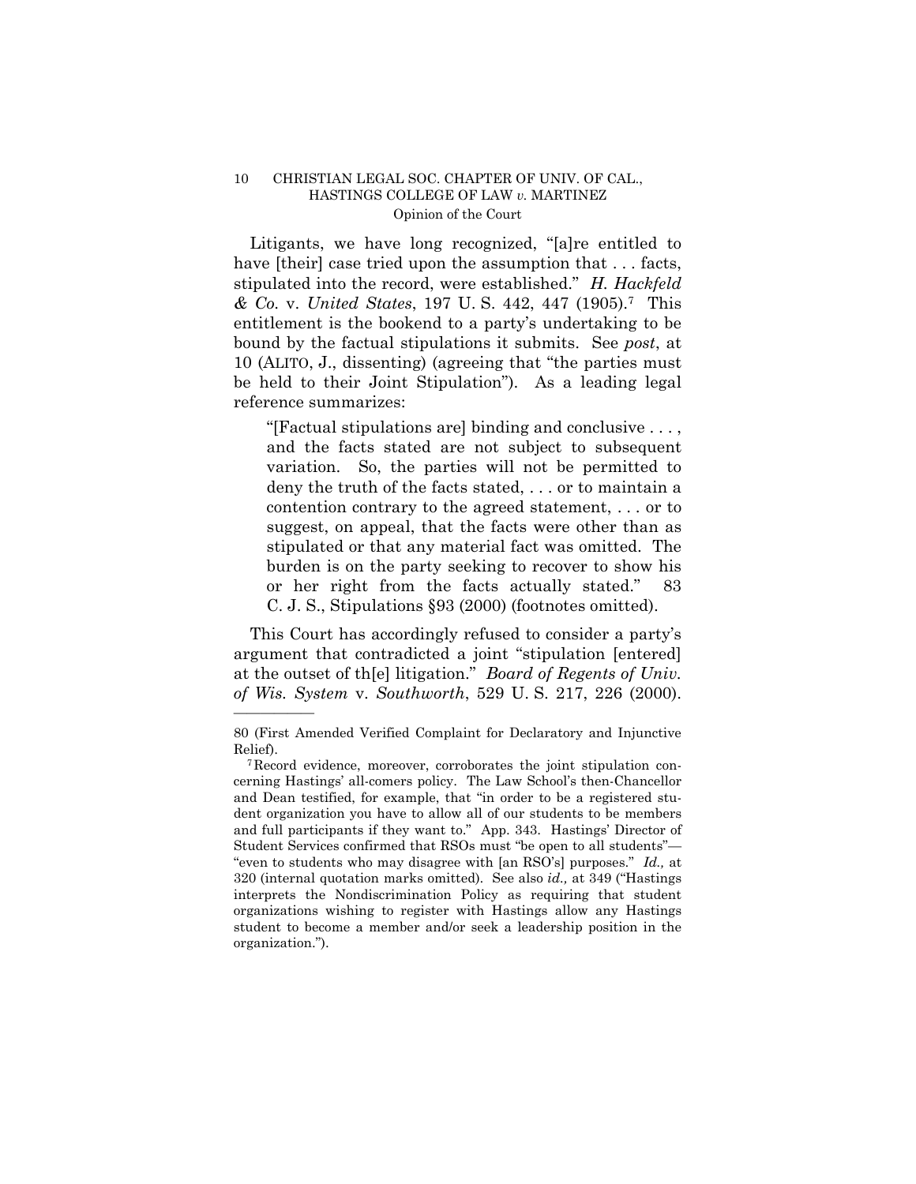Litigants, we have long recognized, "[a]re entitled to have [their] case tried upon the assumption that . . . facts, stipulated into the record, were established." *H. Hackfeld & Co.* v. *United States*, 197 U. S. 442, 447 (1905).[7] This entitlement is the bookend to a party's undertaking to be bound by the factual stipulations it submits. See *post*, at 10 (ALITO, J., dissenting) (agreeing that "the parties must be held to their Joint Stipulation"). As a leading legal reference summarizes:

> "[Factual stipulations are] binding and conclusive . . . , and the facts stated are not subject to subsequent variation. So, the parties will not be permitted to deny the truth of the facts stated, . . . or to maintain a contention contrary to the agreed statement, . . . or to suggest, on appeal, that the facts were other than as stipulated or that any material fact was omitted. The burden is on the party seeking to recover to show his or her right from the facts actually stated." 83 C. J. S., Stipulations §93 (2000) (footnotes omitted).

This Court has accordingly refused to consider a party's argument that contradicted a joint "stipulation [entered] at the outset of th[e] litigation." *Board of Regents of Univ. of Wis. System* v. *Southworth*, 529 U. S. 217, 226 (2000).

---

80 (First Amended Verified Complaint for Declaratory and Injunctive Relief).

[7] Record evidence, moreover, corroborates the joint stipulation concerning Hastings' all-comers policy. The Law School's then-Chancellor and Dean testified, for example, that "in order to be a registered student organization you have to allow all of our students to be members and full participants if they want to." App. 343. Hastings' Director of Student Services confirmed that RSOs must "be open to all students"—"even to students who may disagree with [an RSO's] purposes." *Id.,* at 320 (internal quotation marks omitted). See also *id.,* at 349 ("Hastings interprets the Nondiscrimination Policy as requiring that student organizations wishing to register with Hastings allow any Hastings student to become a member and/or seek a leadership position in the organization.").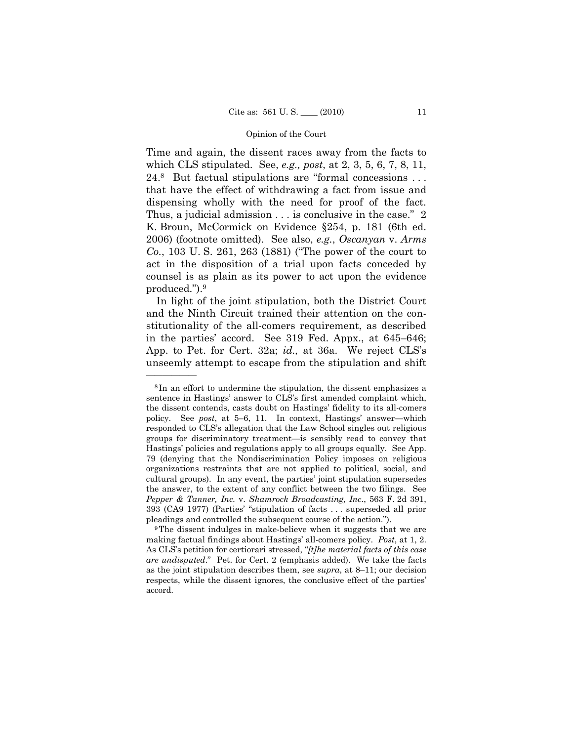Time and again, the dissent races away from the facts to which CLS stipulated. See, *e.g., post*, at 2, 3, 5, 6, 7, 8, 11, 24.[8] But factual stipulations are "formal concessions . . . that have the effect of withdrawing a fact from issue and dispensing wholly with the need for proof of the fact. Thus, a judicial admission . . . is conclusive in the case." 2 K. Broun, McCormick on Evidence §254, p. 181 (6th ed. 2006) (footnote omitted). See also, *e.g.*, *Oscanyan* v. *Arms Co.*, 103 U. S. 261, 263 (1881) ("The power of the court to act in the disposition of a trial upon facts conceded by counsel is as plain as its power to act upon the evidence produced.").[9]

In light of the joint stipulation, both the District Court and the Ninth Circuit trained their attention on the constitutionality of the all-comers requirement, as described in the parties' accord. See 319 Fed. Appx., at 645–646; App. to Pet. for Cert. 32a; *id.,* at 36a. We reject CLS's unseemly attempt to escape from the stipulation and shift

---

[8] In an effort to undermine the stipulation, the dissent emphasizes a sentence in Hastings' answer to CLS's first amended complaint which, the dissent contends, casts doubt on Hastings' fidelity to its all-comers policy. See *post*, at 5–6, 11. In context, Hastings' answer—which responded to CLS's allegation that the Law School singles out religious groups for discriminatory treatment—is sensibly read to convey that Hastings' policies and regulations apply to all groups equally. See App. 79 (denying that the Nondiscrimination Policy imposes on religious organizations restraints that are not applied to political, social, and cultural groups). In any event, the parties' joint stipulation supersedes the answer, to the extent of any conflict between the two filings. See *Pepper & Tanner, Inc.* v. *Shamrock Broadcasting, Inc.*, 563 F. 2d 391, 393 (CA9 1977) (Parties' "stipulation of facts . . . superseded all prior pleadings and controlled the subsequent course of the action.").

[9] The dissent indulges in make-believe when it suggests that we are making factual findings about Hastings' all-comers policy. *Post*, at 1, 2. As CLS's petition for certiorari stressed, "*[t]he material facts of this case are undisputed*." Pet. for Cert. 2 (emphasis added). We take the facts as the joint stipulation describes them, see *supra*, at 8–11; our decision respects, while the dissent ignores, the conclusive effect of the parties' accord.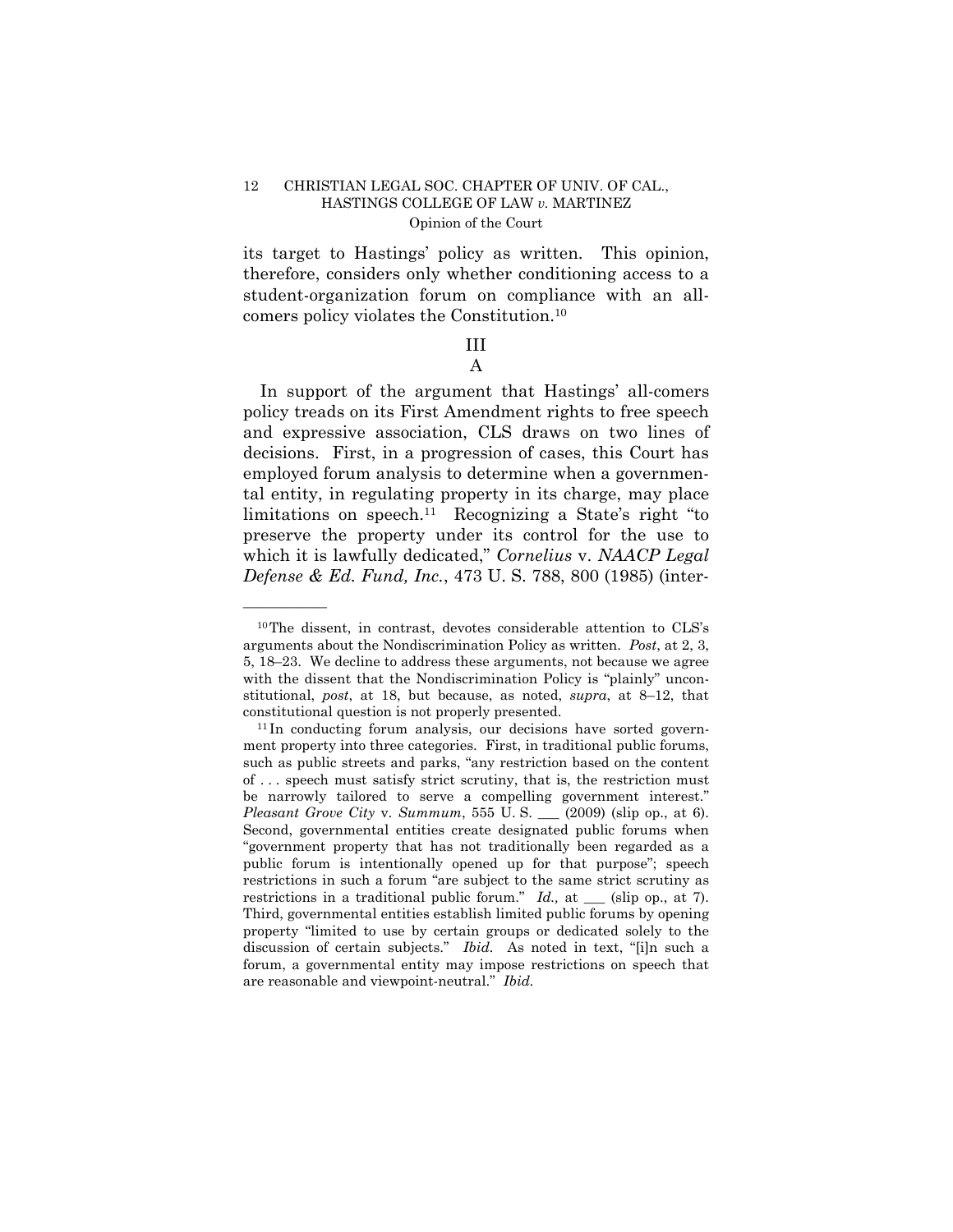its target to Hastings' policy as written. This opinion, therefore, considers only whether conditioning access to a student-organization forum on compliance with an all-comers policy violates the Constitution.[10]

## III

### A

In support of the argument that Hastings' all-comers policy treads on its First Amendment rights to free speech and expressive association, CLS draws on two lines of decisions. First, in a progression of cases, this Court has employed forum analysis to determine when a governmental entity, in regulating property in its charge, may place limitations on speech.[11] Recognizing a State's right "to preserve the property under its control for the use to which it is lawfully dedicated," *Cornelius* v. *NAACP Legal Defense & Ed. Fund, Inc.*, 473 U. S. 788, 800 (1985) (inter-

---

[10] The dissent, in contrast, devotes considerable attention to CLS's arguments about the Nondiscrimination Policy as written. *Post*, at 2, 3, 5, 18–23. We decline to address these arguments, not because we agree with the dissent that the Nondiscrimination Policy is "plainly" unconstitutional, *post*, at 18, but because, as noted, *supra*, at 8–12, that constitutional question is not properly presented.

[11] In conducting forum analysis, our decisions have sorted government property into three categories. First, in traditional public forums, such as public streets and parks, "any restriction based on the content of . . . speech must satisfy strict scrutiny, that is, the restriction must be narrowly tailored to serve a compelling government interest." *Pleasant Grove City* v. *Summum*, 555 U. S. ___ (2009) (slip op., at 6). Second, governmental entities create designated public forums when "government property that has not traditionally been regarded as a public forum is intentionally opened up for that purpose"; speech restrictions in such a forum "are subject to the same strict scrutiny as restrictions in a traditional public forum." *Id.,* at ___ (slip op., at 7). Third, governmental entities establish limited public forums by opening property "limited to use by certain groups or dedicated solely to the discussion of certain subjects." *Ibid.* As noted in text, "[i]n such a forum, a governmental entity may impose restrictions on speech that are reasonable and viewpoint-neutral." *Ibid.*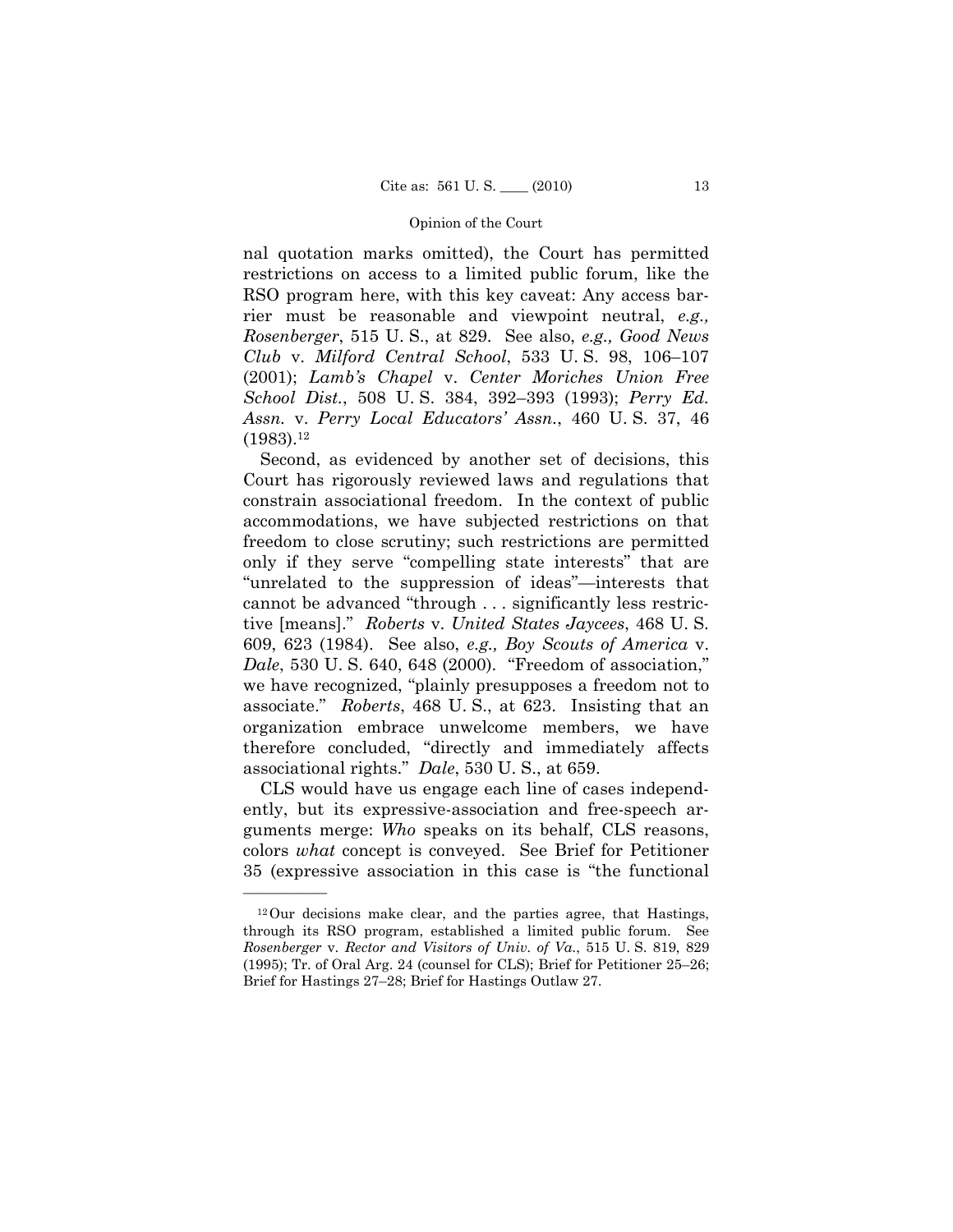nal quotation marks omitted), the Court has permitted restrictions on access to a limited public forum, like the RSO program here, with this key caveat: Any access barrier must be reasonable and viewpoint neutral, *e.g., Rosenberger*, 515 U. S., at 829. See also, *e.g., Good News Club* v. *Milford Central School*, 533 U. S. 98, 106–107 (2001); *Lamb's Chapel* v. *Center Moriches Union Free School Dist.*, 508 U. S. 384, 392–393 (1993); *Perry Ed. Assn.* v. *Perry Local Educators' Assn.*, 460 U. S. 37, 46 (1983).[12]

Second, as evidenced by another set of decisions, this Court has rigorously reviewed laws and regulations that constrain associational freedom. In the context of public accommodations, we have subjected restrictions on that freedom to close scrutiny; such restrictions are permitted only if they serve "compelling state interests" that are "unrelated to the suppression of ideas"—interests that cannot be advanced "through . . . significantly less restrictive [means]." *Roberts* v. *United States Jaycees*, 468 U. S. 609, 623 (1984). See also, *e.g., Boy Scouts of America* v. *Dale*, 530 U. S. 640, 648 (2000). "Freedom of association," we have recognized, "plainly presupposes a freedom not to associate." *Roberts*, 468 U. S., at 623. Insisting that an organization embrace unwelcome members, we have therefore concluded, "directly and immediately affects associational rights." *Dale*, 530 U. S., at 659.

CLS would have us engage each line of cases independently, but its expressive-association and free-speech arguments merge: *Who* speaks on its behalf, CLS reasons, colors *what* concept is conveyed. See Brief for Petitioner 35 (expressive association in this case is "the functional

---

[12] Our decisions make clear, and the parties agree, that Hastings, through its RSO program, established a limited public forum. See *Rosenberger* v. *Rector and Visitors of Univ. of Va.*, 515 U. S. 819, 829 (1995); Tr. of Oral Arg. 24 (counsel for CLS); Brief for Petitioner 25–26; Brief for Hastings 27–28; Brief for Hastings Outlaw 27.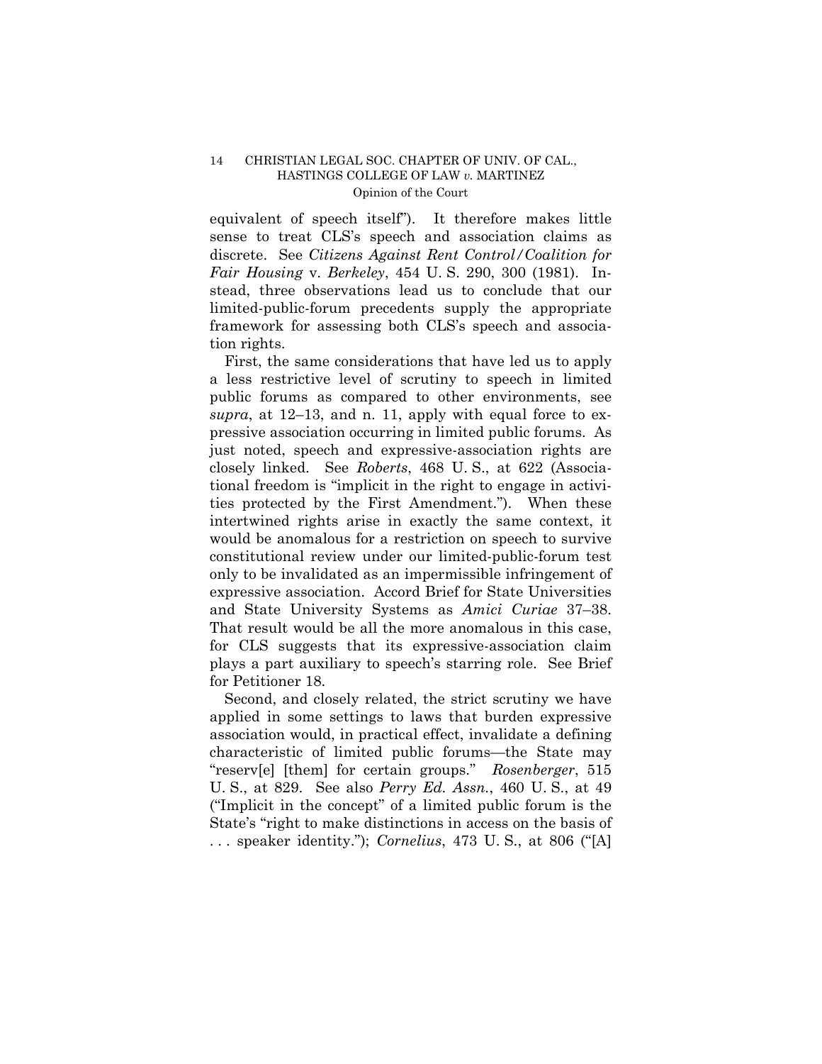equivalent of speech itself"). It therefore makes little sense to treat CLS's speech and association claims as discrete. See *Citizens Against Rent Control/Coalition for Fair Housing* v. *Berkeley*, 454 U. S. 290, 300 (1981). Instead, three observations lead us to conclude that our limited-public-forum precedents supply the appropriate framework for assessing both CLS's speech and association rights.

First, the same considerations that have led us to apply a less restrictive level of scrutiny to speech in limited public forums as compared to other environments, see *supra*, at 12–13, and n. 11, apply with equal force to expressive association occurring in limited public forums. As just noted, speech and expressive-association rights are closely linked. See *Roberts*, 468 U. S., at 622 (Associational freedom is "implicit in the right to engage in activities protected by the First Amendment."). When these intertwined rights arise in exactly the same context, it would be anomalous for a restriction on speech to survive constitutional review under our limited-public-forum test only to be invalidated as an impermissible infringement of expressive association. Accord Brief for State Universities and State University Systems as *Amici Curiae* 37–38. That result would be all the more anomalous in this case, for CLS suggests that its expressive-association claim plays a part auxiliary to speech's starring role. See Brief for Petitioner 18.

Second, and closely related, the strict scrutiny we have applied in some settings to laws that burden expressive association would, in practical effect, invalidate a defining characteristic of limited public forums—the State may "reserv[e] [them] for certain groups." *Rosenberger*, 515 U. S., at 829. See also *Perry Ed. Assn.*, 460 U. S., at 49 ("Implicit in the concept" of a limited public forum is the State's "right to make distinctions in access on the basis of . . . speaker identity."); *Cornelius*, 473 U. S., at 806 ("[A]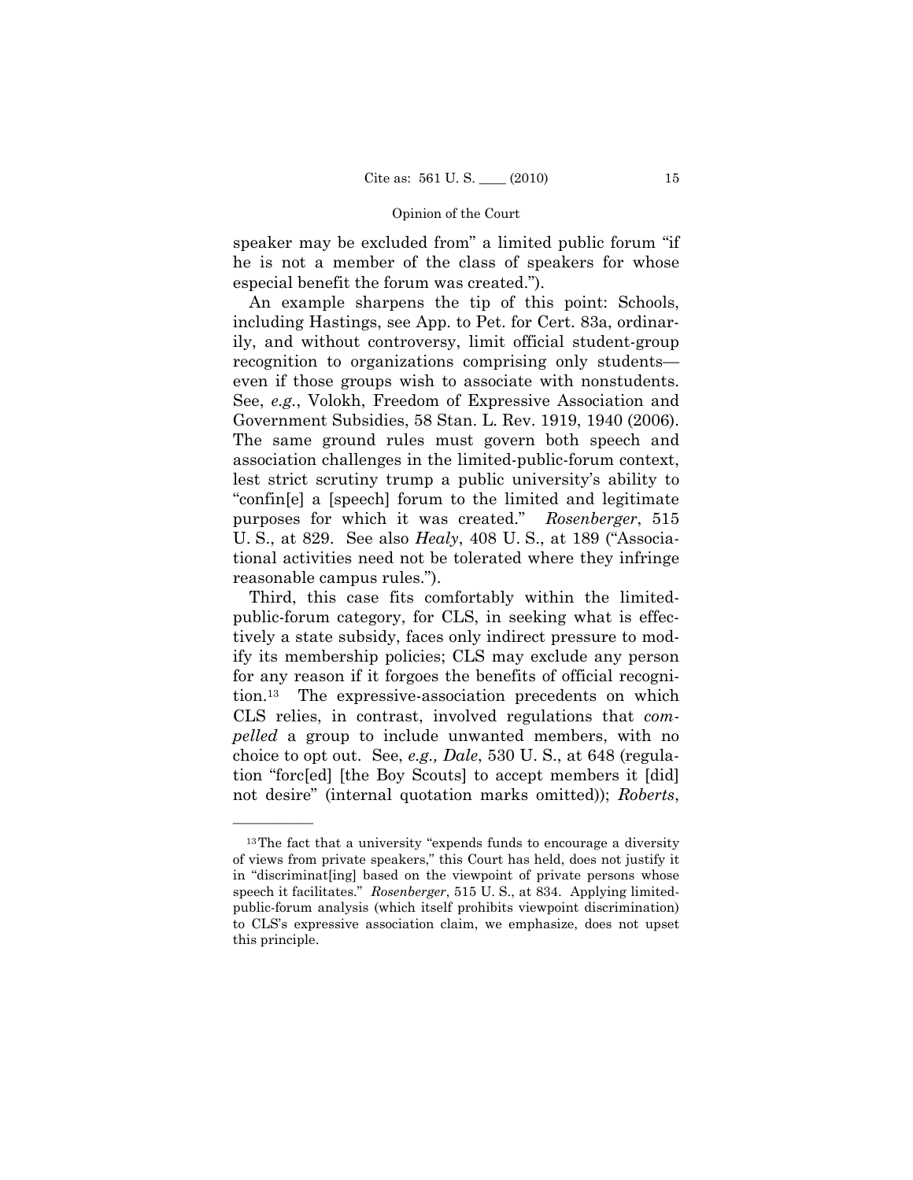speaker may be excluded from" a limited public forum "if he is not a member of the class of speakers for whose especial benefit the forum was created.").

An example sharpens the tip of this point: Schools, including Hastings, see App. to Pet. for Cert. 83a, ordinarily, and without controversy, limit official student-group recognition to organizations comprising only students—even if those groups wish to associate with nonstudents. See, *e.g.*, Volokh, Freedom of Expressive Association and Government Subsidies, 58 Stan. L. Rev. 1919, 1940 (2006). The same ground rules must govern both speech and association challenges in the limited-public-forum context, lest strict scrutiny trump a public university's ability to "confin[e] a [speech] forum to the limited and legitimate purposes for which it was created." *Rosenberger*, 515 U. S., at 829. See also *Healy*, 408 U. S., at 189 ("Associational activities need not be tolerated where they infringe reasonable campus rules.").

Third, this case fits comfortably within the limited-public-forum category, for CLS, in seeking what is effectively a state subsidy, faces only indirect pressure to modify its membership policies; CLS may exclude any person for any reason if it forgoes the benefits of official recognition.[13] The expressive-association precedents on which CLS relies, in contrast, involved regulations that *compelled* a group to include unwanted members, with no choice to opt out. See, *e.g., Dale*, 530 U. S., at 648 (regulation "forc[ed] [the Boy Scouts] to accept members it [did] not desire" (internal quotation marks omitted)); *Roberts*,

---

[13] The fact that a university "expends funds to encourage a diversity of views from private speakers," this Court has held, does not justify it in "discriminat[ing] based on the viewpoint of private persons whose speech it facilitates." *Rosenberger*, 515 U. S., at 834. Applying limited-public-forum analysis (which itself prohibits viewpoint discrimination) to CLS's expressive association claim, we emphasize, does not upset this principle.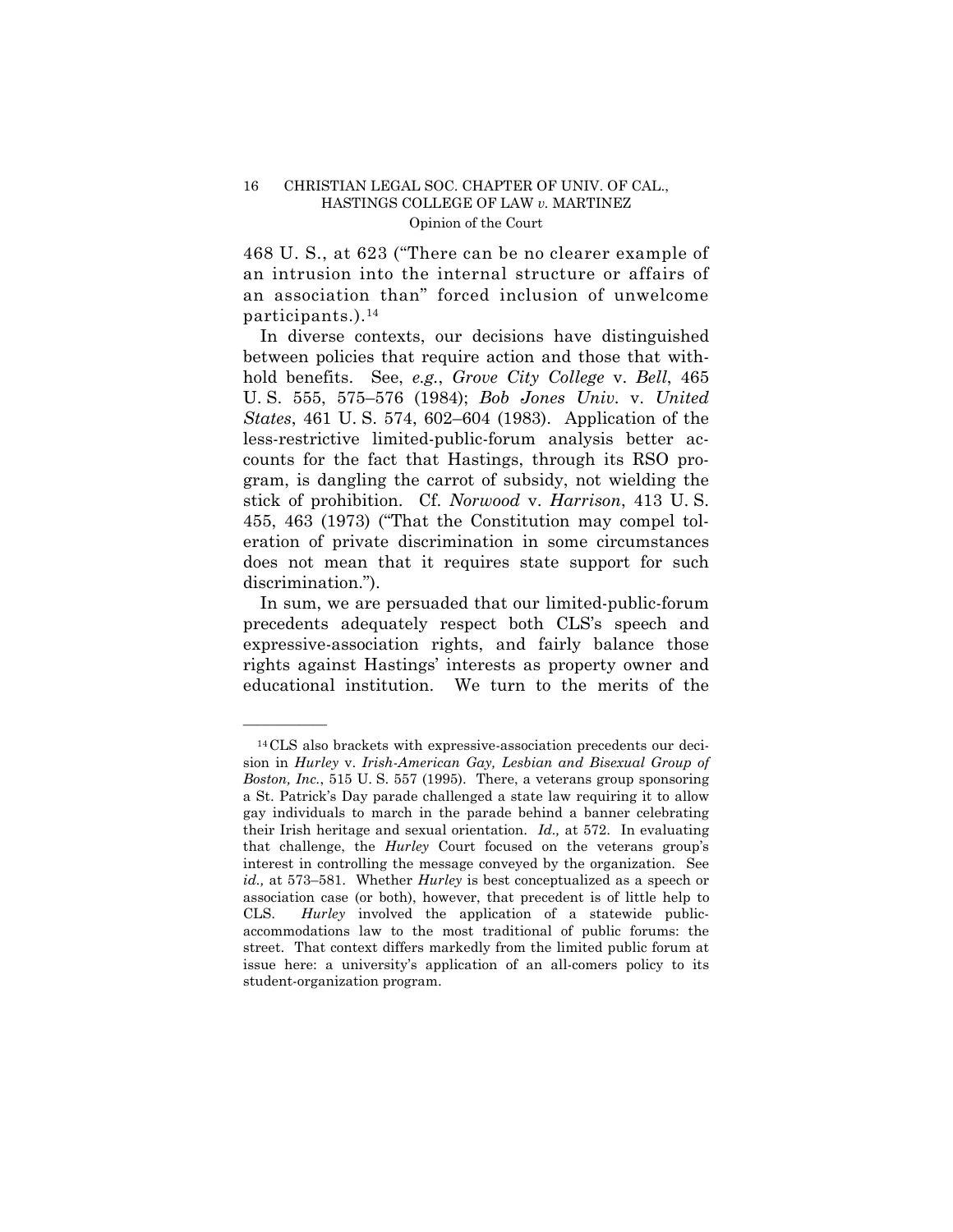468 U. S., at 623 ("There can be no clearer example of an intrusion into the internal structure or affairs of an association than" forced inclusion of unwelcome participants.).[14]

In diverse contexts, our decisions have distinguished between policies that require action and those that withhold benefits. See, *e.g.*, *Grove City College* v. *Bell*, 465 U. S. 555, 575–576 (1984); *Bob Jones Univ.* v. *United States*, 461 U. S. 574, 602–604 (1983). Application of the less-restrictive limited-public-forum analysis better accounts for the fact that Hastings, through its RSO program, is dangling the carrot of subsidy, not wielding the stick of prohibition. Cf. *Norwood* v. *Harrison*, 413 U. S. 455, 463 (1973) ("That the Constitution may compel toleration of private discrimination in some circumstances does not mean that it requires state support for such discrimination.").

In sum, we are persuaded that our limited-public-forum precedents adequately respect both CLS's speech and expressive-association rights, and fairly balance those rights against Hastings' interests as property owner and educational institution. We turn to the merits of the

---

[14] CLS also brackets with expressive-association precedents our decision in *Hurley* v. *Irish-American Gay, Lesbian and Bisexual Group of Boston, Inc.*, 515 U. S. 557 (1995). There, a veterans group sponsoring a St. Patrick's Day parade challenged a state law requiring it to allow gay individuals to march in the parade behind a banner celebrating their Irish heritage and sexual orientation. *Id.,* at 572. In evaluating that challenge, the *Hurley* Court focused on the veterans group's interest in controlling the message conveyed by the organization. See *id.,* at 573–581. Whether *Hurley* is best conceptualized as a speech or association case (or both), however, that precedent is of little help to CLS. *Hurley* involved the application of a statewide public-accommodations law to the most traditional of public forums: the street. That context differs markedly from the limited public forum at issue here: a university's application of an all-comers policy to its student-organization program.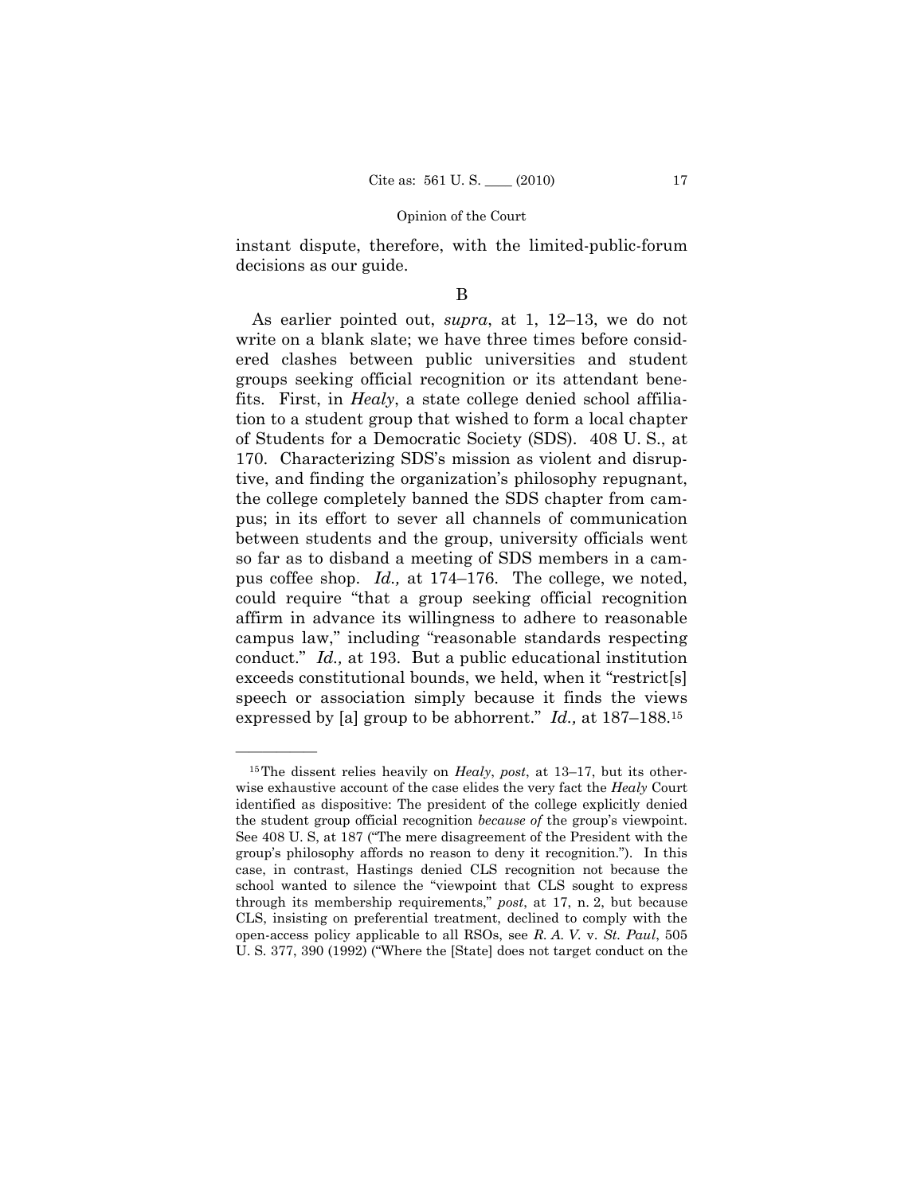instant dispute, therefore, with the limited-public-forum decisions as our guide.

B

As earlier pointed out, *supra*, at 1, 12–13, we do not write on a blank slate; we have three times before considered clashes between public universities and student groups seeking official recognition or its attendant benefits. First, in *Healy*, a state college denied school affiliation to a student group that wished to form a local chapter of Students for a Democratic Society (SDS). 408 U. S., at 170. Characterizing SDS's mission as violent and disruptive, and finding the organization's philosophy repugnant, the college completely banned the SDS chapter from campus; in its effort to sever all channels of communication between students and the group, university officials went so far as to disband a meeting of SDS members in a campus coffee shop. *Id.,* at 174–176. The college, we noted, could require "that a group seeking official recognition affirm in advance its willingness to adhere to reasonable campus law," including "reasonable standards respecting conduct." *Id.,* at 193. But a public educational institution exceeds constitutional bounds, we held, when it "restrict[s] speech or association simply because it finds the views expressed by [a] group to be abhorrent." *Id.,* at 187–188.[15]

---

[15] The dissent relies heavily on *Healy*, *post*, at 13–17, but its otherwise exhaustive account of the case elides the very fact the *Healy* Court identified as dispositive: The president of the college explicitly denied the student group official recognition *because of* the group's viewpoint. See 408 U. S, at 187 ("The mere disagreement of the President with the group's philosophy affords no reason to deny it recognition."). In this case, in contrast, Hastings denied CLS recognition not because the school wanted to silence the "viewpoint that CLS sought to express through its membership requirements," *post*, at 17, n. 2, but because CLS, insisting on preferential treatment, declined to comply with the open-access policy applicable to all RSOs, see *R. A. V.* v. *St. Paul*, 505 U. S. 377, 390 (1992) ("Where the [State] does not target conduct on the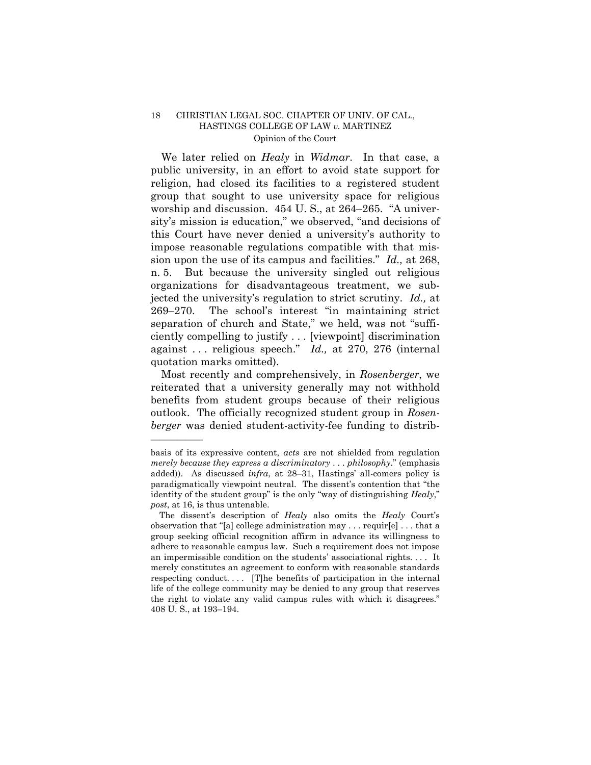We later relied on *Healy* in *Widmar*. In that case, a public university, in an effort to avoid state support for religion, had closed its facilities to a registered student group that sought to use university space for religious worship and discussion. 454 U. S., at 264–265. "A university's mission is education," we observed, "and decisions of this Court have never denied a university's authority to impose reasonable regulations compatible with that mission upon the use of its campus and facilities." *Id.,* at 268, n. 5. But because the university singled out religious organizations for disadvantageous treatment, we subjected the university's regulation to strict scrutiny. *Id.,* at 269–270. The school's interest "in maintaining strict separation of church and State," we held, was not "sufficiently compelling to justify . . . [viewpoint] discrimination against . . . religious speech." *Id.,* at 270, 276 (internal quotation marks omitted).

Most recently and comprehensively, in *Rosenberger*, we reiterated that a university generally may not withhold benefits from student groups because of their religious outlook. The officially recognized student group in *Rosenberger* was denied student-activity-fee funding to distrib-

---

basis of its expressive content, *acts* are not shielded from regulation *merely because they express a discriminatory . . . philosophy*." (emphasis added)). As discussed *infra*, at 28–31, Hastings' all-comers policy is paradigmatically viewpoint neutral. The dissent's contention that "the identity of the student group" is the only "way of distinguishing *Healy*," *post*, at 16, is thus untenable.

The dissent's description of *Healy* also omits the *Healy* Court's observation that "[a] college administration may . . . requir[e] . . . that a group seeking official recognition affirm in advance its willingness to adhere to reasonable campus law. Such a requirement does not impose an impermissible condition on the students' associational rights. . . . It merely constitutes an agreement to conform with reasonable standards respecting conduct. . . . [T]he benefits of participation in the internal life of the college community may be denied to any group that reserves the right to violate any valid campus rules with which it disagrees." 408 U. S., at 193–194.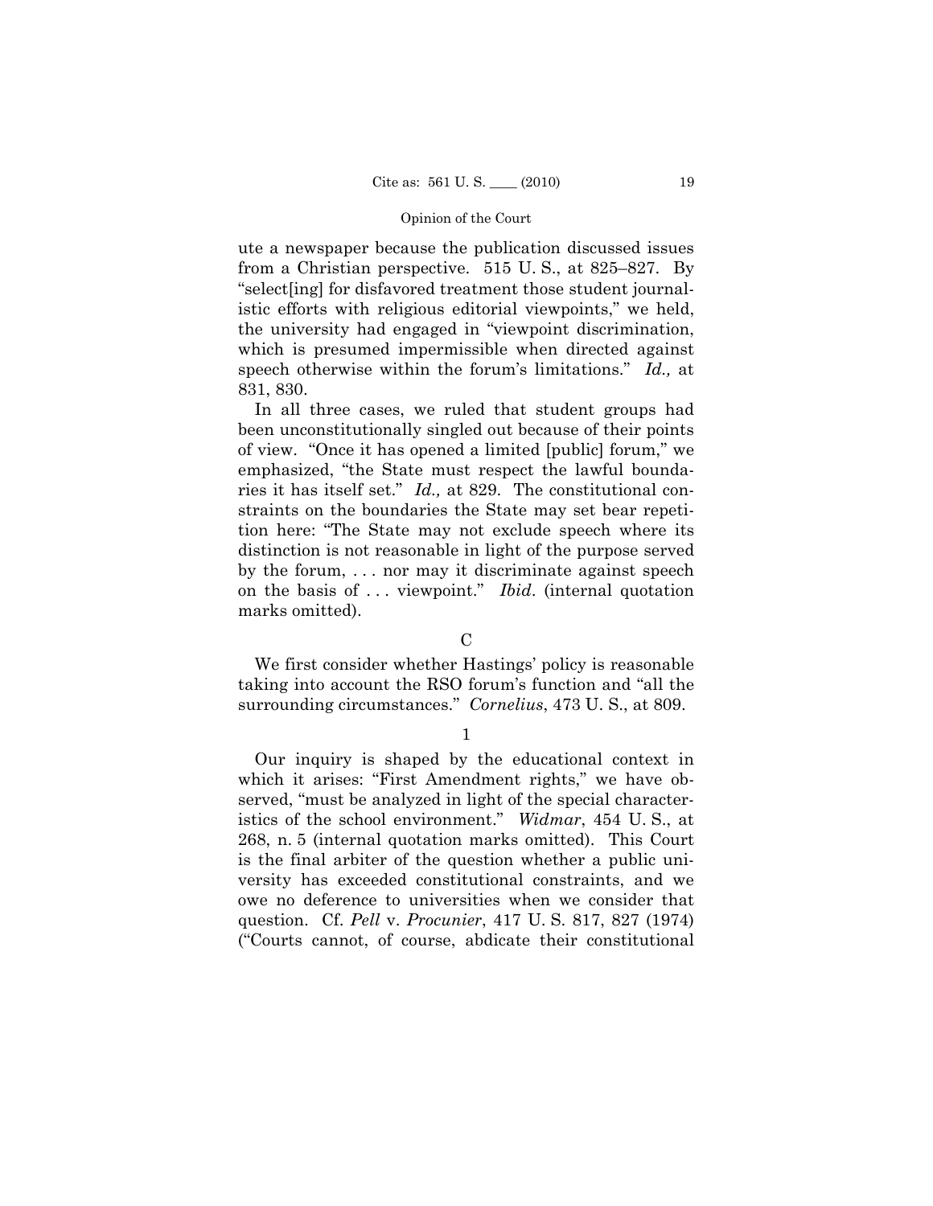ute a newspaper because the publication discussed issues from a Christian perspective. 515 U. S., at 825–827. By "select[ing] for disfavored treatment those student journalistic efforts with religious editorial viewpoints," we held, the university had engaged in "viewpoint discrimination, which is presumed impermissible when directed against speech otherwise within the forum's limitations." *Id.,* at 831, 830.

In all three cases, we ruled that student groups had been unconstitutionally singled out because of their points of view. "Once it has opened a limited [public] forum," we emphasized, "the State must respect the lawful boundaries it has itself set." *Id.,* at 829. The constitutional constraints on the boundaries the State may set bear repetition here: "The State may not exclude speech where its distinction is not reasonable in light of the purpose served by the forum, . . . nor may it discriminate against speech on the basis of . . . viewpoint." *Ibid.* (internal quotation marks omitted).

C

We first consider whether Hastings' policy is reasonable taking into account the RSO forum's function and "all the surrounding circumstances." *Cornelius*, 473 U. S., at 809.

1

Our inquiry is shaped by the educational context in which it arises: "First Amendment rights," we have observed, "must be analyzed in light of the special characteristics of the school environment." *Widmar*, 454 U. S., at 268, n. 5 (internal quotation marks omitted). This Court is the final arbiter of the question whether a public university has exceeded constitutional constraints, and we owe no deference to universities when we consider that question. Cf. *Pell* v. *Procunier*, 417 U. S. 817, 827 (1974) ("Courts cannot, of course, abdicate their constitutional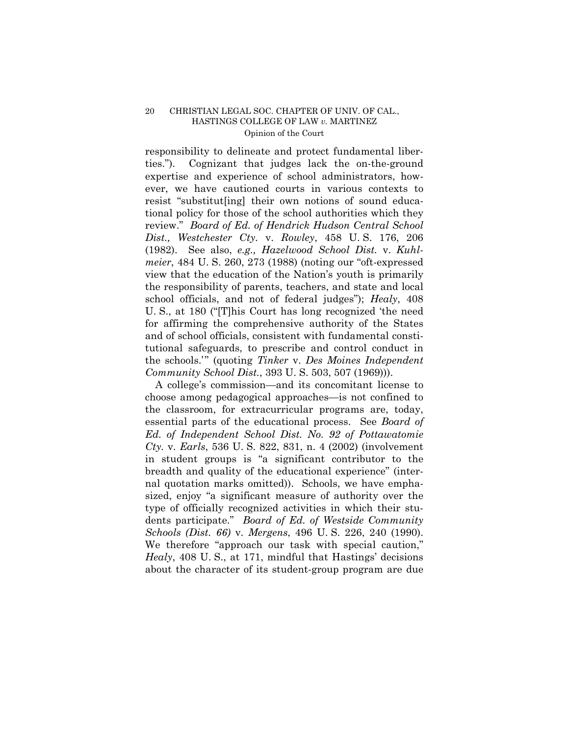responsibility to delineate and protect fundamental liberties."). Cognizant that judges lack the on-the-ground expertise and experience of school administrators, however, we have cautioned courts in various contexts to resist "substitut[ing] their own notions of sound educational policy for those of the school authorities which they review." *Board of Ed. of Hendrick Hudson Central School Dist., Westchester Cty.* v. *Rowley*, 458 U. S. 176, 206 (1982). See also, *e.g., Hazelwood School Dist.* v. *Kuhlmeier*, 484 U. S. 260, 273 (1988) (noting our "oft-expressed view that the education of the Nation's youth is primarily the responsibility of parents, teachers, and state and local school officials, and not of federal judges"); *Healy*, 408 U. S., at 180 ("[T]his Court has long recognized 'the need for affirming the comprehensive authority of the States and of school officials, consistent with fundamental constitutional safeguards, to prescribe and control conduct in the schools.'" (quoting *Tinker* v. *Des Moines Independent Community School Dist.*, 393 U. S. 503, 507 (1969))).

A college's commission—and its concomitant license to choose among pedagogical approaches—is not confined to the classroom, for extracurricular programs are, today, essential parts of the educational process. See *Board of Ed. of Independent School Dist. No. 92 of Pottawatomie Cty.* v. *Earls*, 536 U. S. 822, 831, n. 4 (2002) (involvement in student groups is "a significant contributor to the breadth and quality of the educational experience" (internal quotation marks omitted)). Schools, we have emphasized, enjoy "a significant measure of authority over the type of officially recognized activities in which their students participate." *Board of Ed. of Westside Community Schools (Dist. 66)* v. *Mergens*, 496 U. S. 226, 240 (1990). We therefore "approach our task with special caution," *Healy*, 408 U. S., at 171, mindful that Hastings' decisions about the character of its student-group program are due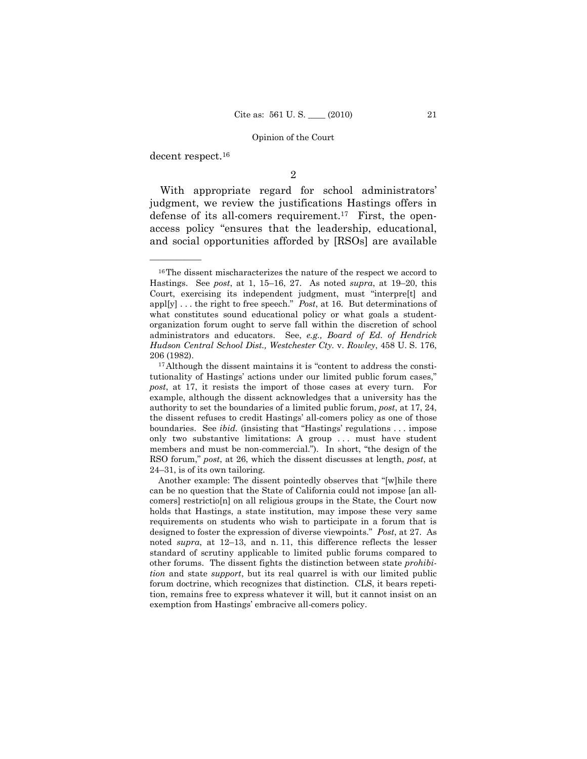decent respect.[16]

2

With appropriate regard for school administrators' judgment, we review the justifications Hastings offers in defense of its all-comers requirement.[17] First, the open-access policy "ensures that the leadership, educational, and social opportunities afforded by [RSOs] are available

---

[16] The dissent mischaracterizes the nature of the respect we accord to Hastings. See *post*, at 1, 15–16, 27. As noted *supra*, at 19–20, this Court, exercising its independent judgment, must "interpre[t] and appl[y] . . . the right to free speech." *Post*, at 16. But determinations of what constitutes sound educational policy or what goals a student-organization forum ought to serve fall within the discretion of school administrators and educators. See, *e.g., Board of Ed. of Hendrick Hudson Central School Dist., Westchester Cty.* v. *Rowley*, 458 U. S. 176, 206 (1982).

[17] Although the dissent maintains it is "content to address the constitutionality of Hastings' actions under our limited public forum cases," *post*, at 17, it resists the import of those cases at every turn. For example, although the dissent acknowledges that a university has the authority to set the boundaries of a limited public forum, *post*, at 17, 24, the dissent refuses to credit Hastings' all-comers policy as one of those boundaries. See *ibid.* (insisting that "Hastings' regulations . . . impose only two substantive limitations: A group . . . must have student members and must be non-commercial."). In short, "the design of the RSO forum," *post*, at 26, which the dissent discusses at length, *post*, at 24–31, is of its own tailoring.

Another example: The dissent pointedly observes that "[w]hile there can be no question that the State of California could not impose [an all-comers] restrictio[n] on all religious groups in the State, the Court now holds that Hastings, a state institution, may impose these very same requirements on students who wish to participate in a forum that is designed to foster the expression of diverse viewpoints." *Post*, at 27. As noted *supra*, at 12–13, and n. 11, this difference reflects the lesser standard of scrutiny applicable to limited public forums compared to other forums. The dissent fights the distinction between state *prohibition* and state *support*, but its real quarrel is with our limited public forum doctrine, which recognizes that distinction. CLS, it bears repetition, remains free to express whatever it will, but it cannot insist on an exemption from Hastings' embracive all-comers policy.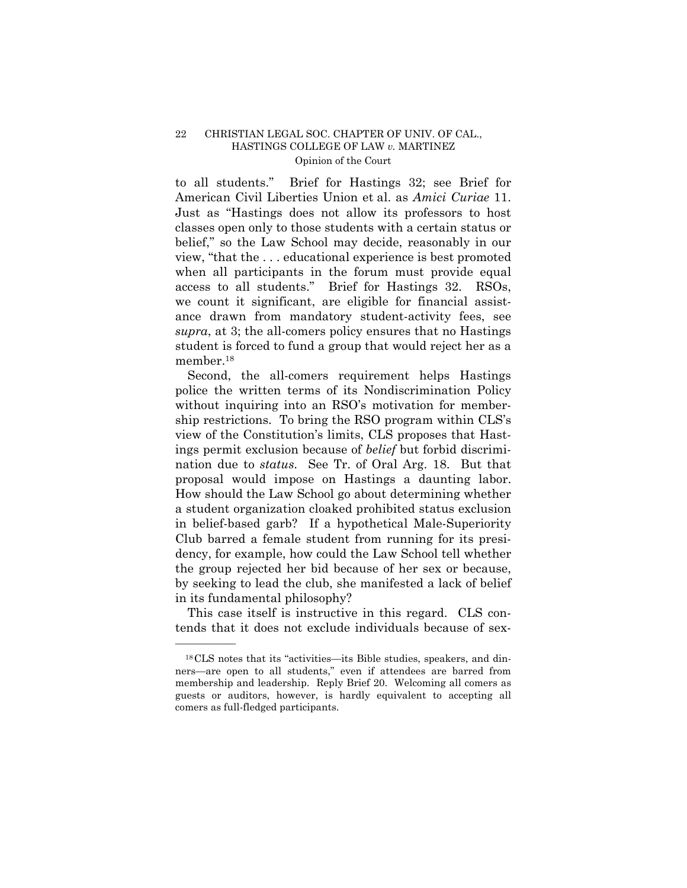to all students." Brief for Hastings 32; see Brief for American Civil Liberties Union et al. as *Amici Curiae* 11. Just as "Hastings does not allow its professors to host classes open only to those students with a certain status or belief," so the Law School may decide, reasonably in our view, "that the . . . educational experience is best promoted when all participants in the forum must provide equal access to all students." Brief for Hastings 32. RSOs, we count it significant, are eligible for financial assistance drawn from mandatory student-activity fees, see *supra*, at 3; the all-comers policy ensures that no Hastings student is forced to fund a group that would reject her as a member.[18]

Second, the all-comers requirement helps Hastings police the written terms of its Nondiscrimination Policy without inquiring into an RSO's motivation for membership restrictions. To bring the RSO program within CLS's view of the Constitution's limits, CLS proposes that Hastings permit exclusion because of *belief* but forbid discrimination due to *status*. See Tr. of Oral Arg. 18. But that proposal would impose on Hastings a daunting labor. How should the Law School go about determining whether a student organization cloaked prohibited status exclusion in belief-based garb? If a hypothetical Male-Superiority Club barred a female student from running for its presidency, for example, how could the Law School tell whether the group rejected her bid because of her sex or because, by seeking to lead the club, she manifested a lack of belief in its fundamental philosophy?

This case itself is instructive in this regard. CLS contends that it does not exclude individuals because of sex-

---

[18] CLS notes that its "activities—its Bible studies, speakers, and dinners—are open to all students," even if attendees are barred from membership and leadership. Reply Brief 20. Welcoming all comers as guests or auditors, however, is hardly equivalent to accepting all comers as full-fledged participants.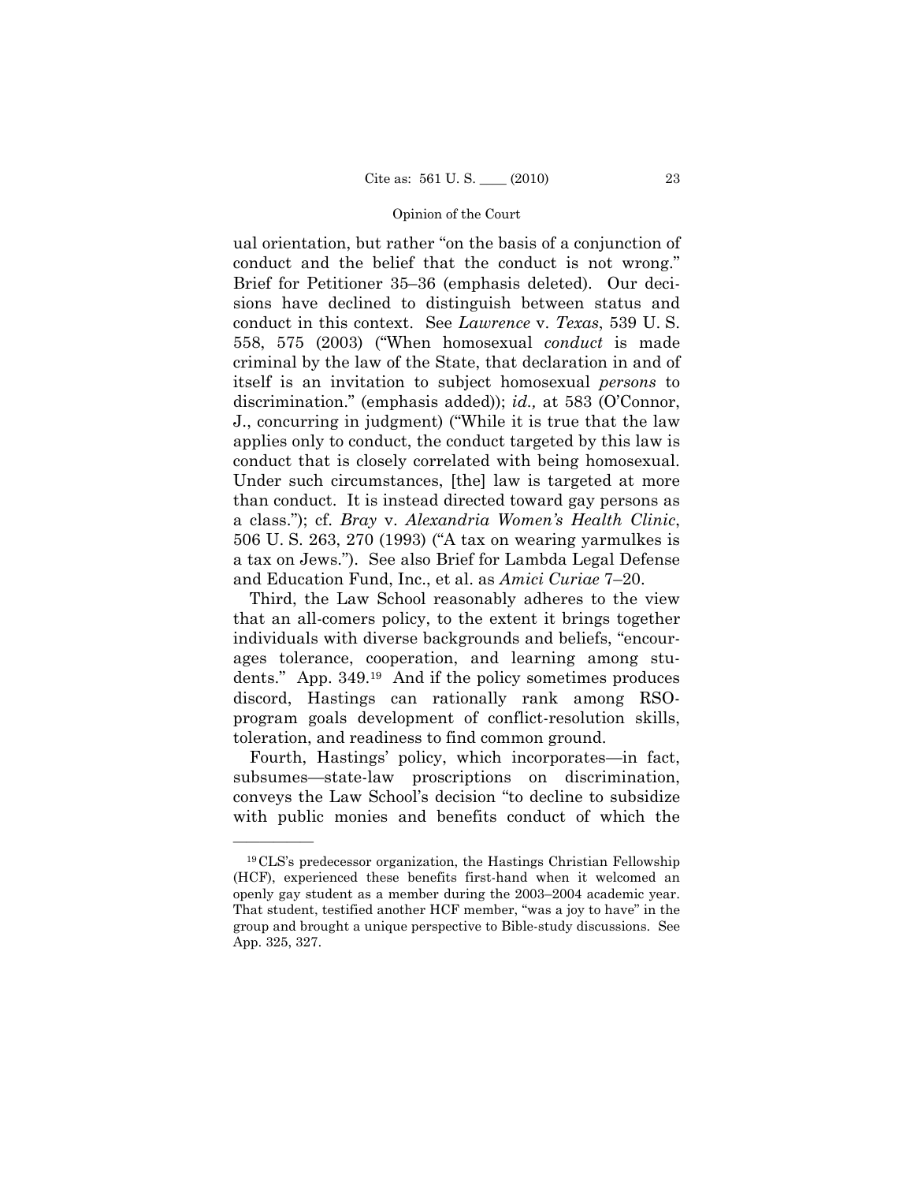ual orientation, but rather "on the basis of a conjunction of conduct and the belief that the conduct is not wrong." Brief for Petitioner 35–36 (emphasis deleted). Our decisions have declined to distinguish between status and conduct in this context. See *Lawrence* v. *Texas*, 539 U. S. 558, 575 (2003) ("When homosexual *conduct* is made criminal by the law of the State, that declaration in and of itself is an invitation to subject homosexual *persons* to discrimination." (emphasis added)); *id.,* at 583 (O'Connor, J., concurring in judgment) ("While it is true that the law applies only to conduct, the conduct targeted by this law is conduct that is closely correlated with being homosexual. Under such circumstances, [the] law is targeted at more than conduct. It is instead directed toward gay persons as a class."); cf. *Bray* v. *Alexandria Women's Health Clinic*, 506 U. S. 263, 270 (1993) ("A tax on wearing yarmulkes is a tax on Jews."). See also Brief for Lambda Legal Defense and Education Fund, Inc., et al. as *Amici Curiae* 7–20.

Third, the Law School reasonably adheres to the view that an all-comers policy, to the extent it brings together individuals with diverse backgrounds and beliefs, "encourages tolerance, cooperation, and learning among students." App. 349.[19] And if the policy sometimes produces discord, Hastings can rationally rank among RSO-program goals development of conflict-resolution skills, toleration, and readiness to find common ground.

Fourth, Hastings' policy, which incorporates—in fact, subsumes—state-law proscriptions on discrimination, conveys the Law School's decision "to decline to subsidize with public monies and benefits conduct of which the

---

[19] CLS's predecessor organization, the Hastings Christian Fellowship (HCF), experienced these benefits first-hand when it welcomed an openly gay student as a member during the 2003–2004 academic year. That student, testified another HCF member, "was a joy to have" in the group and brought a unique perspective to Bible-study discussions. See App. 325, 327.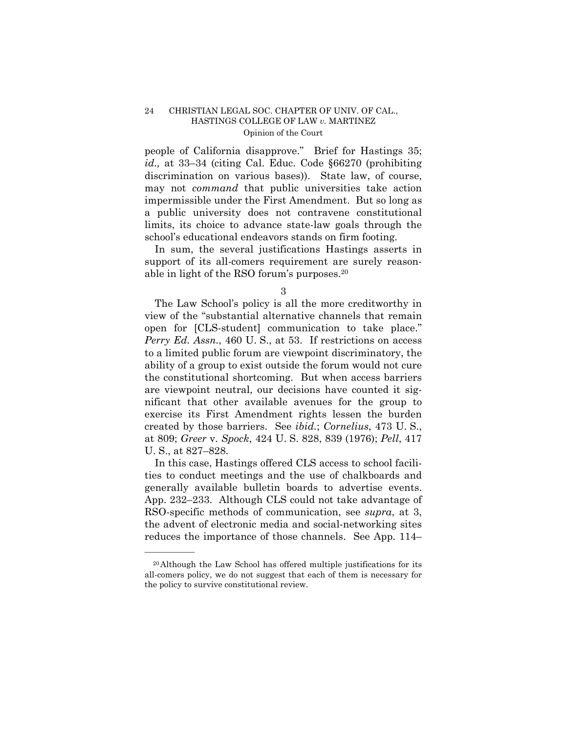people of California disapprove." Brief for Hastings 35; *id.,* at 33–34 (citing Cal. Educ. Code §66270 (prohibiting discrimination on various bases)). State law, of course, may not *command* that public universities take action impermissible under the First Amendment. But so long as a public university does not contravene constitutional limits, its choice to advance state-law goals through the school's educational endeavors stands on firm footing.

In sum, the several justifications Hastings asserts in support of its all-comers requirement are surely reasonable in light of the RSO forum's purposes.[20]

3

The Law School's policy is all the more creditworthy in view of the "substantial alternative channels that remain open for [CLS-student] communication to take place." *Perry Ed. Assn.*, 460 U. S., at 53. If restrictions on access to a limited public forum are viewpoint discriminatory, the ability of a group to exist outside the forum would not cure the constitutional shortcoming. But when access barriers are viewpoint neutral, our decisions have counted it significant that other available avenues for the group to exercise its First Amendment rights lessen the burden created by those barriers. See *ibid.*; *Cornelius*, 473 U. S., at 809; *Greer* v. *Spock*, 424 U. S. 828, 839 (1976); *Pell*, 417 U. S., at 827–828.

In this case, Hastings offered CLS access to school facilities to conduct meetings and the use of chalkboards and generally available bulletin boards to advertise events. App. 232–233. Although CLS could not take advantage of RSO-specific methods of communication, see *supra*, at 3, the advent of electronic media and social-networking sites reduces the importance of those channels. See App. 114–

---

[20] Although the Law School has offered multiple justifications for its all-comers policy, we do not suggest that each of them is necessary for the policy to survive constitutional review.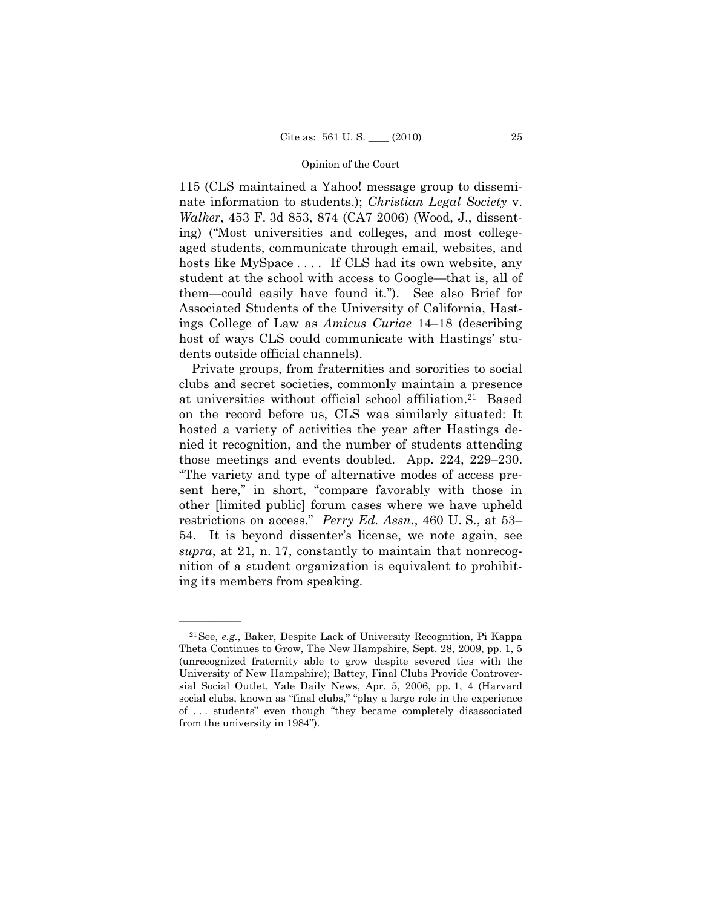115 (CLS maintained a Yahoo! message group to disseminate information to students.); *Christian Legal Society* v. *Walker*, 453 F. 3d 853, 874 (CA7 2006) (Wood, J., dissenting) ("Most universities and colleges, and most college-aged students, communicate through email, websites, and hosts like MySpace . . . . If CLS had its own website, any student at the school with access to Google—that is, all of them—could easily have found it."). See also Brief for Associated Students of the University of California, Hastings College of Law as *Amicus Curiae* 14–18 (describing host of ways CLS could communicate with Hastings' students outside official channels).

Private groups, from fraternities and sororities to social clubs and secret societies, commonly maintain a presence at universities without official school affiliation.[21] Based on the record before us, CLS was similarly situated: It hosted a variety of activities the year after Hastings denied it recognition, and the number of students attending those meetings and events doubled. App. 224, 229–230. "The variety and type of alternative modes of access present here," in short, "compare favorably with those in other [limited public] forum cases where we have upheld restrictions on access." *Perry Ed. Assn.*, 460 U. S., at 53–54. It is beyond dissenter's license, we note again, see *supra*, at 21, n. 17, constantly to maintain that nonrecognition of a student organization is equivalent to prohibiting its members from speaking.

---

[21] See, *e.g.*, Baker, Despite Lack of University Recognition, Pi Kappa Theta Continues to Grow, The New Hampshire, Sept. 28, 2009, pp. 1, 5 (unrecognized fraternity able to grow despite severed ties with the University of New Hampshire); Battey, Final Clubs Provide Controversial Social Outlet, Yale Daily News, Apr. 5, 2006, pp. 1, 4 (Harvard social clubs, known as "final clubs," "play a large role in the experience of . . . students" even though "they became completely disassociated from the university in 1984").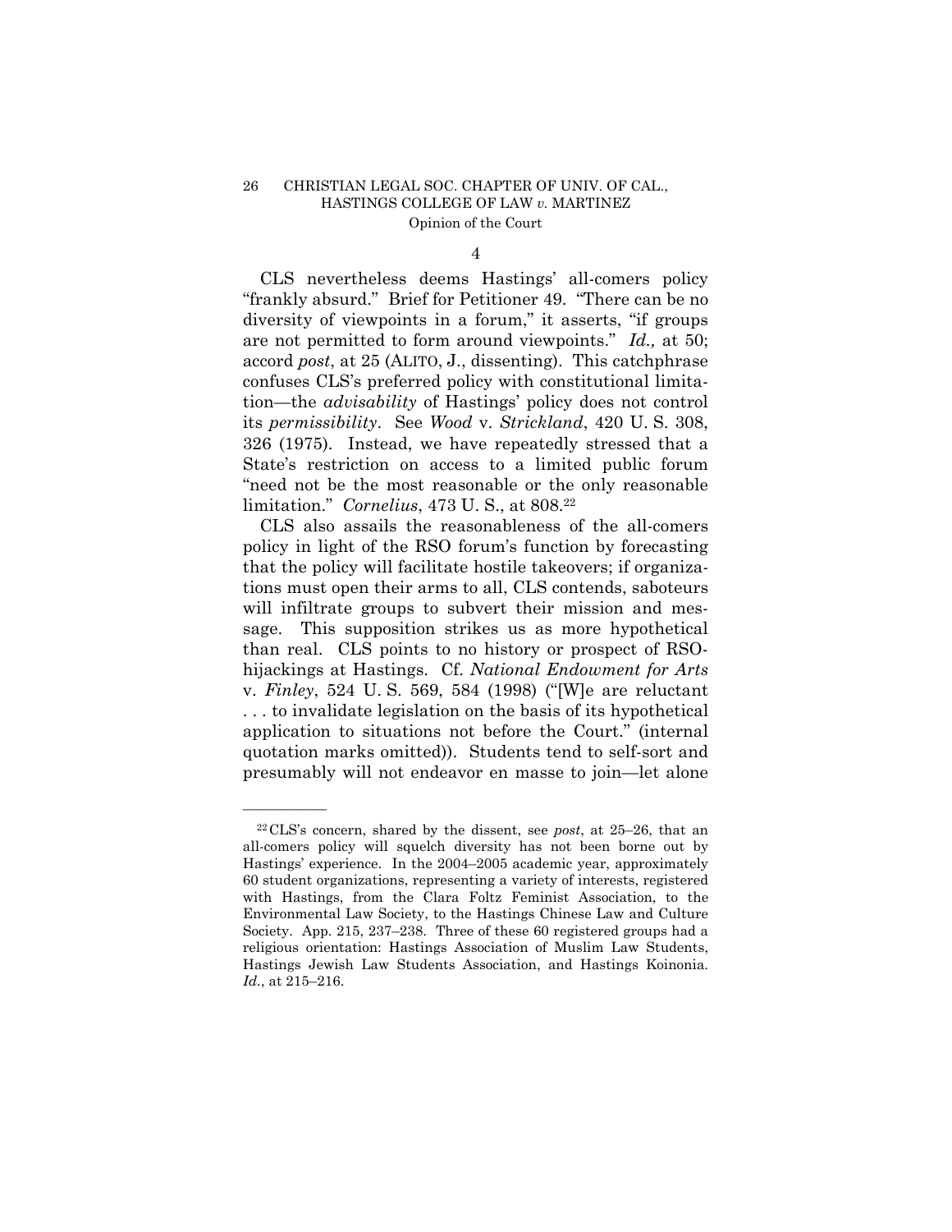4

CLS nevertheless deems Hastings' all-comers policy "frankly absurd." Brief for Petitioner 49. "There can be no diversity of viewpoints in a forum," it asserts, "if groups are not permitted to form around viewpoints." *Id.,* at 50; accord *post*, at 25 (ALITO, J., dissenting). This catchphrase confuses CLS's preferred policy with constitutional limitation—the *advisability* of Hastings' policy does not control its *permissibility*. See *Wood* v. *Strickland*, 420 U. S. 308, 326 (1975). Instead, we have repeatedly stressed that a State's restriction on access to a limited public forum "need not be the most reasonable or the only reasonable limitation." *Cornelius*, 473 U. S., at 808.[22]

CLS also assails the reasonableness of the all-comers policy in light of the RSO forum's function by forecasting that the policy will facilitate hostile takeovers; if organizations must open their arms to all, CLS contends, saboteurs will infiltrate groups to subvert their mission and message. This supposition strikes us as more hypothetical than real. CLS points to no history or prospect of RSO-hijackings at Hastings. Cf. *National Endowment for Arts* v. *Finley*, 524 U. S. 569, 584 (1998) ("[W]e are reluctant . . . to invalidate legislation on the basis of its hypothetical application to situations not before the Court." (internal quotation marks omitted)). Students tend to self-sort and presumably will not endeavor en masse to join—let alone

---

[22] CLS's concern, shared by the dissent, see *post*, at 25–26, that an all-comers policy will squelch diversity has not been borne out by Hastings' experience. In the 2004–2005 academic year, approximately 60 student organizations, representing a variety of interests, registered with Hastings, from the Clara Foltz Feminist Association, to the Environmental Law Society, to the Hastings Chinese Law and Culture Society. App. 215, 237–238. Three of these 60 registered groups had a religious orientation: Hastings Association of Muslim Law Students, Hastings Jewish Law Students Association, and Hastings Koinonia. *Id.*, at 215–216.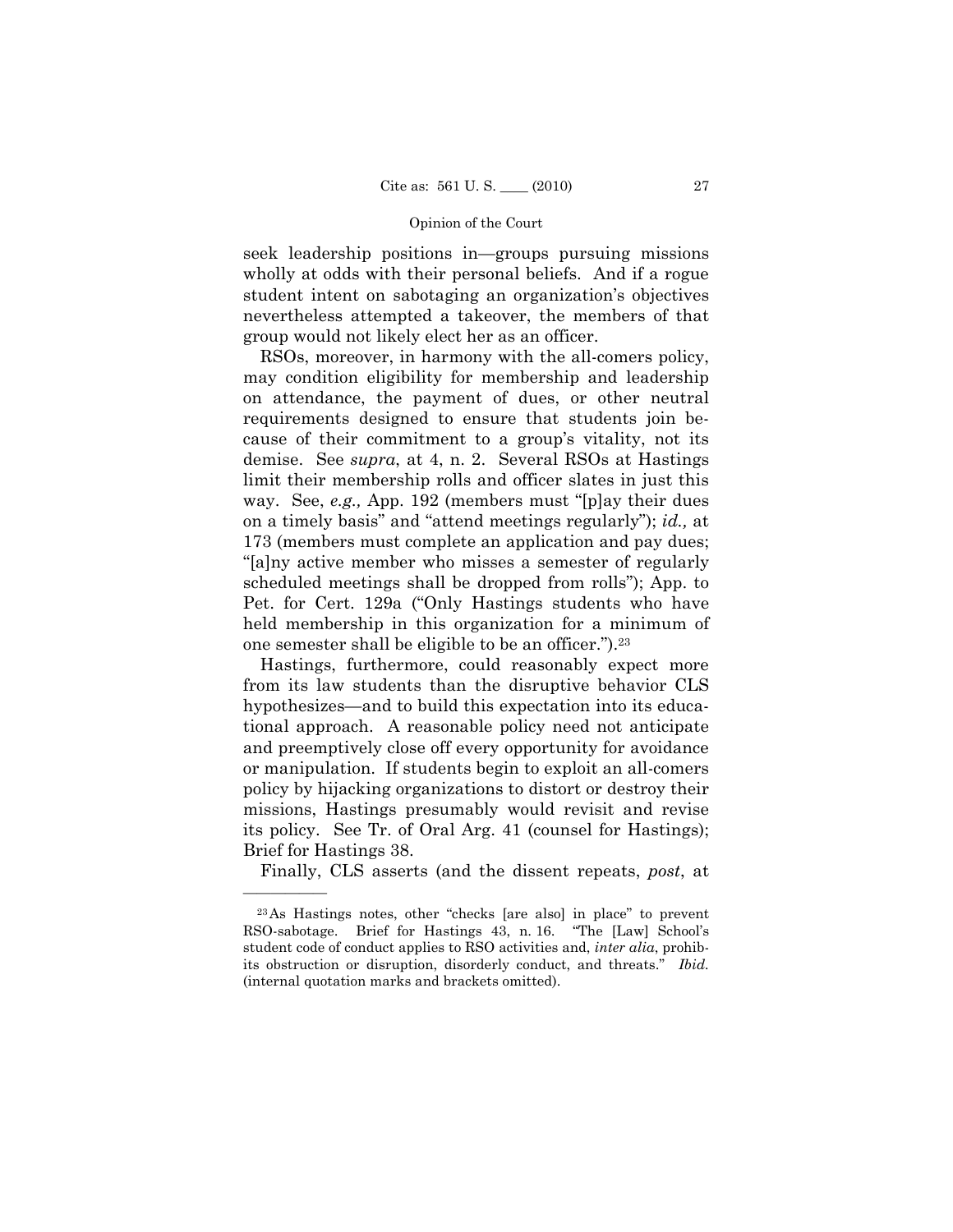seek leadership positions in—groups pursuing missions wholly at odds with their personal beliefs. And if a rogue student intent on sabotaging an organization's objectives nevertheless attempted a takeover, the members of that group would not likely elect her as an officer.

RSOs, moreover, in harmony with the all-comers policy, may condition eligibility for membership and leadership on attendance, the payment of dues, or other neutral requirements designed to ensure that students join because of their commitment to a group's vitality, not its demise. See *supra*, at 4, n. 2. Several RSOs at Hastings limit their membership rolls and officer slates in just this way. See, *e.g.,* App. 192 (members must "[p]ay their dues on a timely basis" and "attend meetings regularly"); *id.,* at 173 (members must complete an application and pay dues; "[a]ny active member who misses a semester of regularly scheduled meetings shall be dropped from rolls"); App. to Pet. for Cert. 129a ("Only Hastings students who have held membership in this organization for a minimum of one semester shall be eligible to be an officer.").[23]

Hastings, furthermore, could reasonably expect more from its law students than the disruptive behavior CLS hypothesizes—and to build this expectation into its educational approach. A reasonable policy need not anticipate and preemptively close off every opportunity for avoidance or manipulation. If students begin to exploit an all-comers policy by hijacking organizations to distort or destroy their missions, Hastings presumably would revisit and revise its policy. See Tr. of Oral Arg. 41 (counsel for Hastings); Brief for Hastings 38.

Finally, CLS asserts (and the dissent repeats, *post*, at

---

[23] As Hastings notes, other "checks [are also] in place" to prevent RSO-sabotage. Brief for Hastings 43, n. 16. "The [Law] School's student code of conduct applies to RSO activities and, *inter alia*, prohibits obstruction or disruption, disorderly conduct, and threats." *Ibid.* (internal quotation marks and brackets omitted).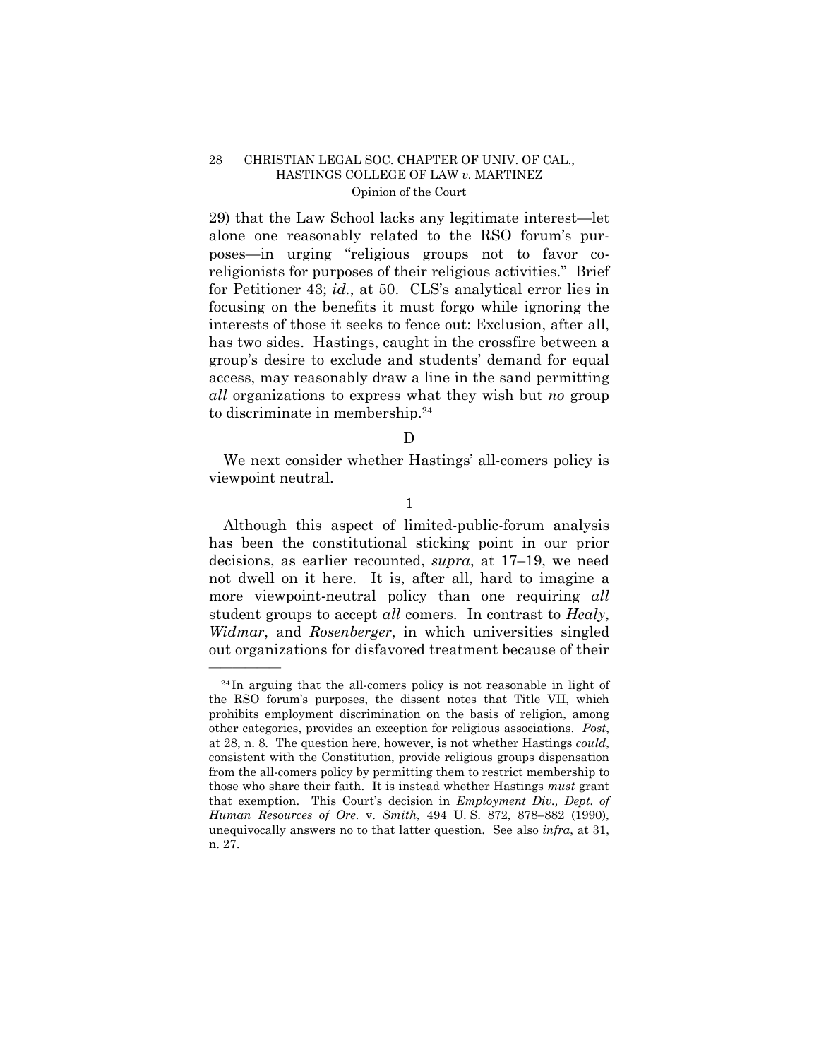29) that the Law School lacks any legitimate interest—let alone one reasonably related to the RSO forum's purposes—in urging "religious groups not to favor co-religionists for purposes of their religious activities." Brief for Petitioner 43; *id.*, at 50. CLS's analytical error lies in focusing on the benefits it must forgo while ignoring the interests of those it seeks to fence out: Exclusion, after all, has two sides. Hastings, caught in the crossfire between a group's desire to exclude and students' demand for equal access, may reasonably draw a line in the sand permitting *all* organizations to express what they wish but *no* group to discriminate in membership.[24]

D

We next consider whether Hastings' all-comers policy is viewpoint neutral.

1

Although this aspect of limited-public-forum analysis has been the constitutional sticking point in our prior decisions, as earlier recounted, *supra*, at 17–19, we need not dwell on it here. It is, after all, hard to imagine a more viewpoint-neutral policy than one requiring *all* student groups to accept *all* comers. In contrast to *Healy*, *Widmar*, and *Rosenberger*, in which universities singled out organizations for disfavored treatment because of their

---

[24] In arguing that the all-comers policy is not reasonable in light of the RSO forum's purposes, the dissent notes that Title VII, which prohibits employment discrimination on the basis of religion, among other categories, provides an exception for religious associations. *Post*, at 28, n. 8. The question here, however, is not whether Hastings *could*, consistent with the Constitution, provide religious groups dispensation from the all-comers policy by permitting them to restrict membership to those who share their faith. It is instead whether Hastings *must* grant that exemption. This Court's decision in *Employment Div., Dept. of Human Resources of Ore.* v. *Smith*, 494 U. S. 872, 878–882 (1990), unequivocally answers no to that latter question. See also *infra*, at 31, n. 27.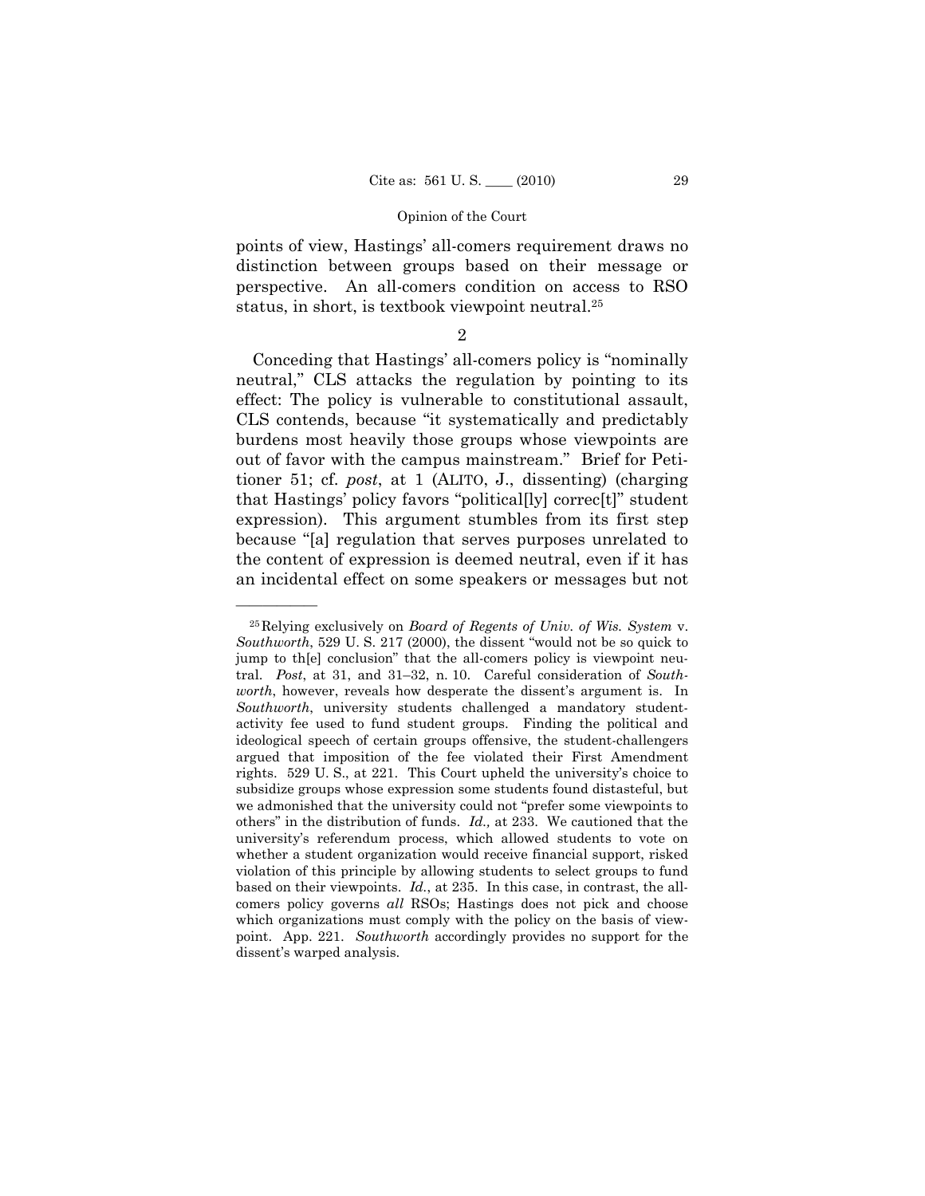points of view, Hastings' all-comers requirement draws no distinction between groups based on their message or perspective. An all-comers condition on access to RSO status, in short, is textbook viewpoint neutral.[25]

2

Conceding that Hastings' all-comers policy is "nominally neutral," CLS attacks the regulation by pointing to its effect: The policy is vulnerable to constitutional assault, CLS contends, because "it systematically and predictably burdens most heavily those groups whose viewpoints are out of favor with the campus mainstream." Brief for Petitioner 51; cf. *post*, at 1 (ALITO, J., dissenting) (charging that Hastings' policy favors "political[ly] correc[t]" student expression). This argument stumbles from its first step because "[a] regulation that serves purposes unrelated to the content of expression is deemed neutral, even if it has an incidental effect on some speakers or messages but not

---

[25] Relying exclusively on *Board of Regents of Univ. of Wis. System* v. *Southworth*, 529 U. S. 217 (2000), the dissent "would not be so quick to jump to th[e] conclusion" that the all-comers policy is viewpoint neutral. *Post*, at 31, and 31–32, n. 10. Careful consideration of *Southworth*, however, reveals how desperate the dissent's argument is. In *Southworth*, university students challenged a mandatory student-activity fee used to fund student groups. Finding the political and ideological speech of certain groups offensive, the student-challengers argued that imposition of the fee violated their First Amendment rights. 529 U. S., at 221. This Court upheld the university's choice to subsidize groups whose expression some students found distasteful, but we admonished that the university could not "prefer some viewpoints to others" in the distribution of funds. *Id.,* at 233. We cautioned that the university's referendum process, which allowed students to vote on whether a student organization would receive financial support, risked violation of this principle by allowing students to select groups to fund based on their viewpoints. *Id.*, at 235. In this case, in contrast, the all-comers policy governs *all* RSOs; Hastings does not pick and choose which organizations must comply with the policy on the basis of viewpoint. App. 221. *Southworth* accordingly provides no support for the dissent's warped analysis.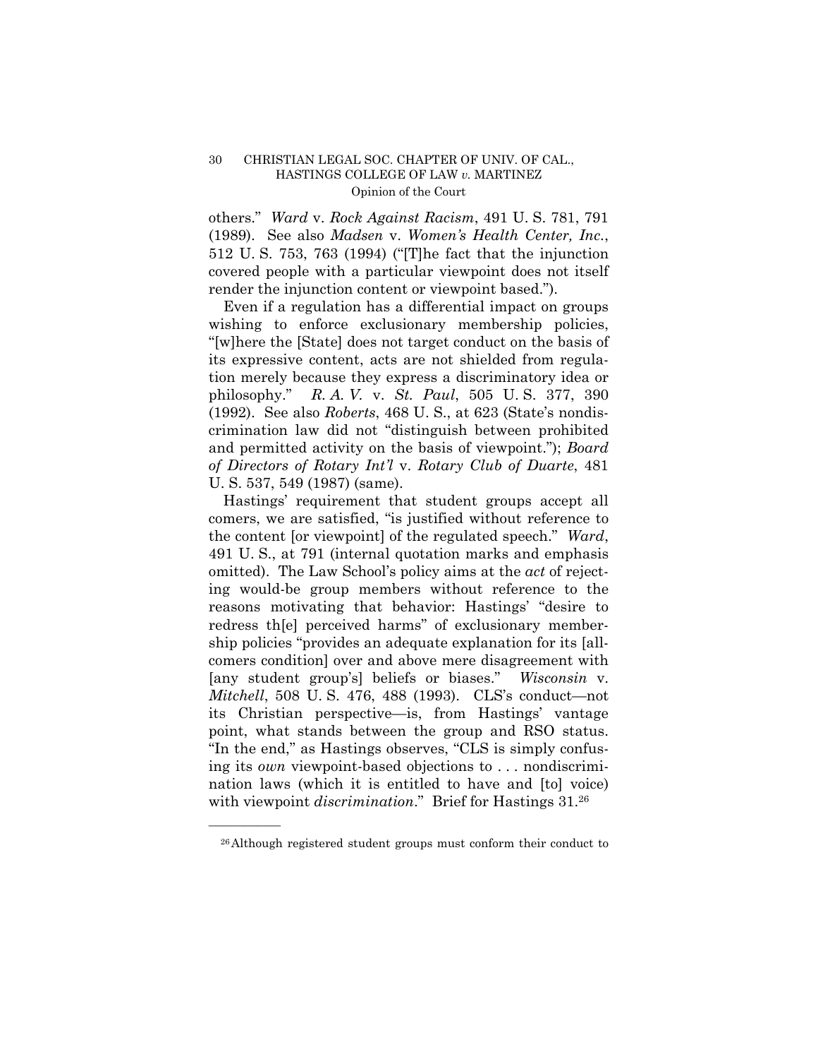others." *Ward* v. *Rock Against Racism*, 491 U. S. 781, 791 (1989). See also *Madsen* v. *Women's Health Center, Inc.*, 512 U. S. 753, 763 (1994) ("[T]he fact that the injunction covered people with a particular viewpoint does not itself render the injunction content or viewpoint based.").

Even if a regulation has a differential impact on groups wishing to enforce exclusionary membership policies, "[w]here the [State] does not target conduct on the basis of its expressive content, acts are not shielded from regulation merely because they express a discriminatory idea or philosophy." *R. A. V.* v. *St. Paul*, 505 U. S. 377, 390 (1992). See also *Roberts*, 468 U. S., at 623 (State's nondiscrimination law did not "distinguish between prohibited and permitted activity on the basis of viewpoint."); *Board of Directors of Rotary Int'l* v. *Rotary Club of Duarte*, 481 U. S. 537, 549 (1987) (same).

Hastings' requirement that student groups accept all comers, we are satisfied, "is justified without reference to the content [or viewpoint] of the regulated speech." *Ward*, 491 U. S., at 791 (internal quotation marks and emphasis omitted). The Law School's policy aims at the *act* of rejecting would-be group members without reference to the reasons motivating that behavior: Hastings' "desire to redress th[e] perceived harms" of exclusionary membership policies "provides an adequate explanation for its [all-comers condition] over and above mere disagreement with [any student group's] beliefs or biases." *Wisconsin* v. *Mitchell*, 508 U. S. 476, 488 (1993). CLS's conduct—not its Christian perspective—is, from Hastings' vantage point, what stands between the group and RSO status. "In the end," as Hastings observes, "CLS is simply confusing its *own* viewpoint-based objections to . . . nondiscrimination laws (which it is entitled to have and [to] voice) with viewpoint *discrimination*." Brief for Hastings 31.[26]

---

[26] Although registered student groups must conform their conduct to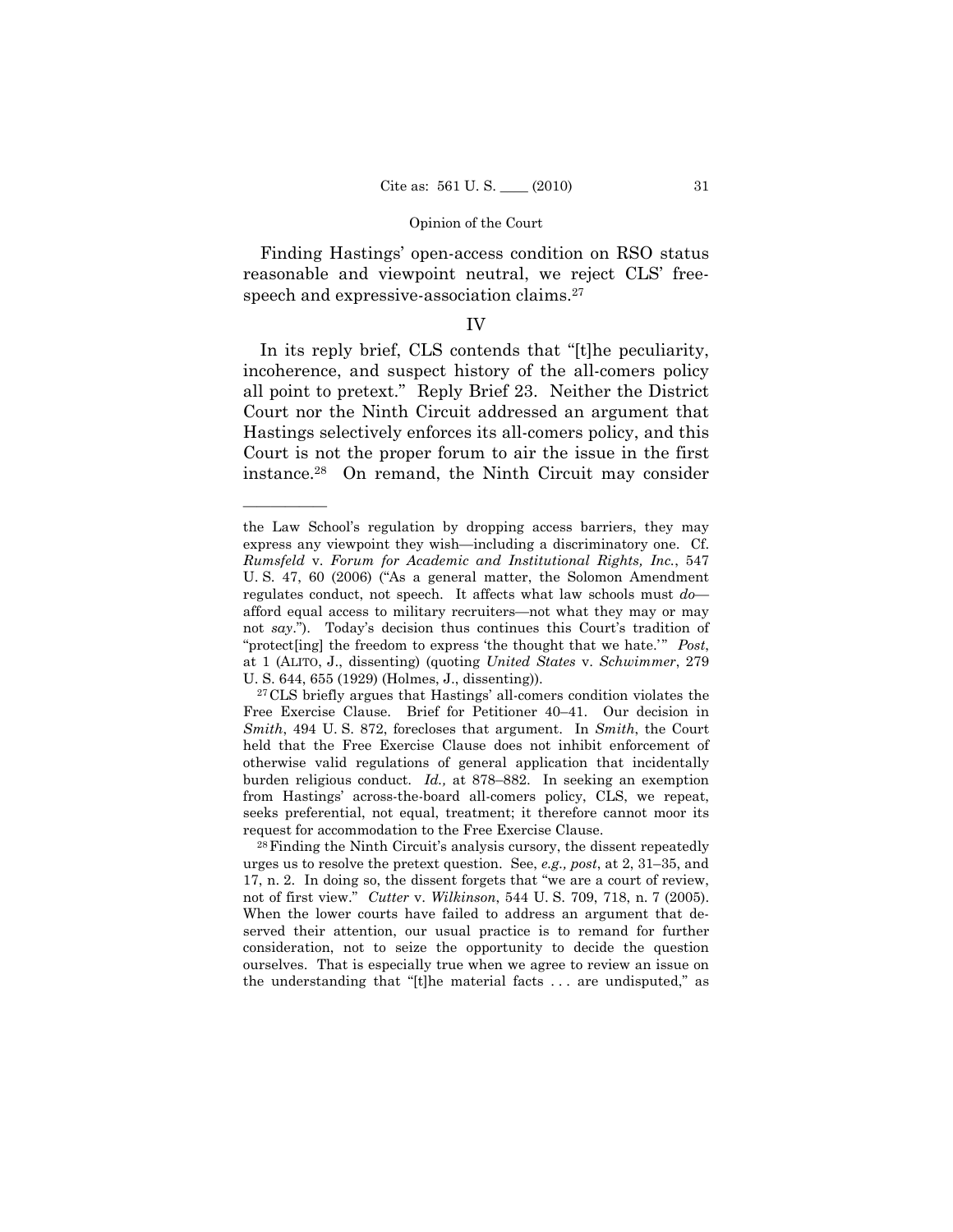Finding Hastings' open-access condition on RSO status reasonable and viewpoint neutral, we reject CLS' free-speech and expressive-association claims.[27]

## IV

In its reply brief, CLS contends that "[t]he peculiarity, incoherence, and suspect history of the all-comers policy all point to pretext." Reply Brief 23. Neither the District Court nor the Ninth Circuit addressed an argument that Hastings selectively enforces its all-comers policy, and this Court is not the proper forum to air the issue in the first instance.[28] On remand, the Ninth Circuit may consider

---

the Law School's regulation by dropping access barriers, they may express any viewpoint they wish—including a discriminatory one. Cf. *Rumsfeld* v. *Forum for Academic and Institutional Rights, Inc.*, 547 U. S. 47, 60 (2006) ("As a general matter, the Solomon Amendment regulates conduct, not speech. It affects what law schools must *do*—afford equal access to military recruiters—not what they may or may not *say*."). Today's decision thus continues this Court's tradition of "protect[ing] the freedom to express 'the thought that we hate.'" *Post*, at 1 (ALITO, J., dissenting) (quoting *United States* v. *Schwimmer*, 279 U. S. 644, 655 (1929) (Holmes, J., dissenting)).

[27] CLS briefly argues that Hastings' all-comers condition violates the Free Exercise Clause. Brief for Petitioner 40–41. Our decision in *Smith*, 494 U. S. 872, forecloses that argument. In *Smith*, the Court held that the Free Exercise Clause does not inhibit enforcement of otherwise valid regulations of general application that incidentally burden religious conduct. *Id.,* at 878–882. In seeking an exemption from Hastings' across-the-board all-comers policy, CLS, we repeat, seeks preferential, not equal, treatment; it therefore cannot moor its request for accommodation to the Free Exercise Clause.

[28] Finding the Ninth Circuit's analysis cursory, the dissent repeatedly urges us to resolve the pretext question. See, *e.g., post*, at 2, 31–35, and 17, n. 2. In doing so, the dissent forgets that "we are a court of review, not of first view." *Cutter* v. *Wilkinson*, 544 U. S. 709, 718, n. 7 (2005). When the lower courts have failed to address an argument that deserved their attention, our usual practice is to remand for further consideration, not to seize the opportunity to decide the question ourselves. That is especially true when we agree to review an issue on the understanding that "[t]he material facts . . . are undisputed," as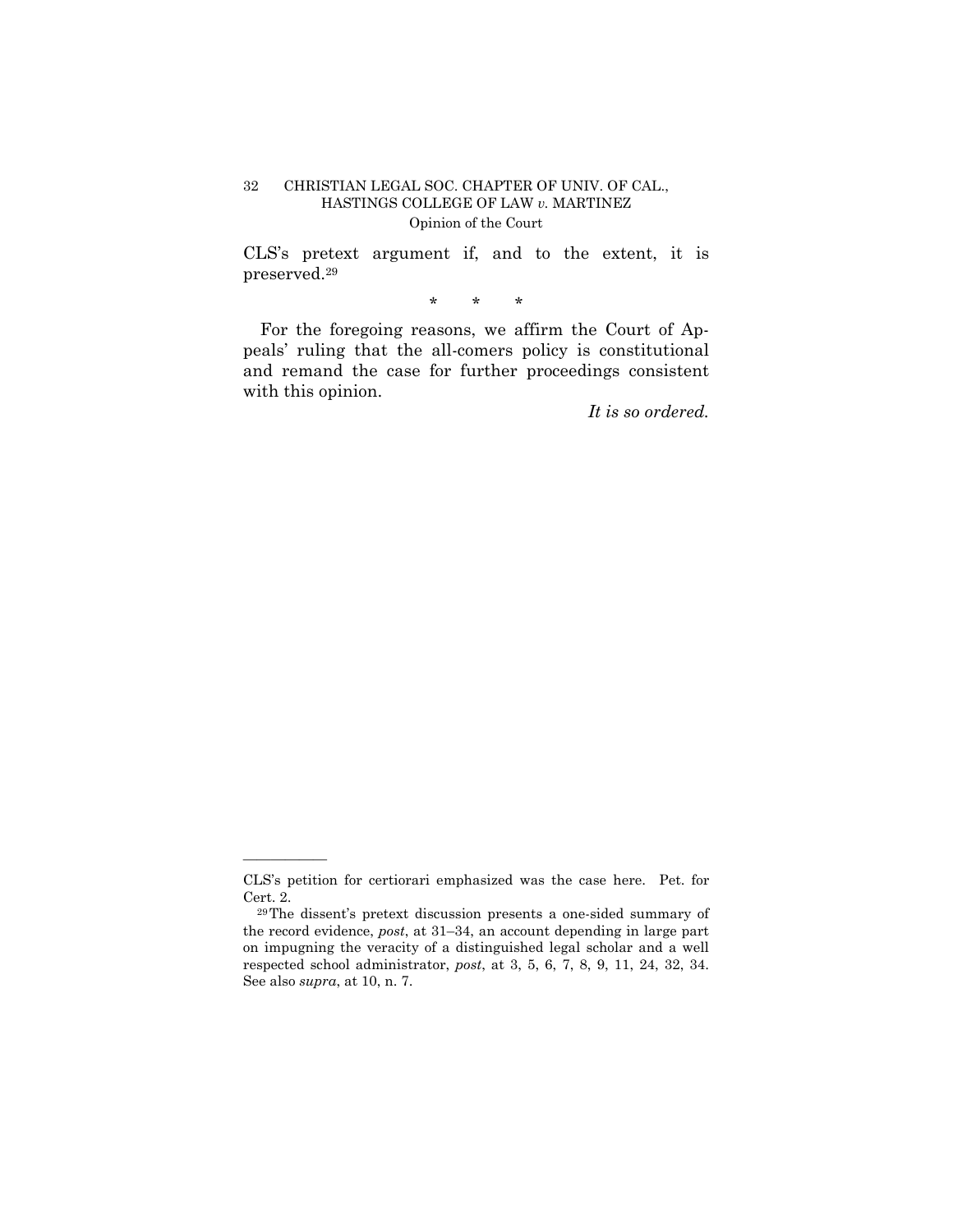CLS's pretext argument if, and to the extent, it is preserved.[29]

\*  \*  \*

For the foregoing reasons, we affirm the Court of Appeals' ruling that the all-comers policy is constitutional and remand the case for further proceedings consistent with this opinion.

*It is so ordered.*

---

CLS's petition for certiorari emphasized was the case here. Pet. for Cert. 2.

[29] The dissent's pretext discussion presents a one-sided summary of the record evidence, *post*, at 31–34, an account depending in large part on impugning the veracity of a distinguished legal scholar and a well respected school administrator, *post*, at 3, 5, 6, 7, 8, 9, 11, 24, 32, 34. See also *supra*, at 10, n. 7.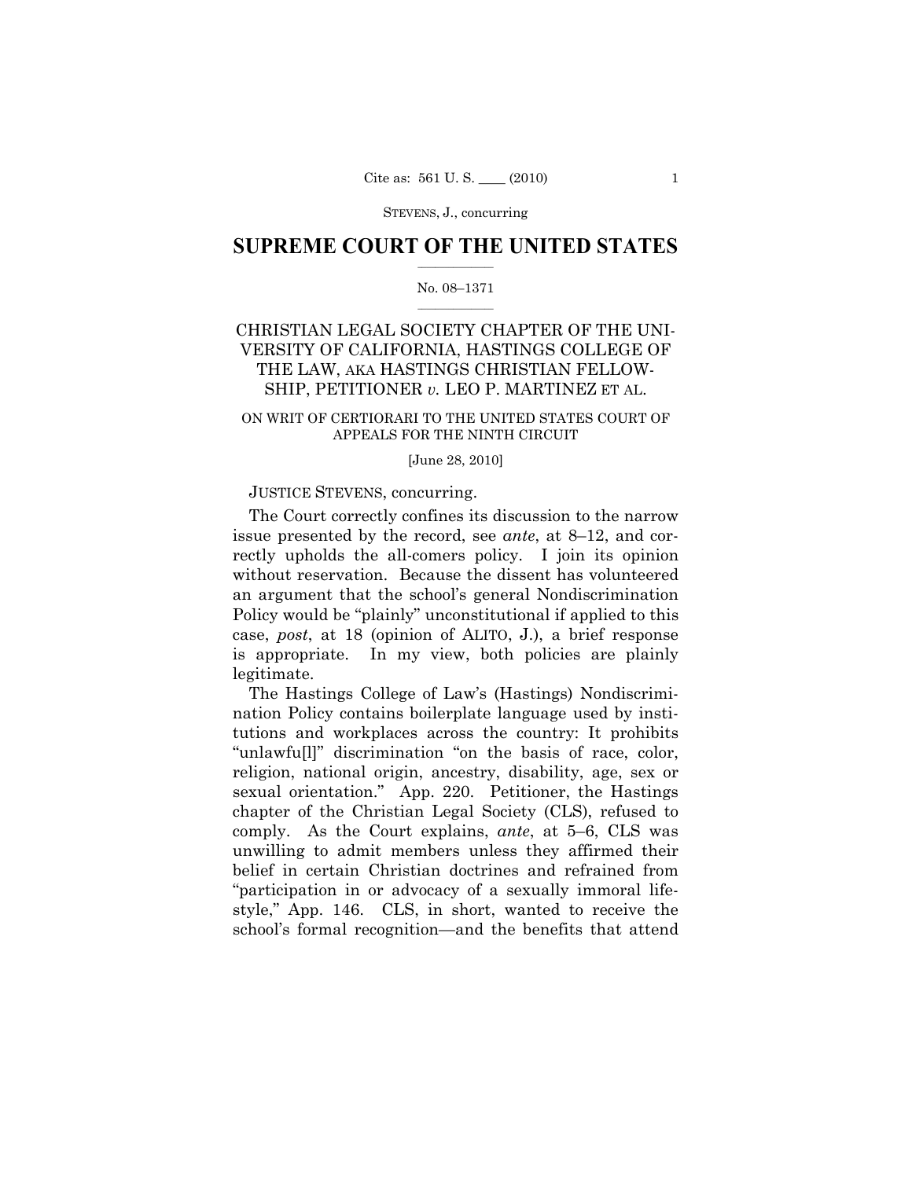STEVENS, J., concurring

# SUPREME COURT OF THE UNITED STATES

No. 08–1371

CHRISTIAN LEGAL SOCIETY CHAPTER OF THE UNIVERSITY OF CALIFORNIA, HASTINGS COLLEGE OF THE LAW, AKA HASTINGS CHRISTIAN FELLOWSHIP, PETITIONER *v.* LEO P. MARTINEZ ET AL.

ON WRIT OF CERTIORARI TO THE UNITED STATES COURT OF APPEALS FOR THE NINTH CIRCUIT

[June 28, 2010]

JUSTICE STEVENS, concurring.

The Court correctly confines its discussion to the narrow issue presented by the record, see *ante*, at 8–12, and correctly upholds the all-comers policy. I join its opinion without reservation. Because the dissent has volunteered an argument that the school's general Nondiscrimination Policy would be "plainly" unconstitutional if applied to this case, *post*, at 18 (opinion of ALITO, J.), a brief response is appropriate. In my view, both policies are plainly legitimate.

The Hastings College of Law's (Hastings) Nondiscrimination Policy contains boilerplate language used by institutions and workplaces across the country: It prohibits "unlawfu[l]" discrimination "on the basis of race, color, religion, national origin, ancestry, disability, age, sex or sexual orientation." App. 220. Petitioner, the Hastings chapter of the Christian Legal Society (CLS), refused to comply. As the Court explains, *ante*, at 5–6, CLS was unwilling to admit members unless they affirmed their belief in certain Christian doctrines and refrained from "participation in or advocacy of a sexually immoral lifestyle," App. 146. CLS, in short, wanted to receive the school's formal recognition—and the benefits that attend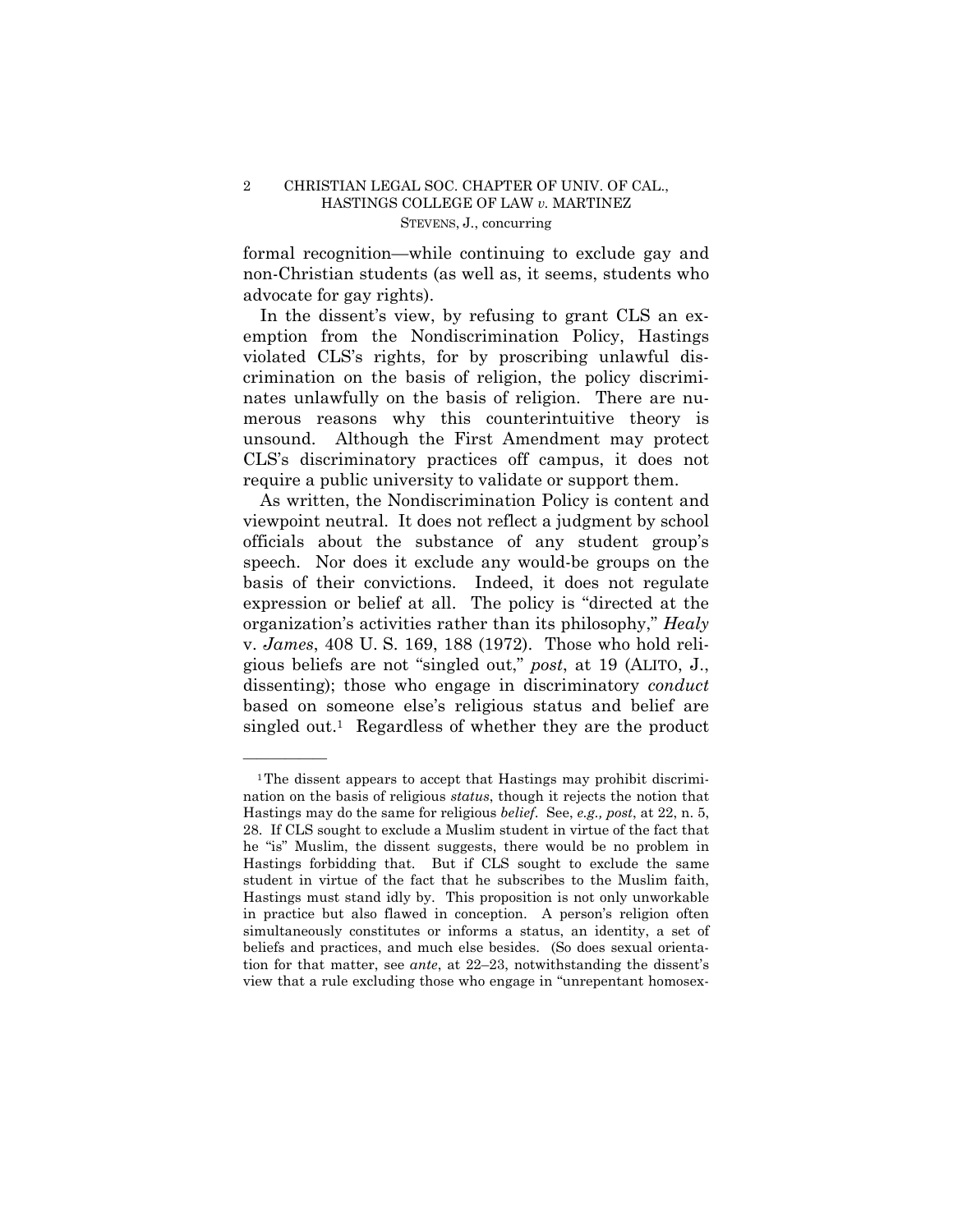formal recognition—while continuing to exclude gay and non-Christian students (as well as, it seems, students who advocate for gay rights).

In the dissent's view, by refusing to grant CLS an exemption from the Nondiscrimination Policy, Hastings violated CLS's rights, for by proscribing unlawful discrimination on the basis of religion, the policy discriminates unlawfully on the basis of religion. There are numerous reasons why this counterintuitive theory is unsound. Although the First Amendment may protect CLS's discriminatory practices off campus, it does not require a public university to validate or support them.

As written, the Nondiscrimination Policy is content and viewpoint neutral. It does not reflect a judgment by school officials about the substance of any student group's speech. Nor does it exclude any would-be groups on the basis of their convictions. Indeed, it does not regulate expression or belief at all. The policy is "directed at the organization's activities rather than its philosophy," *Healy* v. *James*, 408 U. S. 169, 188 (1972). Those who hold religious beliefs are not "singled out," *post*, at 19 (ALITO, J., dissenting); those who engage in discriminatory *conduct* based on someone else's religious status and belief are singled out.[1] Regardless of whether they are the product

---

[1] The dissent appears to accept that Hastings may prohibit discrimination on the basis of religious *status*, though it rejects the notion that Hastings may do the same for religious *belief*. See, *e.g., post*, at 22, n. 5, 28. If CLS sought to exclude a Muslim student in virtue of the fact that he "is" Muslim, the dissent suggests, there would be no problem in Hastings forbidding that. But if CLS sought to exclude the same student in virtue of the fact that he subscribes to the Muslim faith, Hastings must stand idly by. This proposition is not only unworkable in practice but also flawed in conception. A person's religion often simultaneously constitutes or informs a status, an identity, a set of beliefs and practices, and much else besides. (So does sexual orientation for that matter, see *ante*, at 22–23, notwithstanding the dissent's view that a rule excluding those who engage in "unrepentant homosex-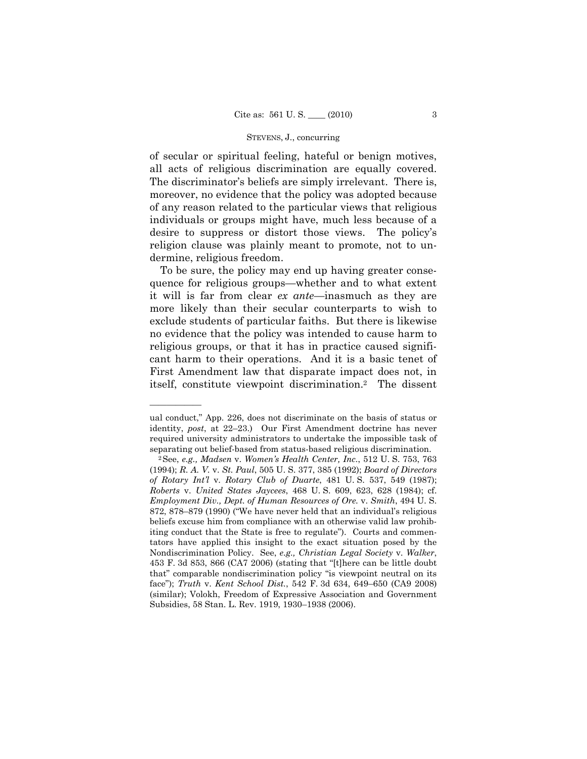of secular or spiritual feeling, hateful or benign motives, all acts of religious discrimination are equally covered. The discriminator's beliefs are simply irrelevant. There is, moreover, no evidence that the policy was adopted because of any reason related to the particular views that religious individuals or groups might have, much less because of a desire to suppress or distort those views. The policy's religion clause was plainly meant to promote, not to undermine, religious freedom.

To be sure, the policy may end up having greater consequence for religious groups—whether and to what extent it will is far from clear *ex ante*—inasmuch as they are more likely than their secular counterparts to wish to exclude students of particular faiths. But there is likewise no evidence that the policy was intended to cause harm to religious groups, or that it has in practice caused significant harm to their operations. And it is a basic tenet of First Amendment law that disparate impact does not, in itself, constitute viewpoint discrimination.[2] The dissent

---

ual conduct," App. 226, does not discriminate on the basis of status or identity, *post*, at 22–23.) Our First Amendment doctrine has never required university administrators to undertake the impossible task of separating out belief-based from status-based religious discrimination.

[2] See, *e.g., Madsen* v. *Women's Health Center, Inc.*, 512 U. S. 753, 763 (1994); *R. A. V.* v. *St. Paul*, 505 U. S. 377, 385 (1992); *Board of Directors of Rotary Int'l* v. *Rotary Club of Duarte*, 481 U. S. 537, 549 (1987); *Roberts* v. *United States Jaycees*, 468 U. S. 609, 623, 628 (1984); cf. *Employment Div., Dept. of Human Resources of Ore.* v. *Smith*, 494 U. S. 872, 878–879 (1990) ("We have never held that an individual's religious beliefs excuse him from compliance with an otherwise valid law prohibiting conduct that the State is free to regulate"). Courts and commentators have applied this insight to the exact situation posed by the Nondiscrimination Policy. See, *e.g., Christian Legal Society* v. *Walker*, 453 F. 3d 853, 866 (CA7 2006) (stating that "[t]here can be little doubt that" comparable nondiscrimination policy "is viewpoint neutral on its face"); *Truth* v. *Kent School Dist.*, 542 F. 3d 634, 649–650 (CA9 2008) (similar); Volokh, Freedom of Expressive Association and Government Subsidies, 58 Stan. L. Rev. 1919, 1930–1938 (2006).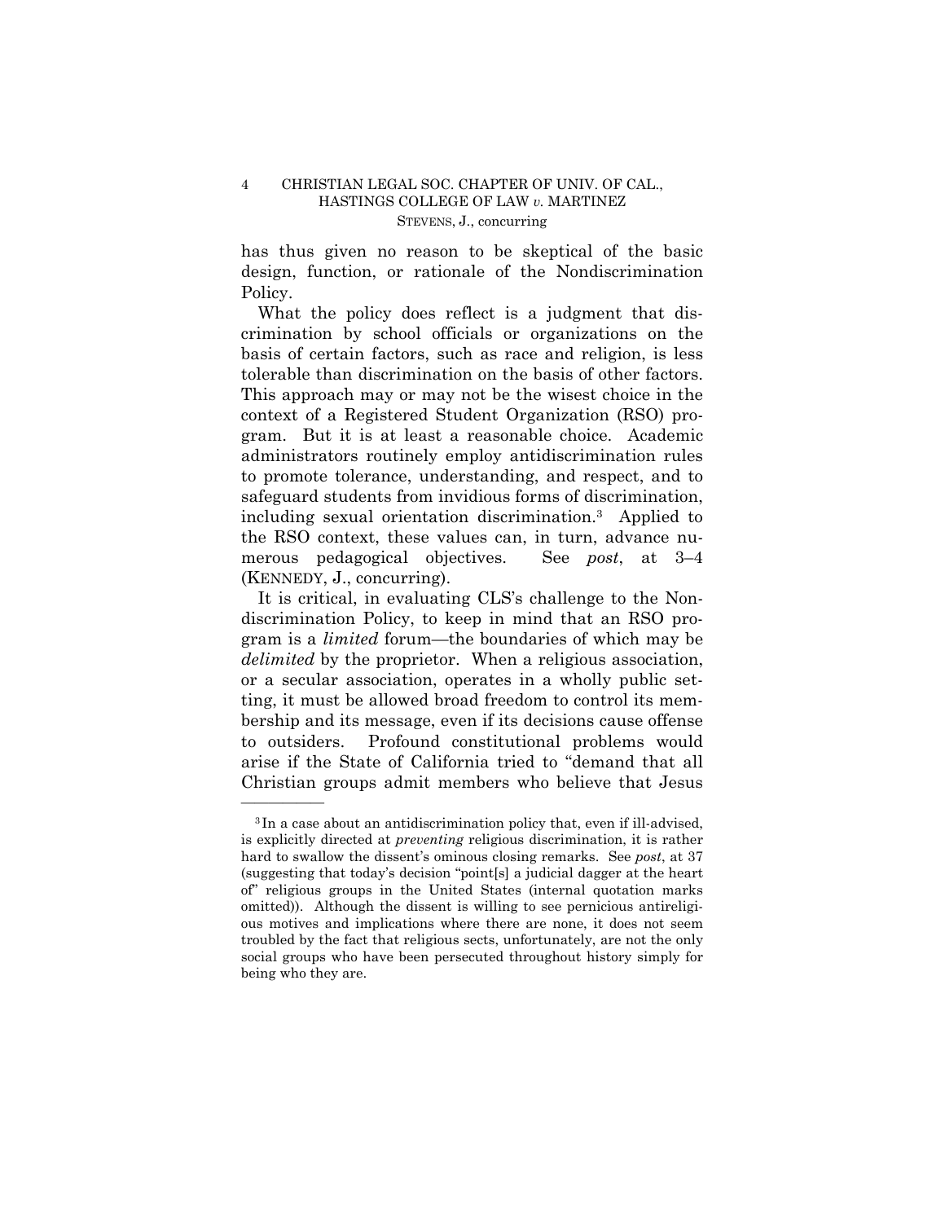has thus given no reason to be skeptical of the basic design, function, or rationale of the Nondiscrimination Policy.

What the policy does reflect is a judgment that discrimination by school officials or organizations on the basis of certain factors, such as race and religion, is less tolerable than discrimination on the basis of other factors. This approach may or may not be the wisest choice in the context of a Registered Student Organization (RSO) program. But it is at least a reasonable choice. Academic administrators routinely employ antidiscrimination rules to promote tolerance, understanding, and respect, and to safeguard students from invidious forms of discrimination, including sexual orientation discrimination.[3] Applied to the RSO context, these values can, in turn, advance numerous pedagogical objectives. See *post*, at 3–4 (KENNEDY, J., concurring).

It is critical, in evaluating CLS's challenge to the Nondiscrimination Policy, to keep in mind that an RSO program is a *limited* forum—the boundaries of which may be *delimited* by the proprietor. When a religious association, or a secular association, operates in a wholly public setting, it must be allowed broad freedom to control its membership and its message, even if its decisions cause offense to outsiders. Profound constitutional problems would arise if the State of California tried to "demand that all Christian groups admit members who believe that Jesus

---

[3] In a case about an antidiscrimination policy that, even if ill-advised, is explicitly directed at *preventing* religious discrimination, it is rather hard to swallow the dissent's ominous closing remarks. See *post*, at 37 (suggesting that today's decision "point[s] a judicial dagger at the heart of" religious groups in the United States (internal quotation marks omitted)). Although the dissent is willing to see pernicious antireligious motives and implications where there are none, it does not seem troubled by the fact that religious sects, unfortunately, are not the only social groups who have been persecuted throughout history simply for being who they are.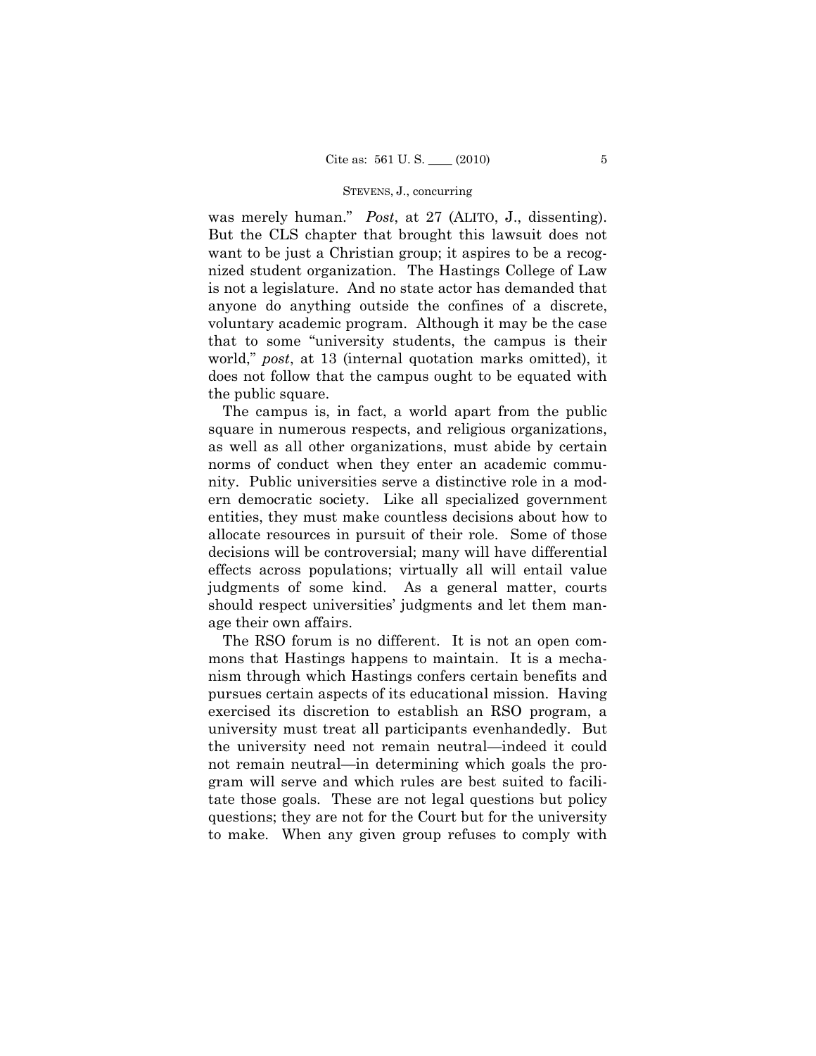was merely human." *Post*, at 27 (ALITO, J., dissenting). But the CLS chapter that brought this lawsuit does not want to be just a Christian group; it aspires to be a recognized student organization. The Hastings College of Law is not a legislature. And no state actor has demanded that anyone do anything outside the confines of a discrete, voluntary academic program. Although it may be the case that to some "university students, the campus is their world," *post*, at 13 (internal quotation marks omitted), it does not follow that the campus ought to be equated with the public square.

The campus is, in fact, a world apart from the public square in numerous respects, and religious organizations, as well as all other organizations, must abide by certain norms of conduct when they enter an academic community. Public universities serve a distinctive role in a modern democratic society. Like all specialized government entities, they must make countless decisions about how to allocate resources in pursuit of their role. Some of those decisions will be controversial; many will have differential effects across populations; virtually all will entail value judgments of some kind. As a general matter, courts should respect universities' judgments and let them manage their own affairs.

The RSO forum is no different. It is not an open commons that Hastings happens to maintain. It is a mechanism through which Hastings confers certain benefits and pursues certain aspects of its educational mission. Having exercised its discretion to establish an RSO program, a university must treat all participants evenhandedly. But the university need not remain neutral—indeed it could not remain neutral—in determining which goals the program will serve and which rules are best suited to facilitate those goals. These are not legal questions but policy questions; they are not for the Court but for the university to make. When any given group refuses to comply with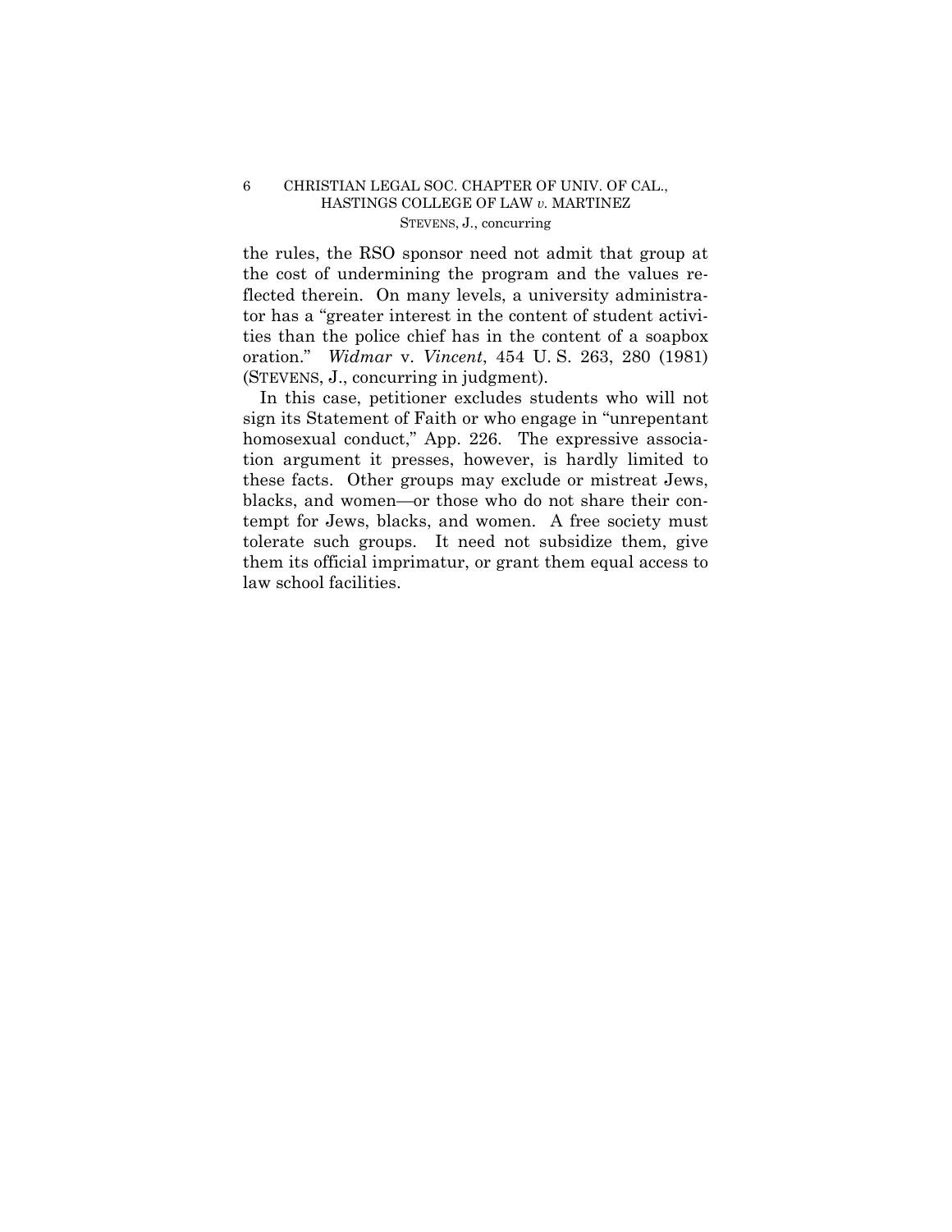the rules, the RSO sponsor need not admit that group at the cost of undermining the program and the values reflected therein. On many levels, a university administrator has a "greater interest in the content of student activities than the police chief has in the content of a soapbox oration." *Widmar* v. *Vincent*, 454 U. S. 263, 280 (1981) (STEVENS, J., concurring in judgment).

In this case, petitioner excludes students who will not sign its Statement of Faith or who engage in "unrepentant homosexual conduct," App. 226. The expressive association argument it presses, however, is hardly limited to these facts. Other groups may exclude or mistreat Jews, blacks, and women—or those who do not share their contempt for Jews, blacks, and women. A free society must tolerate such groups. It need not subsidize them, give them its official imprimatur, or grant them equal access to law school facilities.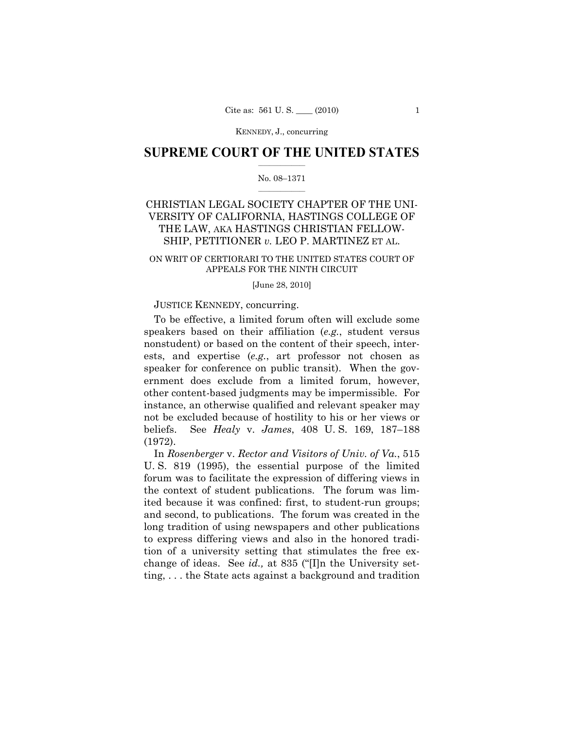# SUPREME COURT OF THE UNITED STATES

No. 08–1371

CHRISTIAN LEGAL SOCIETY CHAPTER OF THE UNIVERSITY OF CALIFORNIA, HASTINGS COLLEGE OF THE LAW, AKA HASTINGS CHRISTIAN FELLOWSHIP, PETITIONER *v.* LEO P. MARTINEZ ET AL.

ON WRIT OF CERTIORARI TO THE UNITED STATES COURT OF APPEALS FOR THE NINTH CIRCUIT

[June 28, 2010]

JUSTICE KENNEDY, concurring.

To be effective, a limited forum often will exclude some speakers based on their affiliation (*e.g.*, student versus nonstudent) or based on the content of their speech, interests, and expertise (*e.g.*, art professor not chosen as speaker for conference on public transit). When the government does exclude from a limited forum, however, other content-based judgments may be impermissible. For instance, an otherwise qualified and relevant speaker may not be excluded because of hostility to his or her views or beliefs. See *Healy* v. *James*, 408 U. S. 169, 187–188 (1972).

In *Rosenberger* v. *Rector and Visitors of Univ. of Va.*, 515 U. S. 819 (1995), the essential purpose of the limited forum was to facilitate the expression of differing views in the context of student publications. The forum was limited because it was confined: first, to student-run groups; and second, to publications. The forum was created in the long tradition of using newspapers and other publications to express differing views and also in the honored tradition of a university setting that stimulates the free exchange of ideas. See *id.,* at 835 ("[I]n the University setting, . . . the State acts against a background and tradition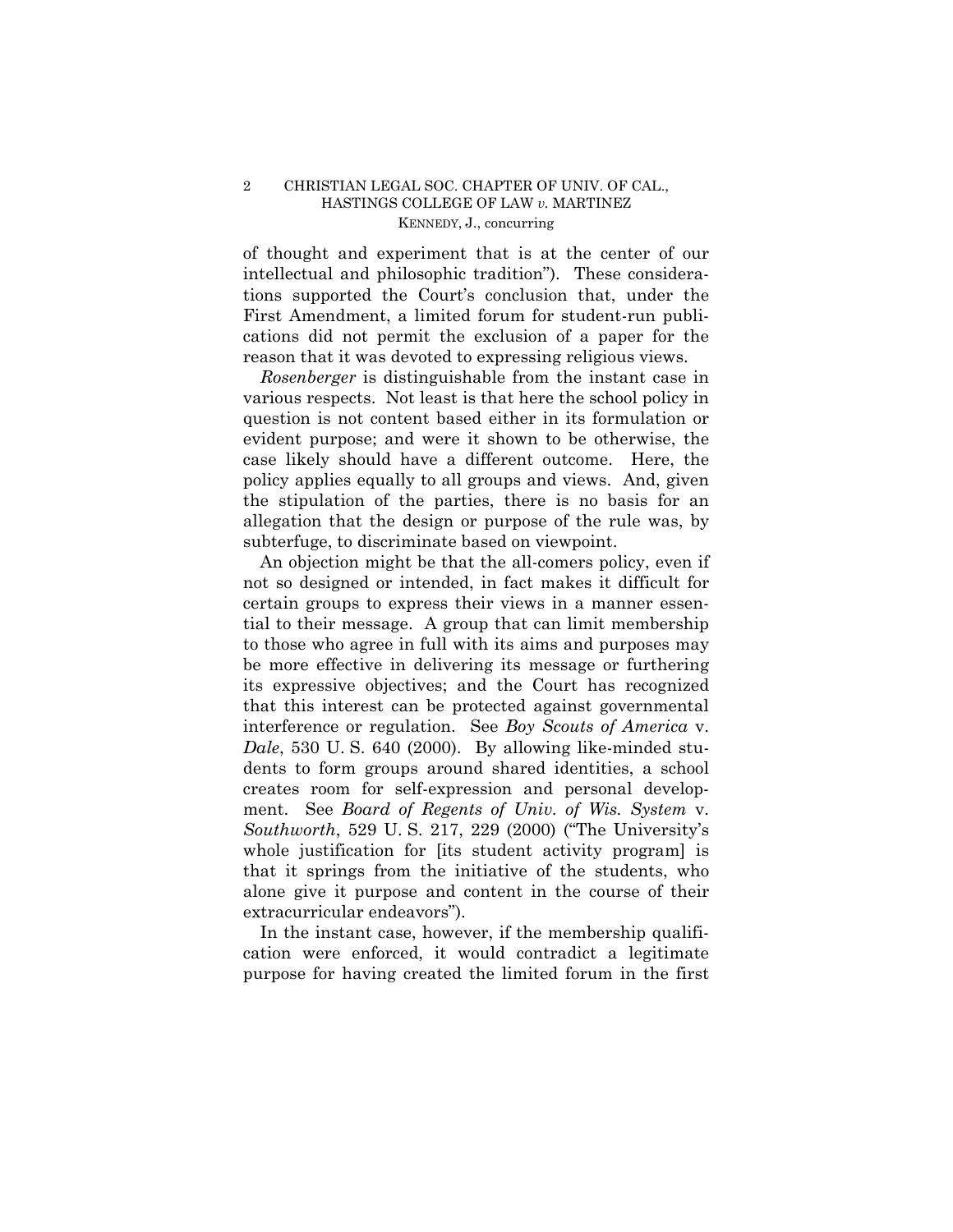of thought and experiment that is at the center of our intellectual and philosophic tradition"). These considerations supported the Court's conclusion that, under the First Amendment, a limited forum for student-run publications did not permit the exclusion of a paper for the reason that it was devoted to expressing religious views.

*Rosenberger* is distinguishable from the instant case in various respects. Not least is that here the school policy in question is not content based either in its formulation or evident purpose; and were it shown to be otherwise, the case likely should have a different outcome. Here, the policy applies equally to all groups and views. And, given the stipulation of the parties, there is no basis for an allegation that the design or purpose of the rule was, by subterfuge, to discriminate based on viewpoint.

An objection might be that the all-comers policy, even if not so designed or intended, in fact makes it difficult for certain groups to express their views in a manner essential to their message. A group that can limit membership to those who agree in full with its aims and purposes may be more effective in delivering its message or furthering its expressive objectives; and the Court has recognized that this interest can be protected against governmental interference or regulation. See *Boy Scouts of America* v. *Dale*, 530 U. S. 640 (2000). By allowing like-minded students to form groups around shared identities, a school creates room for self-expression and personal development. See *Board of Regents of Univ. of Wis. System* v. *Southworth*, 529 U. S. 217, 229 (2000) ("The University's whole justification for [its student activity program] is that it springs from the initiative of the students, who alone give it purpose and content in the course of their extracurricular endeavors").

In the instant case, however, if the membership qualification were enforced, it would contradict a legitimate purpose for having created the limited forum in the first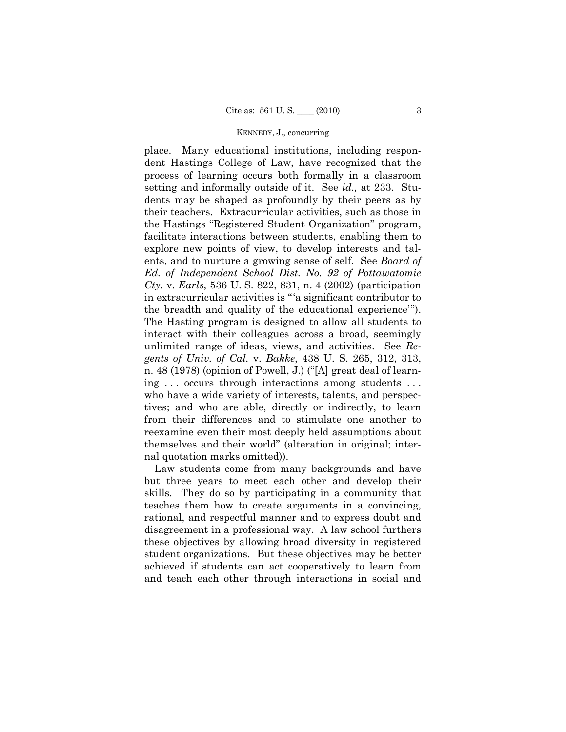place. Many educational institutions, including respondent Hastings College of Law, have recognized that the process of learning occurs both formally in a classroom setting and informally outside of it. See *id.,* at 233. Students may be shaped as profoundly by their peers as by their teachers. Extracurricular activities, such as those in the Hastings "Registered Student Organization" program, facilitate interactions between students, enabling them to explore new points of view, to develop interests and talents, and to nurture a growing sense of self. See *Board of Ed. of Independent School Dist. No. 92 of Pottawatomie Cty.* v. *Earls*, 536 U. S. 822, 831, n. 4 (2002) (participation in extracurricular activities is "'a significant contributor to the breadth and quality of the educational experience'"). The Hasting program is designed to allow all students to interact with their colleagues across a broad, seemingly unlimited range of ideas, views, and activities. See *Regents of Univ. of Cal.* v. *Bakke*, 438 U. S. 265, 312, 313, n. 48 (1978) (opinion of Powell, J.) ("[A] great deal of learning . . . occurs through interactions among students . . . who have a wide variety of interests, talents, and perspectives; and who are able, directly or indirectly, to learn from their differences and to stimulate one another to reexamine even their most deeply held assumptions about themselves and their world" (alteration in original; internal quotation marks omitted)).

Law students come from many backgrounds and have but three years to meet each other and develop their skills. They do so by participating in a community that teaches them how to create arguments in a convincing, rational, and respectful manner and to express doubt and disagreement in a professional way. A law school furthers these objectives by allowing broad diversity in registered student organizations. But these objectives may be better achieved if students can act cooperatively to learn from and teach each other through interactions in social and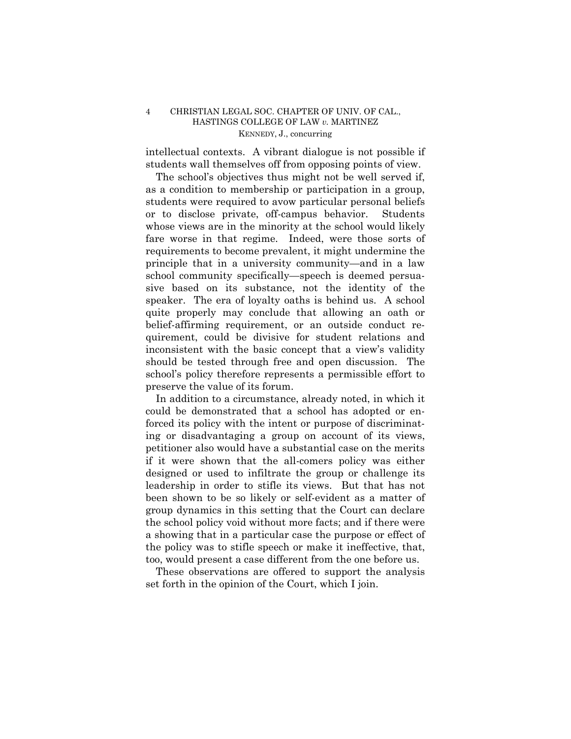intellectual contexts. A vibrant dialogue is not possible if students wall themselves off from opposing points of view.

The school's objectives thus might not be well served if, as a condition to membership or participation in a group, students were required to avow particular personal beliefs or to disclose private, off-campus behavior. Students whose views are in the minority at the school would likely fare worse in that regime. Indeed, were those sorts of requirements to become prevalent, it might undermine the principle that in a university community—and in a law school community specifically—speech is deemed persuasive based on its substance, not the identity of the speaker. The era of loyalty oaths is behind us. A school quite properly may conclude that allowing an oath or belief-affirming requirement, or an outside conduct requirement, could be divisive for student relations and inconsistent with the basic concept that a view's validity should be tested through free and open discussion. The school's policy therefore represents a permissible effort to preserve the value of its forum.

In addition to a circumstance, already noted, in which it could be demonstrated that a school has adopted or enforced its policy with the intent or purpose of discriminating or disadvantaging a group on account of its views, petitioner also would have a substantial case on the merits if it were shown that the all-comers policy was either designed or used to infiltrate the group or challenge its leadership in order to stifle its views. But that has not been shown to be so likely or self-evident as a matter of group dynamics in this setting that the Court can declare the school policy void without more facts; and if there were a showing that in a particular case the purpose or effect of the policy was to stifle speech or make it ineffective, that, too, would present a case different from the one before us.

These observations are offered to support the analysis set forth in the opinion of the Court, which I join.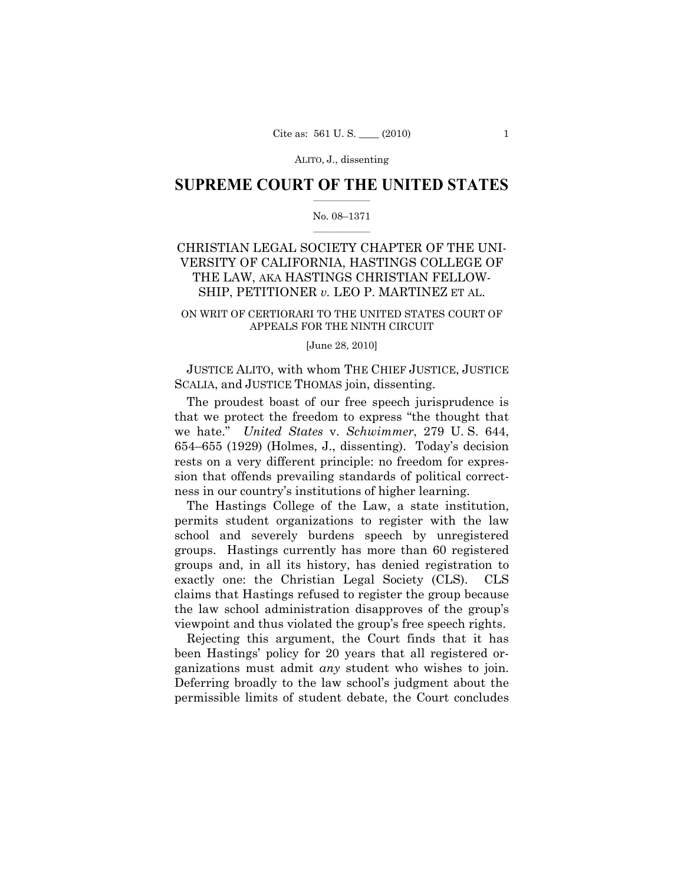## SUPREME COURT OF THE UNITED STATES

No. 08–1371

CHRISTIAN LEGAL SOCIETY CHAPTER OF THE UNIVERSITY OF CALIFORNIA, HASTINGS COLLEGE OF THE LAW, AKA HASTINGS CHRISTIAN FELLOWSHIP, PETITIONER *v.* LEO P. MARTINEZ ET AL.

ON WRIT OF CERTIORARI TO THE UNITED STATES COURT OF APPEALS FOR THE NINTH CIRCUIT

[June 28, 2010]

JUSTICE ALITO, with whom THE CHIEF JUSTICE, JUSTICE SCALIA, and JUSTICE THOMAS join, dissenting.

The proudest boast of our free speech jurisprudence is that we protect the freedom to express "the thought that we hate." *United States* v. *Schwimmer*, 279 U. S. 644, 654–655 (1929) (Holmes, J., dissenting). Today's decision rests on a very different principle: no freedom for expression that offends prevailing standards of political correctness in our country's institutions of higher learning.

The Hastings College of the Law, a state institution, permits student organizations to register with the law school and severely burdens speech by unregistered groups. Hastings currently has more than 60 registered groups and, in all its history, has denied registration to exactly one: the Christian Legal Society (CLS). CLS claims that Hastings refused to register the group because the law school administration disapproves of the group's viewpoint and thus violated the group's free speech rights.

Rejecting this argument, the Court finds that it has been Hastings' policy for 20 years that all registered organizations must admit *any* student who wishes to join. Deferring broadly to the law school's judgment about the permissible limits of student debate, the Court concludes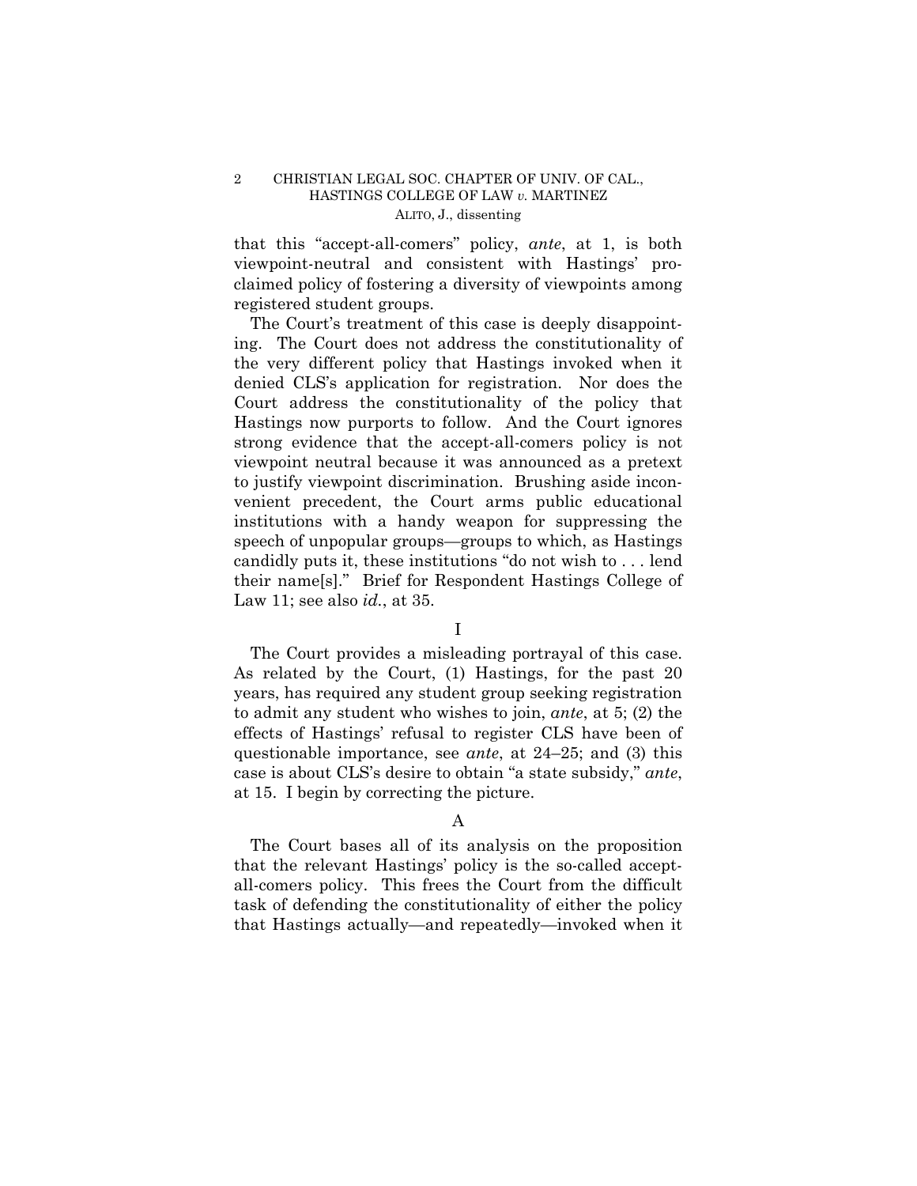that this "accept-all-comers" policy, *ante*, at 1, is both viewpoint-neutral and consistent with Hastings' proclaimed policy of fostering a diversity of viewpoints among registered student groups.

The Court's treatment of this case is deeply disappointing. The Court does not address the constitutionality of the very different policy that Hastings invoked when it denied CLS's application for registration. Nor does the Court address the constitutionality of the policy that Hastings now purports to follow. And the Court ignores strong evidence that the accept-all-comers policy is not viewpoint neutral because it was announced as a pretext to justify viewpoint discrimination. Brushing aside inconvenient precedent, the Court arms public educational institutions with a handy weapon for suppressing the speech of unpopular groups—groups to which, as Hastings candidly puts it, these institutions "do not wish to . . . lend their name[s]." Brief for Respondent Hastings College of Law 11; see also *id.*, at 35.

## I

The Court provides a misleading portrayal of this case. As related by the Court, (1) Hastings, for the past 20 years, has required any student group seeking registration to admit any student who wishes to join, *ante*, at 5; (2) the effects of Hastings' refusal to register CLS have been of questionable importance, see *ante*, at 24–25; and (3) this case is about CLS's desire to obtain "a state subsidy," *ante*, at 15. I begin by correcting the picture.

### A

The Court bases all of its analysis on the proposition that the relevant Hastings' policy is the so-called accept-all-comers policy. This frees the Court from the difficult task of defending the constitutionality of either the policy that Hastings actually—and repeatedly—invoked when it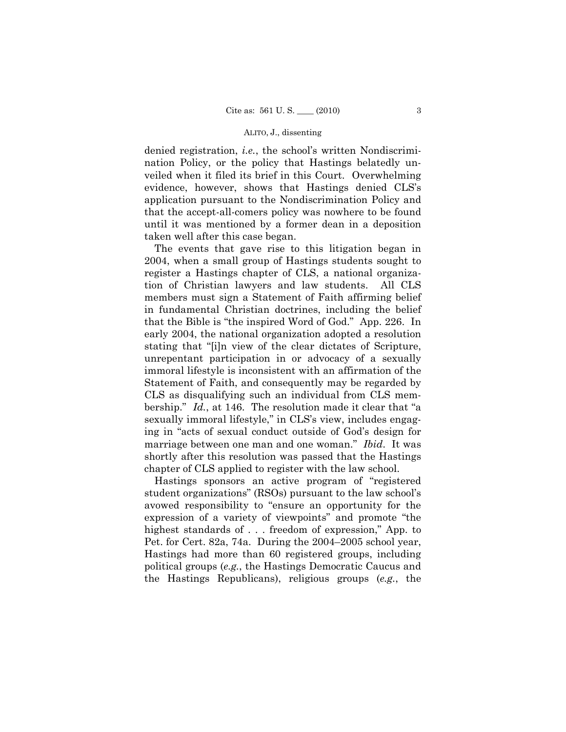denied registration, *i.e.*, the school's written Nondiscrimination Policy, or the policy that Hastings belatedly unveiled when it filed its brief in this Court. Overwhelming evidence, however, shows that Hastings denied CLS's application pursuant to the Nondiscrimination Policy and that the accept-all-comers policy was nowhere to be found until it was mentioned by a former dean in a deposition taken well after this case began.

The events that gave rise to this litigation began in 2004, when a small group of Hastings students sought to register a Hastings chapter of CLS, a national organization of Christian lawyers and law students. All CLS members must sign a Statement of Faith affirming belief in fundamental Christian doctrines, including the belief that the Bible is "the inspired Word of God." App. 226. In early 2004, the national organization adopted a resolution stating that "[i]n view of the clear dictates of Scripture, unrepentant participation in or advocacy of a sexually immoral lifestyle is inconsistent with an affirmation of the Statement of Faith, and consequently may be regarded by CLS as disqualifying such an individual from CLS membership." *Id.*, at 146. The resolution made it clear that "a sexually immoral lifestyle," in CLS's view, includes engaging in "acts of sexual conduct outside of God's design for marriage between one man and one woman." *Ibid*. It was shortly after this resolution was passed that the Hastings chapter of CLS applied to register with the law school.

Hastings sponsors an active program of "registered student organizations" (RSOs) pursuant to the law school's avowed responsibility to "ensure an opportunity for the expression of a variety of viewpoints" and promote "the highest standards of . . . freedom of expression," App. to Pet. for Cert. 82a, 74a. During the 2004–2005 school year, Hastings had more than 60 registered groups, including political groups (*e.g.*, the Hastings Democratic Caucus and the Hastings Republicans), religious groups (*e.g.*, the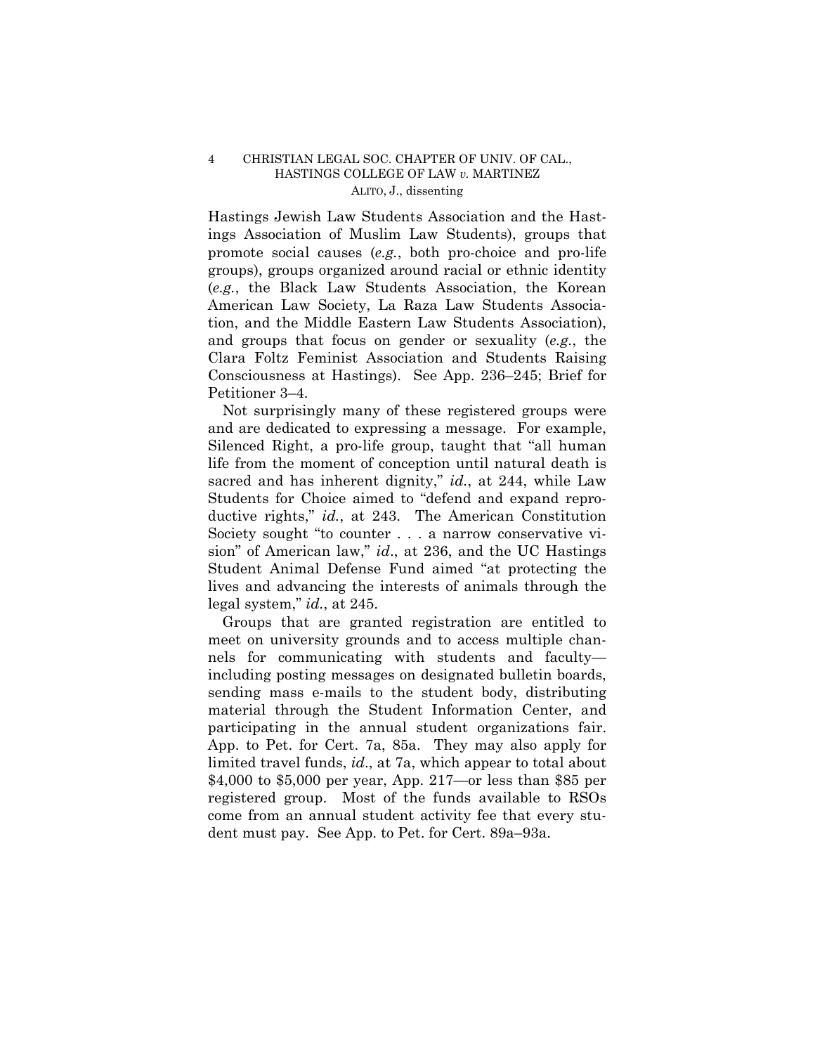Hastings Jewish Law Students Association and the Hastings Association of Muslim Law Students), groups that promote social causes (*e.g.*, both pro-choice and pro-life groups), groups organized around racial or ethnic identity (*e.g.*, the Black Law Students Association, the Korean American Law Society, La Raza Law Students Association, and the Middle Eastern Law Students Association), and groups that focus on gender or sexuality (*e.g.*, the Clara Foltz Feminist Association and Students Raising Consciousness at Hastings). See App. 236–245; Brief for Petitioner 3–4.

Not surprisingly many of these registered groups were and are dedicated to expressing a message. For example, Silenced Right, a pro-life group, taught that "all human life from the moment of conception until natural death is sacred and has inherent dignity," *id.*, at 244, while Law Students for Choice aimed to "defend and expand reproductive rights," *id.*, at 243. The American Constitution Society sought "to counter . . . a narrow conservative vision" of American law," *id*., at 236, and the UC Hastings Student Animal Defense Fund aimed "at protecting the lives and advancing the interests of animals through the legal system," *id.*, at 245.

Groups that are granted registration are entitled to meet on university grounds and to access multiple channels for communicating with students and faculty—including posting messages on designated bulletin boards, sending mass e-mails to the student body, distributing material through the Student Information Center, and participating in the annual student organizations fair. App. to Pet. for Cert. 7a, 85a. They may also apply for limited travel funds, *id*., at 7a, which appear to total about $4,000 to $5,000 per year, App. 217—or less than $85 per registered group. Most of the funds available to RSOs come from an annual student activity fee that every student must pay. See App. to Pet. for Cert. 89a–93a.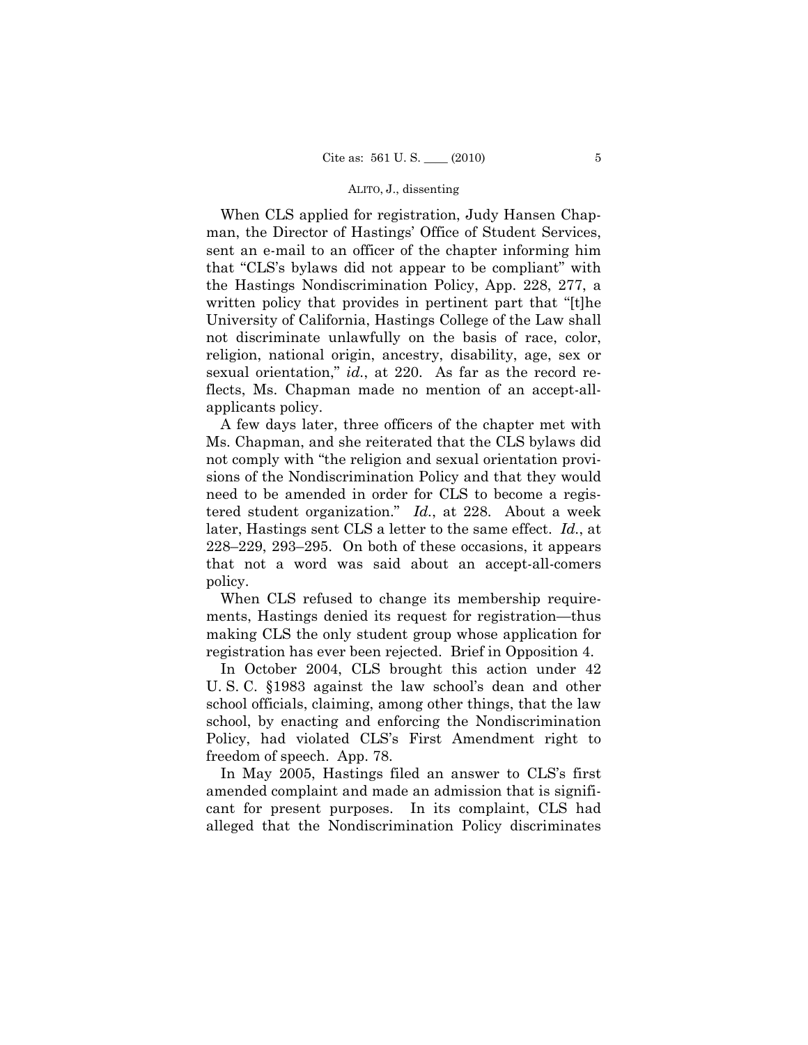When CLS applied for registration, Judy Hansen Chapman, the Director of Hastings' Office of Student Services, sent an e-mail to an officer of the chapter informing him that "CLS's bylaws did not appear to be compliant" with the Hastings Nondiscrimination Policy, App. 228, 277, a written policy that provides in pertinent part that "[t]he University of California, Hastings College of the Law shall not discriminate unlawfully on the basis of race, color, religion, national origin, ancestry, disability, age, sex or sexual orientation," *id.*, at 220. As far as the record reflects, Ms. Chapman made no mention of an accept-all-applicants policy.

A few days later, three officers of the chapter met with Ms. Chapman, and she reiterated that the CLS bylaws did not comply with "the religion and sexual orientation provisions of the Nondiscrimination Policy and that they would need to be amended in order for CLS to become a registered student organization." *Id.*, at 228. About a week later, Hastings sent CLS a letter to the same effect. *Id.*, at 228–229, 293–295. On both of these occasions, it appears that not a word was said about an accept-all-comers policy.

When CLS refused to change its membership requirements, Hastings denied its request for registration—thus making CLS the only student group whose application for registration has ever been rejected. Brief in Opposition 4.

In October 2004, CLS brought this action under 42 U. S. C. §1983 against the law school's dean and other school officials, claiming, among other things, that the law school, by enacting and enforcing the Nondiscrimination Policy, had violated CLS's First Amendment right to freedom of speech. App. 78.

In May 2005, Hastings filed an answer to CLS's first amended complaint and made an admission that is significant for present purposes. In its complaint, CLS had alleged that the Nondiscrimination Policy discriminates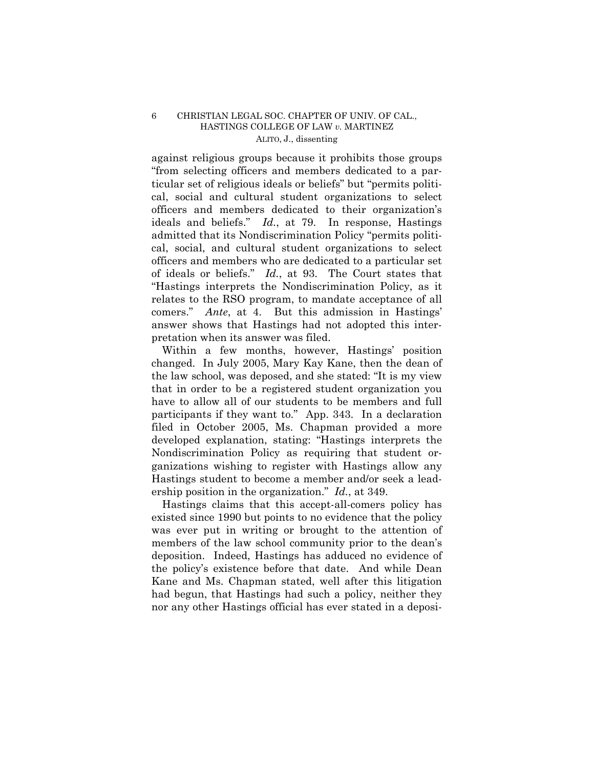against religious groups because it prohibits those groups "from selecting officers and members dedicated to a particular set of religious ideals or beliefs" but "permits political, social and cultural student organizations to select officers and members dedicated to their organization's ideals and beliefs." *Id.*, at 79. In response, Hastings admitted that its Nondiscrimination Policy "permits political, social, and cultural student organizations to select officers and members who are dedicated to a particular set of ideals or beliefs." *Id.*, at 93. The Court states that "Hastings interprets the Nondiscrimination Policy, as it relates to the RSO program, to mandate acceptance of all comers." *Ante*, at 4. But this admission in Hastings' answer shows that Hastings had not adopted this interpretation when its answer was filed.

Within a few months, however, Hastings' position changed. In July 2005, Mary Kay Kane, then the dean of the law school, was deposed, and she stated: "It is my view that in order to be a registered student organization you have to allow all of our students to be members and full participants if they want to." App. 343. In a declaration filed in October 2005, Ms. Chapman provided a more developed explanation, stating: "Hastings interprets the Nondiscrimination Policy as requiring that student organizations wishing to register with Hastings allow any Hastings student to become a member and/or seek a leadership position in the organization." *Id.*, at 349.

Hastings claims that this accept-all-comers policy has existed since 1990 but points to no evidence that the policy was ever put in writing or brought to the attention of members of the law school community prior to the dean's deposition. Indeed, Hastings has adduced no evidence of the policy's existence before that date. And while Dean Kane and Ms. Chapman stated, well after this litigation had begun, that Hastings had such a policy, neither they nor any other Hastings official has ever stated in a deposi-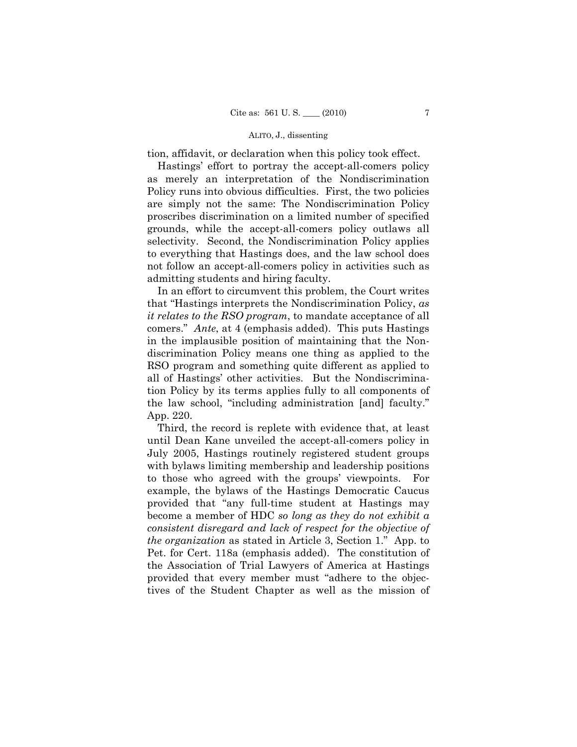tion, affidavit, or declaration when this policy took effect.

Hastings' effort to portray the accept-all-comers policy as merely an interpretation of the Nondiscrimination Policy runs into obvious difficulties. First, the two policies are simply not the same: The Nondiscrimination Policy proscribes discrimination on a limited number of specified grounds, while the accept-all-comers policy outlaws all selectivity. Second, the Nondiscrimination Policy applies to everything that Hastings does, and the law school does not follow an accept-all-comers policy in activities such as admitting students and hiring faculty.

In an effort to circumvent this problem, the Court writes that "Hastings interprets the Nondiscrimination Policy, *as it relates to the RSO program*, to mandate acceptance of all comers." *Ante*, at 4 (emphasis added). This puts Hastings in the implausible position of maintaining that the Nondiscrimination Policy means one thing as applied to the RSO program and something quite different as applied to all of Hastings' other activities. But the Nondiscrimination Policy by its terms applies fully to all components of the law school, "including administration [and] faculty." App. 220.

Third, the record is replete with evidence that, at least until Dean Kane unveiled the accept-all-comers policy in July 2005, Hastings routinely registered student groups with bylaws limiting membership and leadership positions to those who agreed with the groups' viewpoints. For example, the bylaws of the Hastings Democratic Caucus provided that "any full-time student at Hastings may become a member of HDC *so long as they do not exhibit a consistent disregard and lack of respect for the objective of the organization* as stated in Article 3, Section 1." App. to Pet. for Cert. 118a (emphasis added). The constitution of the Association of Trial Lawyers of America at Hastings provided that every member must "adhere to the objectives of the Student Chapter as well as the mission of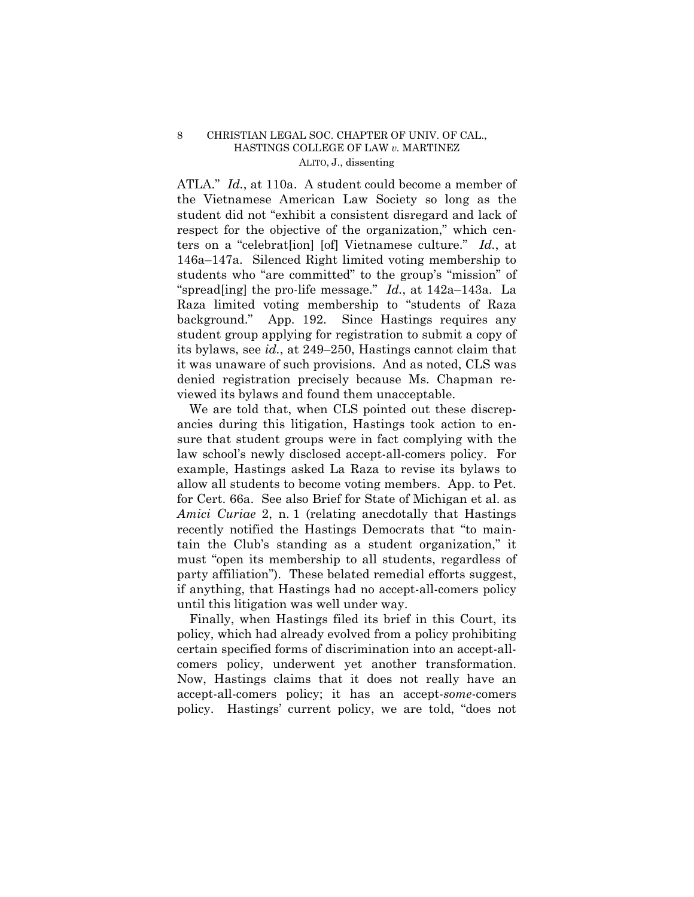ATLA." *Id.*, at 110a. A student could become a member of the Vietnamese American Law Society so long as the student did not "exhibit a consistent disregard and lack of respect for the objective of the organization," which centers on a "celebrat[ion] [of] Vietnamese culture." *Id.*, at 146a–147a. Silenced Right limited voting membership to students who "are committed" to the group's "mission" of "spread[ing] the pro-life message." *Id.*, at 142a–143a. La Raza limited voting membership to "students of Raza background." App. 192. Since Hastings requires any student group applying for registration to submit a copy of its bylaws, see *id.*, at 249–250, Hastings cannot claim that it was unaware of such provisions. And as noted, CLS was denied registration precisely because Ms. Chapman reviewed its bylaws and found them unacceptable.

We are told that, when CLS pointed out these discrepancies during this litigation, Hastings took action to ensure that student groups were in fact complying with the law school's newly disclosed accept-all-comers policy. For example, Hastings asked La Raza to revise its bylaws to allow all students to become voting members. App. to Pet. for Cert. 66a. See also Brief for State of Michigan et al. as *Amici Curiae* 2, n. 1 (relating anecdotally that Hastings recently notified the Hastings Democrats that "to maintain the Club's standing as a student organization," it must "open its membership to all students, regardless of party affiliation"). These belated remedial efforts suggest, if anything, that Hastings had no accept-all-comers policy until this litigation was well under way.

Finally, when Hastings filed its brief in this Court, its policy, which had already evolved from a policy prohibiting certain specified forms of discrimination into an accept-all-comers policy, underwent yet another transformation. Now, Hastings claims that it does not really have an accept-all-comers policy; it has an accept-*some*-comers policy. Hastings' current policy, we are told, "does not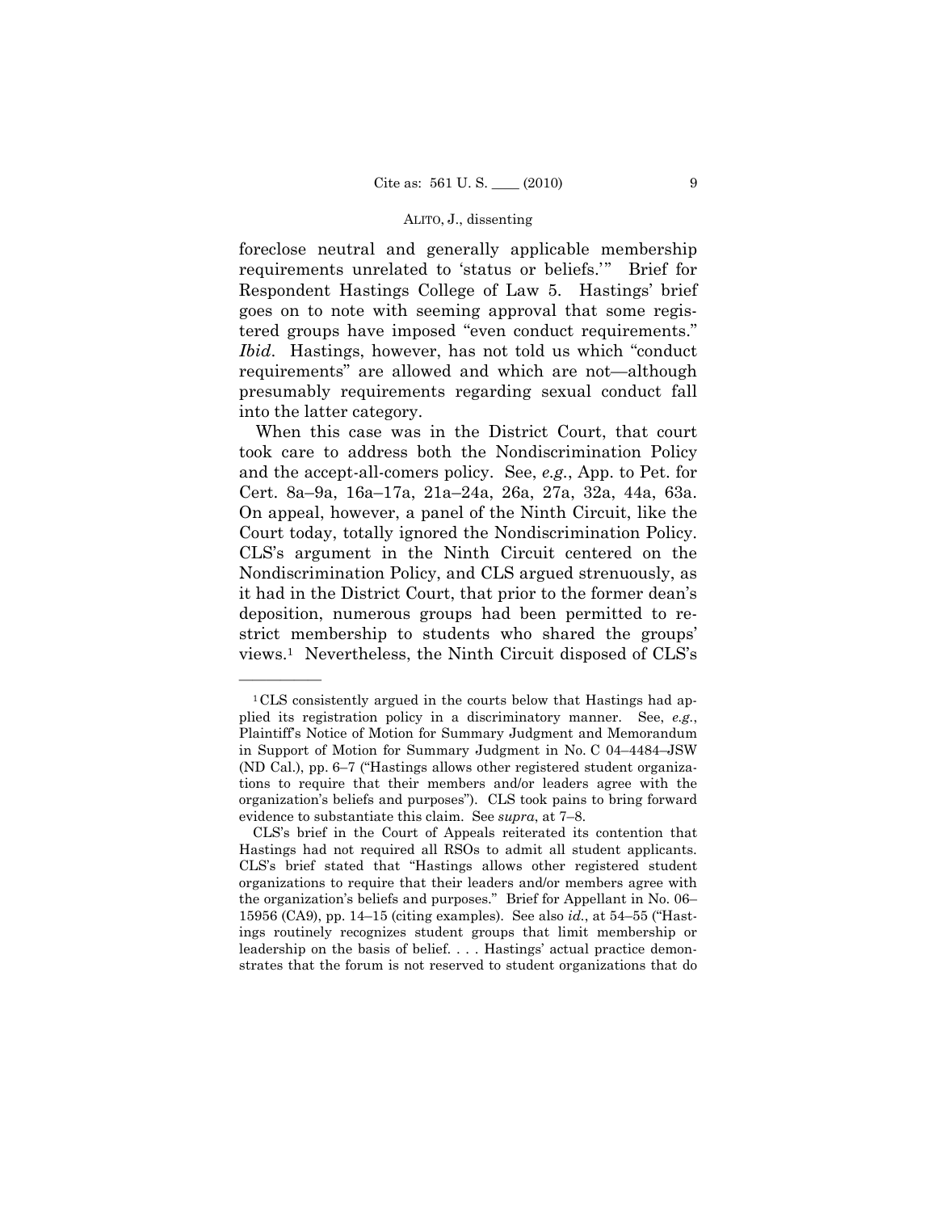foreclose neutral and generally applicable membership requirements unrelated to 'status or beliefs.'" Brief for Respondent Hastings College of Law 5. Hastings' brief goes on to note with seeming approval that some registered groups have imposed "even conduct requirements." *Ibid*. Hastings, however, has not told us which "conduct requirements" are allowed and which are not—although presumably requirements regarding sexual conduct fall into the latter category.

When this case was in the District Court, that court took care to address both the Nondiscrimination Policy and the accept-all-comers policy. See, *e.g.*, App. to Pet. for Cert. 8a–9a, 16a–17a, 21a–24a, 26a, 27a, 32a, 44a, 63a. On appeal, however, a panel of the Ninth Circuit, like the Court today, totally ignored the Nondiscrimination Policy. CLS's argument in the Ninth Circuit centered on the Nondiscrimination Policy, and CLS argued strenuously, as it had in the District Court, that prior to the former dean's deposition, numerous groups had been permitted to restrict membership to students who shared the groups' views.[1] Nevertheless, the Ninth Circuit disposed of CLS's

---

[1] CLS consistently argued in the courts below that Hastings had applied its registration policy in a discriminatory manner. See, *e.g.*, Plaintiff's Notice of Motion for Summary Judgment and Memorandum in Support of Motion for Summary Judgment in No. C 04–4484–JSW (ND Cal.), pp. 6–7 ("Hastings allows other registered student organizations to require that their members and/or leaders agree with the organization's beliefs and purposes"). CLS took pains to bring forward evidence to substantiate this claim. See *supra*, at 7–8.

CLS's brief in the Court of Appeals reiterated its contention that Hastings had not required all RSOs to admit all student applicants. CLS's brief stated that "Hastings allows other registered student organizations to require that their leaders and/or members agree with the organization's beliefs and purposes." Brief for Appellant in No. 06–15956 (CA9), pp. 14–15 (citing examples). See also *id.*, at 54–55 ("Hastings routinely recognizes student groups that limit membership or leadership on the basis of belief. . . . Hastings' actual practice demonstrates that the forum is not reserved to student organizations that do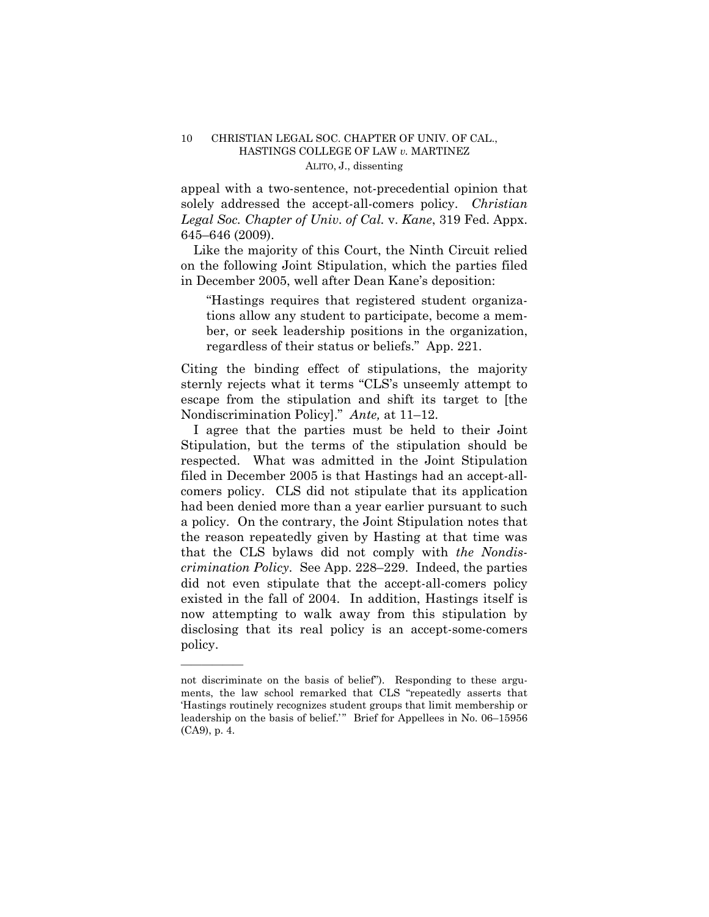appeal with a two-sentence, not-precedential opinion that solely addressed the accept-all-comers policy. *Christian Legal Soc. Chapter of Univ. of Cal.* v. *Kane*, 319 Fed. Appx. 645–646 (2009).

Like the majority of this Court, the Ninth Circuit relied on the following Joint Stipulation, which the parties filed in December 2005, well after Dean Kane's deposition:

> "Hastings requires that registered student organizations allow any student to participate, become a member, or seek leadership positions in the organization, regardless of their status or beliefs." App. 221.

Citing the binding effect of stipulations, the majority sternly rejects what it terms "CLS's unseemly attempt to escape from the stipulation and shift its target to [the Nondiscrimination Policy]." *Ante,* at 11–12.

I agree that the parties must be held to their Joint Stipulation, but the terms of the stipulation should be respected. What was admitted in the Joint Stipulation filed in December 2005 is that Hastings had an accept-all-comers policy. CLS did not stipulate that its application had been denied more than a year earlier pursuant to such a policy. On the contrary, the Joint Stipulation notes that the reason repeatedly given by Hasting at that time was that the CLS bylaws did not comply with *the Nondiscrimination Policy*. See App. 228–229. Indeed, the parties did not even stipulate that the accept-all-comers policy existed in the fall of 2004. In addition, Hastings itself is now attempting to walk away from this stipulation by disclosing that its real policy is an accept-some-comers policy.

---

not discriminate on the basis of belief"). Responding to these arguments, the law school remarked that CLS "repeatedly asserts that 'Hastings routinely recognizes student groups that limit membership or leadership on the basis of belief.'" Brief for Appellees in No. 06–15956 (CA9), p. 4.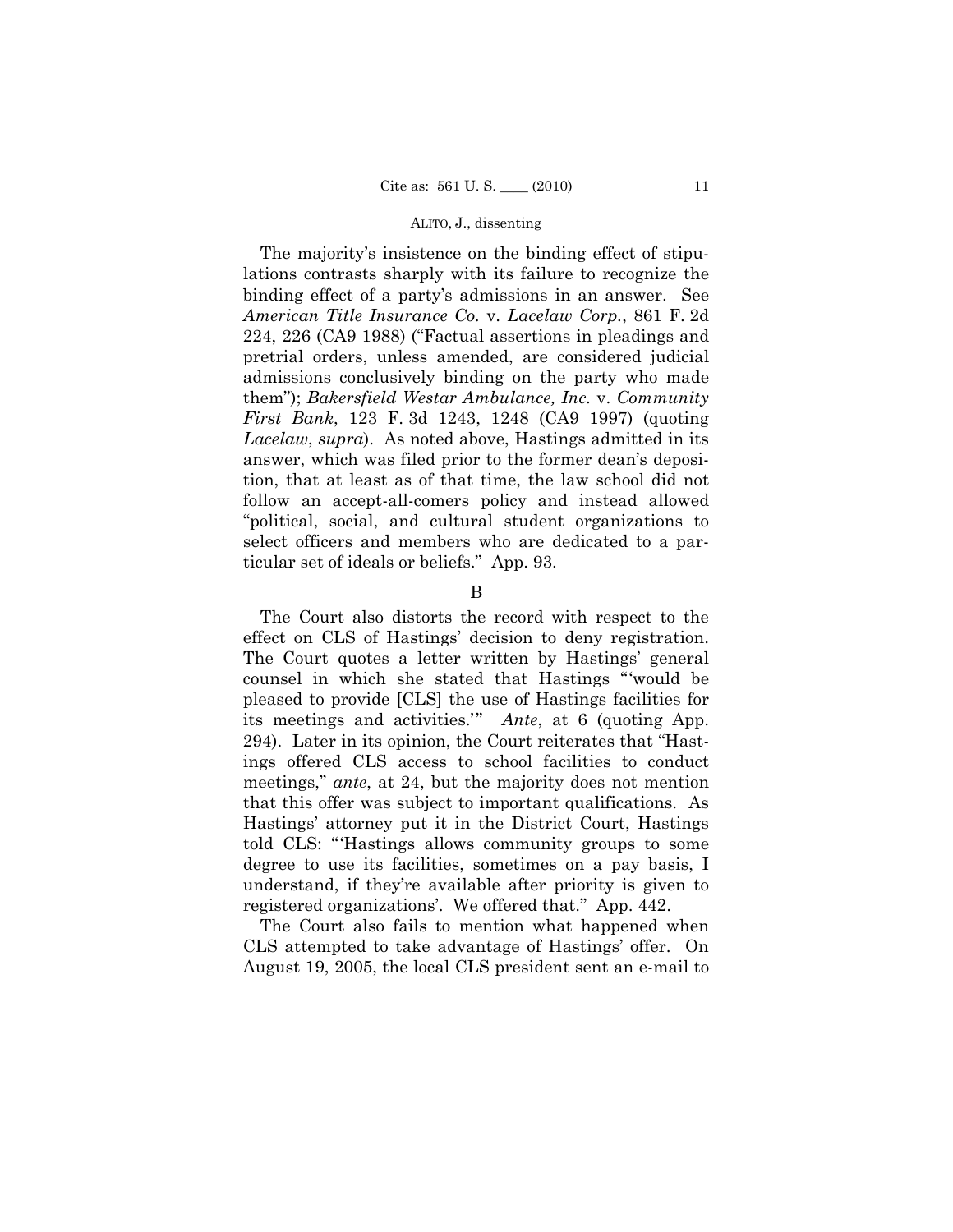The majority's insistence on the binding effect of stipulations contrasts sharply with its failure to recognize the binding effect of a party's admissions in an answer. See *American Title Insurance Co.* v. *Lacelaw Corp.*, 861 F. 2d 224, 226 (CA9 1988) ("Factual assertions in pleadings and pretrial orders, unless amended, are considered judicial admissions conclusively binding on the party who made them"); *Bakersfield Westar Ambulance, Inc.* v. *Community First Bank*, 123 F. 3d 1243, 1248 (CA9 1997) (quoting *Lacelaw*, *supra*). As noted above, Hastings admitted in its answer, which was filed prior to the former dean's deposition, that at least as of that time, the law school did not follow an accept-all-comers policy and instead allowed "political, social, and cultural student organizations to select officers and members who are dedicated to a particular set of ideals or beliefs." App. 93.

B

The Court also distorts the record with respect to the effect on CLS of Hastings' decision to deny registration. The Court quotes a letter written by Hastings' general counsel in which she stated that Hastings "'would be pleased to provide [CLS] the use of Hastings facilities for its meetings and activities.'" *Ante*, at 6 (quoting App. 294). Later in its opinion, the Court reiterates that "Hastings offered CLS access to school facilities to conduct meetings," *ante*, at 24, but the majority does not mention that this offer was subject to important qualifications. As Hastings' attorney put it in the District Court, Hastings told CLS: "'Hastings allows community groups to some degree to use its facilities, sometimes on a pay basis, I understand, if they're available after priority is given to registered organizations'. We offered that." App. 442.

The Court also fails to mention what happened when CLS attempted to take advantage of Hastings' offer. On August 19, 2005, the local CLS president sent an e-mail to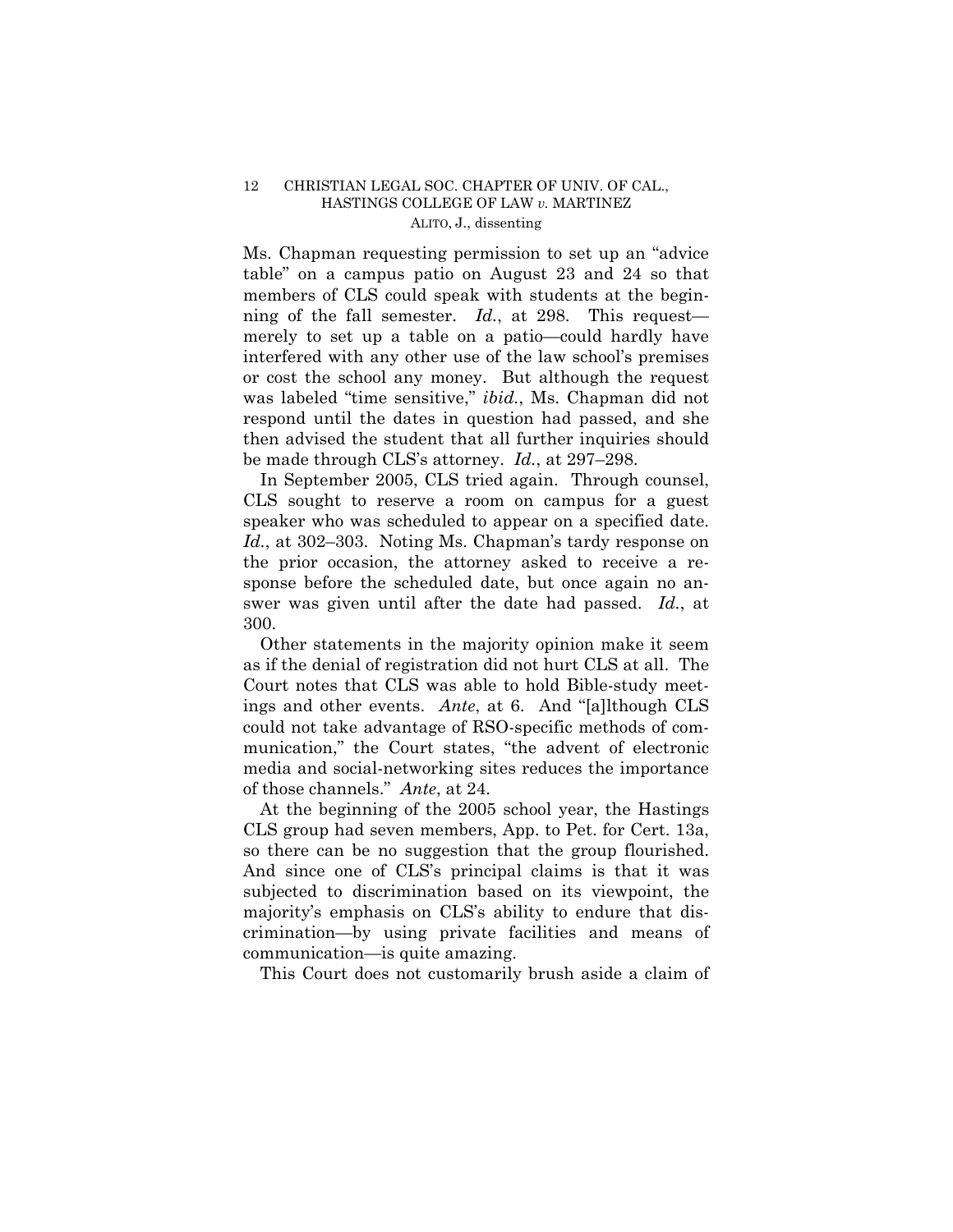Ms. Chapman requesting permission to set up an "advice table" on a campus patio on August 23 and 24 so that members of CLS could speak with students at the beginning of the fall semester. *Id.*, at 298. This request—merely to set up a table on a patio—could hardly have interfered with any other use of the law school's premises or cost the school any money. But although the request was labeled "time sensitive," *ibid.*, Ms. Chapman did not respond until the dates in question had passed, and she then advised the student that all further inquiries should be made through CLS's attorney. *Id.*, at 297–298.

In September 2005, CLS tried again. Through counsel, CLS sought to reserve a room on campus for a guest speaker who was scheduled to appear on a specified date. *Id.*, at 302–303. Noting Ms. Chapman's tardy response on the prior occasion, the attorney asked to receive a response before the scheduled date, but once again no answer was given until after the date had passed. *Id.*, at 300.

Other statements in the majority opinion make it seem as if the denial of registration did not hurt CLS at all. The Court notes that CLS was able to hold Bible-study meetings and other events. *Ante*, at 6. And "[a]lthough CLS could not take advantage of RSO-specific methods of communication," the Court states, "the advent of electronic media and social-networking sites reduces the importance of those channels." *Ante*, at 24.

At the beginning of the 2005 school year, the Hastings CLS group had seven members, App. to Pet. for Cert. 13a, so there can be no suggestion that the group flourished. And since one of CLS's principal claims is that it was subjected to discrimination based on its viewpoint, the majority's emphasis on CLS's ability to endure that discrimination—by using private facilities and means of communication—is quite amazing.

This Court does not customarily brush aside a claim of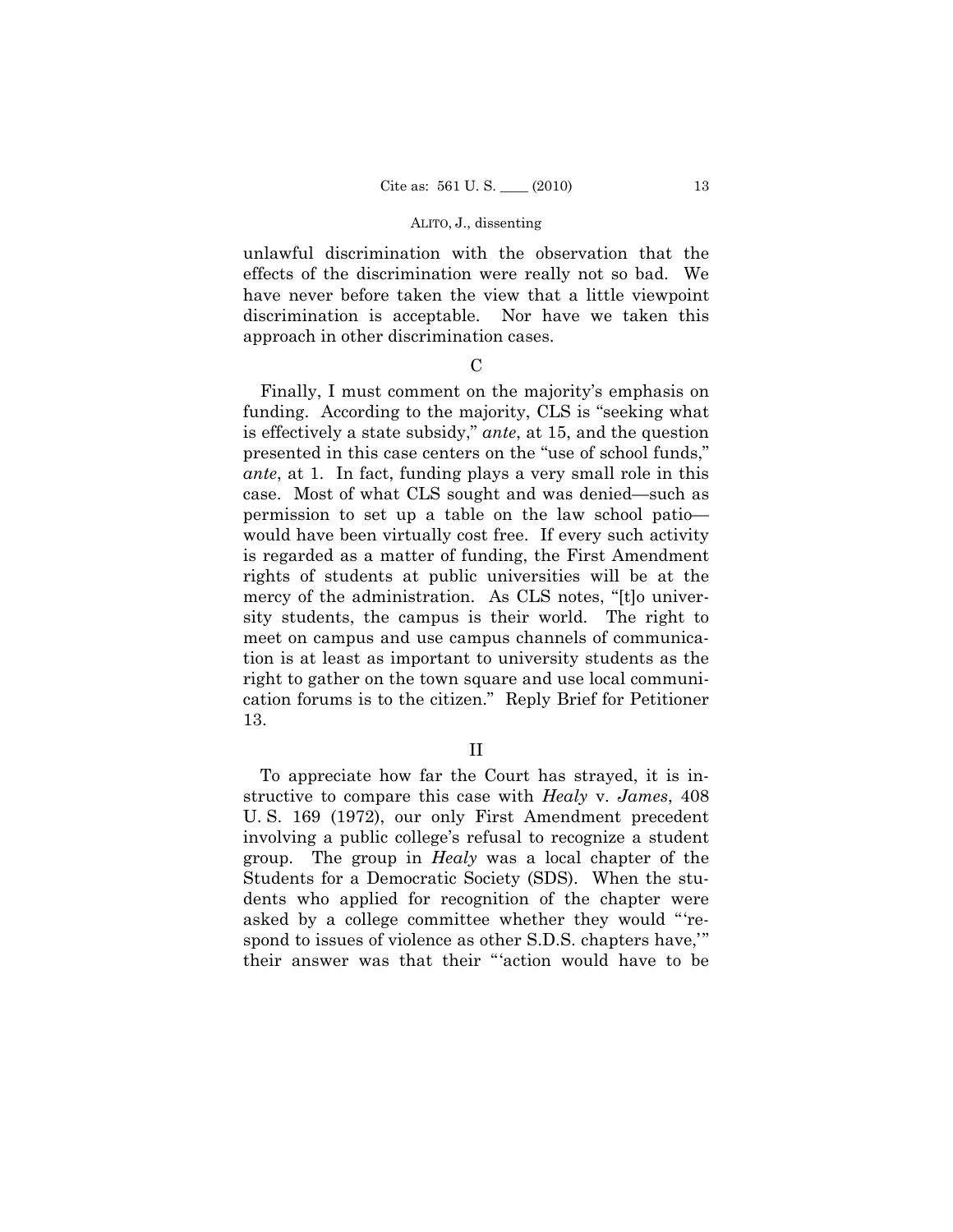unlawful discrimination with the observation that the effects of the discrimination were really not so bad. We have never before taken the view that a little viewpoint discrimination is acceptable. Nor have we taken this approach in other discrimination cases.

C

Finally, I must comment on the majority's emphasis on funding. According to the majority, CLS is "seeking what is effectively a state subsidy," *ante*, at 15, and the question presented in this case centers on the "use of school funds," *ante*, at 1. In fact, funding plays a very small role in this case. Most of what CLS sought and was denied—such as permission to set up a table on the law school patio—would have been virtually cost free. If every such activity is regarded as a matter of funding, the First Amendment rights of students at public universities will be at the mercy of the administration. As CLS notes, "[t]o university students, the campus is their world. The right to meet on campus and use campus channels of communication is at least as important to university students as the right to gather on the town square and use local communication forums is to the citizen." Reply Brief for Petitioner 13.

II

To appreciate how far the Court has strayed, it is instructive to compare this case with *Healy* v. *James*, 408 U. S. 169 (1972), our only First Amendment precedent involving a public college's refusal to recognize a student group. The group in *Healy* was a local chapter of the Students for a Democratic Society (SDS). When the students who applied for recognition of the chapter were asked by a college committee whether they would "'respond to issues of violence as other S.D.S. chapters have,'" their answer was that their "'action would have to be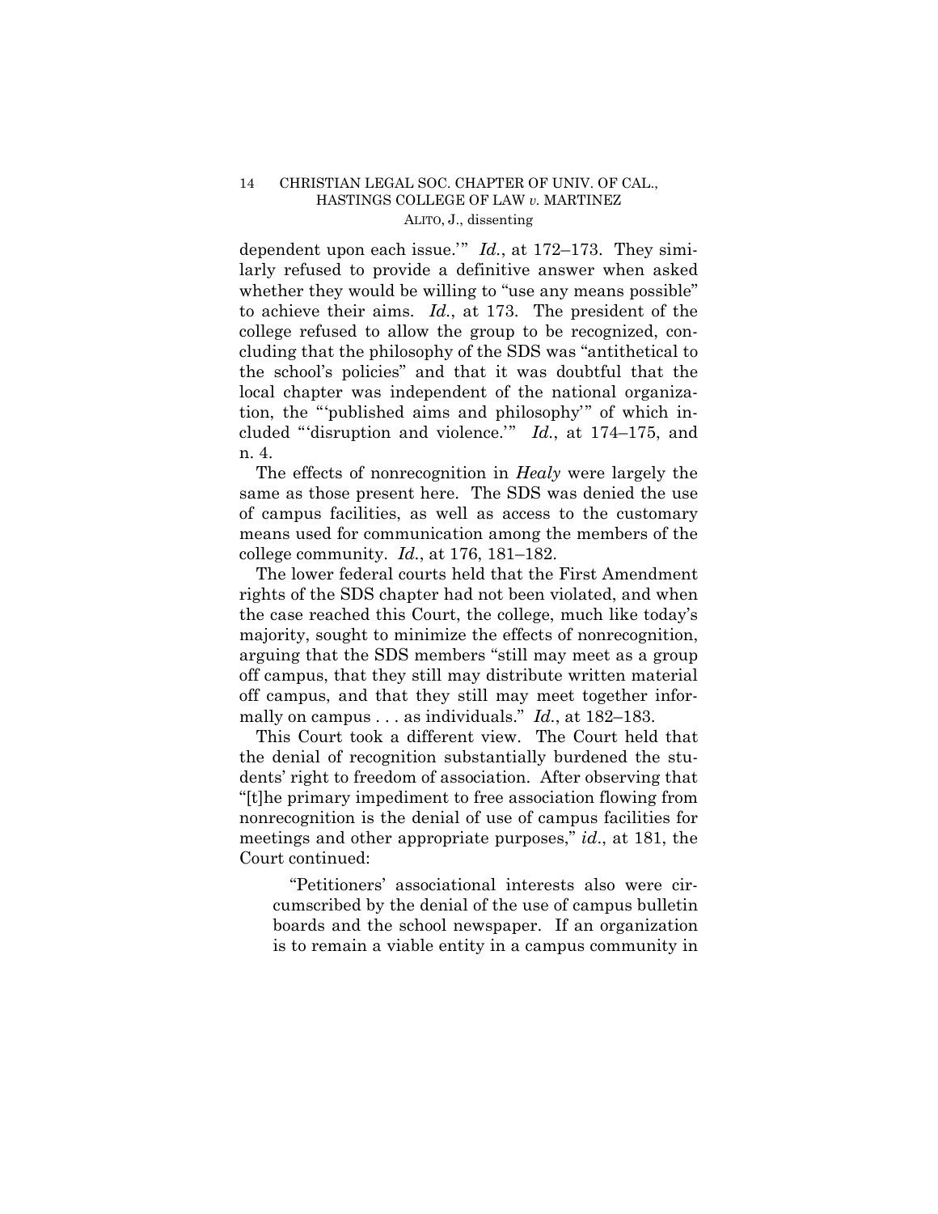dependent upon each issue.'" *Id.*, at 172–173. They similarly refused to provide a definitive answer when asked whether they would be willing to "use any means possible" to achieve their aims. *Id.*, at 173. The president of the college refused to allow the group to be recognized, concluding that the philosophy of the SDS was "antithetical to the school's policies" and that it was doubtful that the local chapter was independent of the national organization, the "'published aims and philosophy'" of which included "'disruption and violence.'" *Id.*, at 174–175, and n. 4.

The effects of nonrecognition in *Healy* were largely the same as those present here. The SDS was denied the use of campus facilities, as well as access to the customary means used for communication among the members of the college community. *Id.*, at 176, 181–182.

The lower federal courts held that the First Amendment rights of the SDS chapter had not been violated, and when the case reached this Court, the college, much like today's majority, sought to minimize the effects of nonrecognition, arguing that the SDS members "still may meet as a group off campus, that they still may distribute written material off campus, and that they still may meet together informally on campus . . . as individuals." *Id.*, at 182–183.

This Court took a different view. The Court held that the denial of recognition substantially burdened the students' right to freedom of association. After observing that "[t]he primary impediment to free association flowing from nonrecognition is the denial of use of campus facilities for meetings and other appropriate purposes," *id.*, at 181, the Court continued:

> "Petitioners' associational interests also were circumscribed by the denial of the use of campus bulletin boards and the school newspaper. If an organization is to remain a viable entity in a campus community in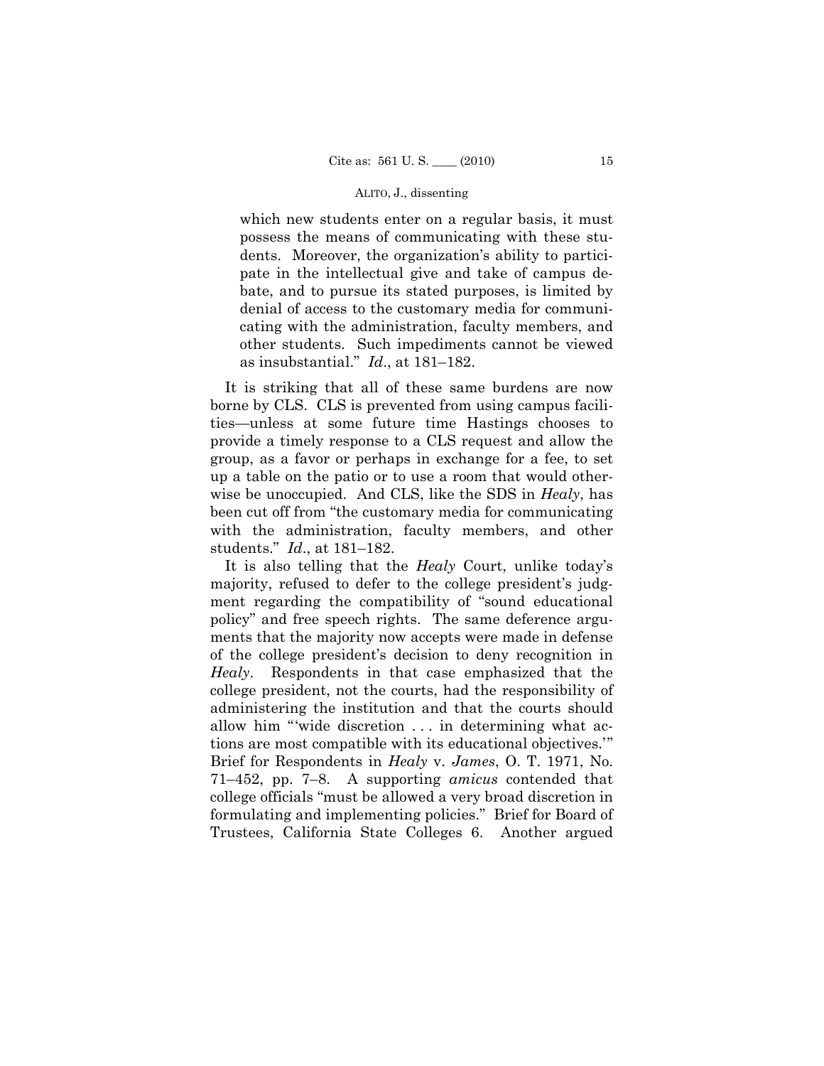> which new students enter on a regular basis, it must possess the means of communicating with these students. Moreover, the organization's ability to participate in the intellectual give and take of campus debate, and to pursue its stated purposes, is limited by denial of access to the customary media for communicating with the administration, faculty members, and other students. Such impediments cannot be viewed as insubstantial." *Id*., at 181–182.

It is striking that all of these same burdens are now borne by CLS. CLS is prevented from using campus facilities—unless at some future time Hastings chooses to provide a timely response to a CLS request and allow the group, as a favor or perhaps in exchange for a fee, to set up a table on the patio or to use a room that would otherwise be unoccupied. And CLS, like the SDS in *Healy*, has been cut off from "the customary media for communicating with the administration, faculty members, and other students." *Id*., at 181–182.

It is also telling that the *Healy* Court, unlike today's majority, refused to defer to the college president's judgment regarding the compatibility of "sound educational policy" and free speech rights. The same deference arguments that the majority now accepts were made in defense of the college president's decision to deny recognition in *Healy*. Respondents in that case emphasized that the college president, not the courts, had the responsibility of administering the institution and that the courts should allow him "'wide discretion . . . in determining what actions are most compatible with its educational objectives.'" Brief for Respondents in *Healy* v. *James*, O. T. 1971, No. 71–452, pp. 7–8. A supporting *amicus* contended that college officials "must be allowed a very broad discretion in formulating and implementing policies." Brief for Board of Trustees, California State Colleges 6. Another argued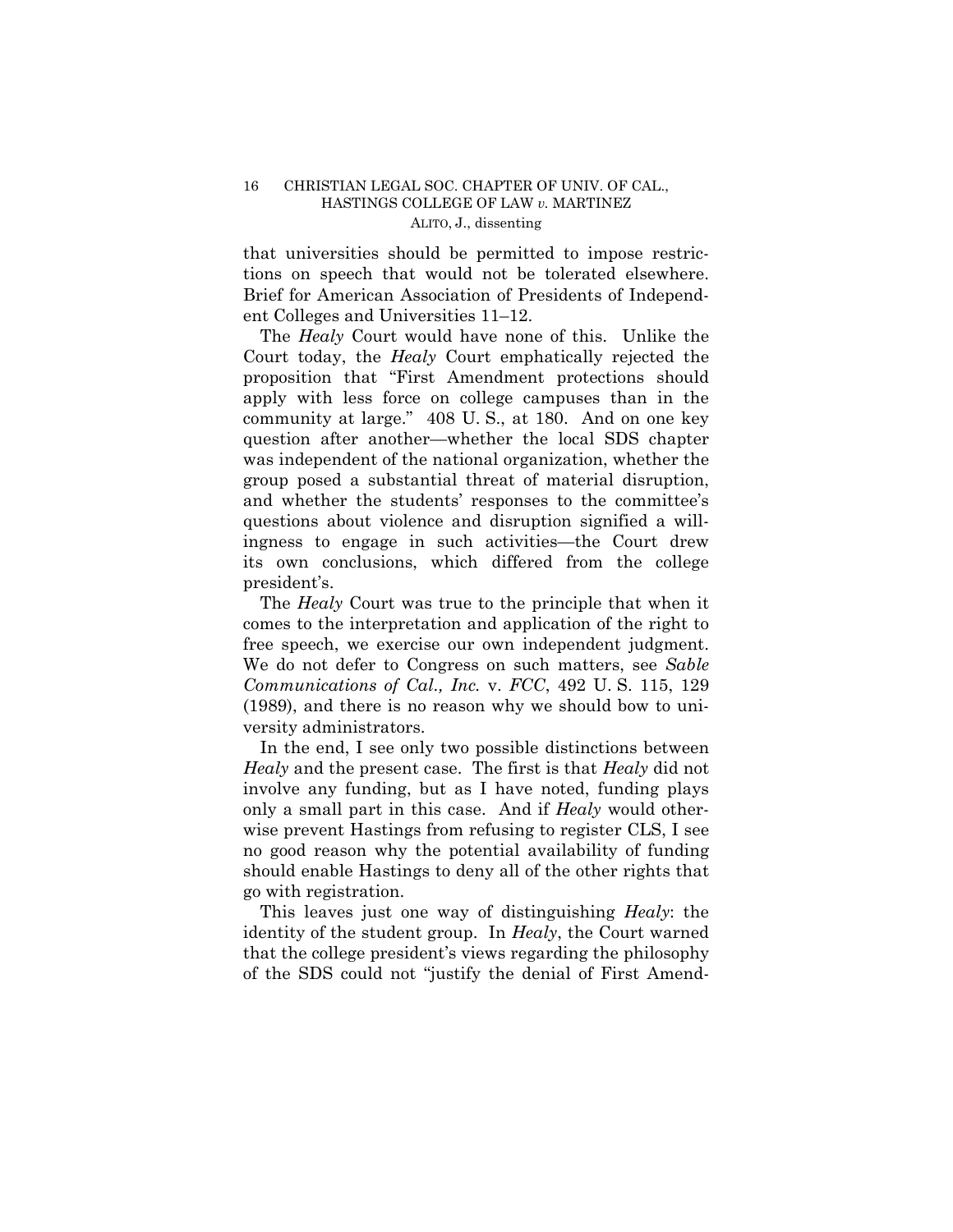that universities should be permitted to impose restrictions on speech that would not be tolerated elsewhere. Brief for American Association of Presidents of Independent Colleges and Universities 11–12.

The *Healy* Court would have none of this. Unlike the Court today, the *Healy* Court emphatically rejected the proposition that "First Amendment protections should apply with less force on college campuses than in the community at large." 408 U. S., at 180. And on one key question after another—whether the local SDS chapter was independent of the national organization, whether the group posed a substantial threat of material disruption, and whether the students' responses to the committee's questions about violence and disruption signified a willingness to engage in such activities—the Court drew its own conclusions, which differed from the college president's.

The *Healy* Court was true to the principle that when it comes to the interpretation and application of the right to free speech, we exercise our own independent judgment. We do not defer to Congress on such matters, see *Sable Communications of Cal., Inc.* v. *FCC*, 492 U. S. 115, 129 (1989), and there is no reason why we should bow to university administrators.

In the end, I see only two possible distinctions between *Healy* and the present case. The first is that *Healy* did not involve any funding, but as I have noted, funding plays only a small part in this case. And if *Healy* would otherwise prevent Hastings from refusing to register CLS, I see no good reason why the potential availability of funding should enable Hastings to deny all of the other rights that go with registration.

This leaves just one way of distinguishing *Healy*: the identity of the student group. In *Healy*, the Court warned that the college president's views regarding the philosophy of the SDS could not "justify the denial of First Amend-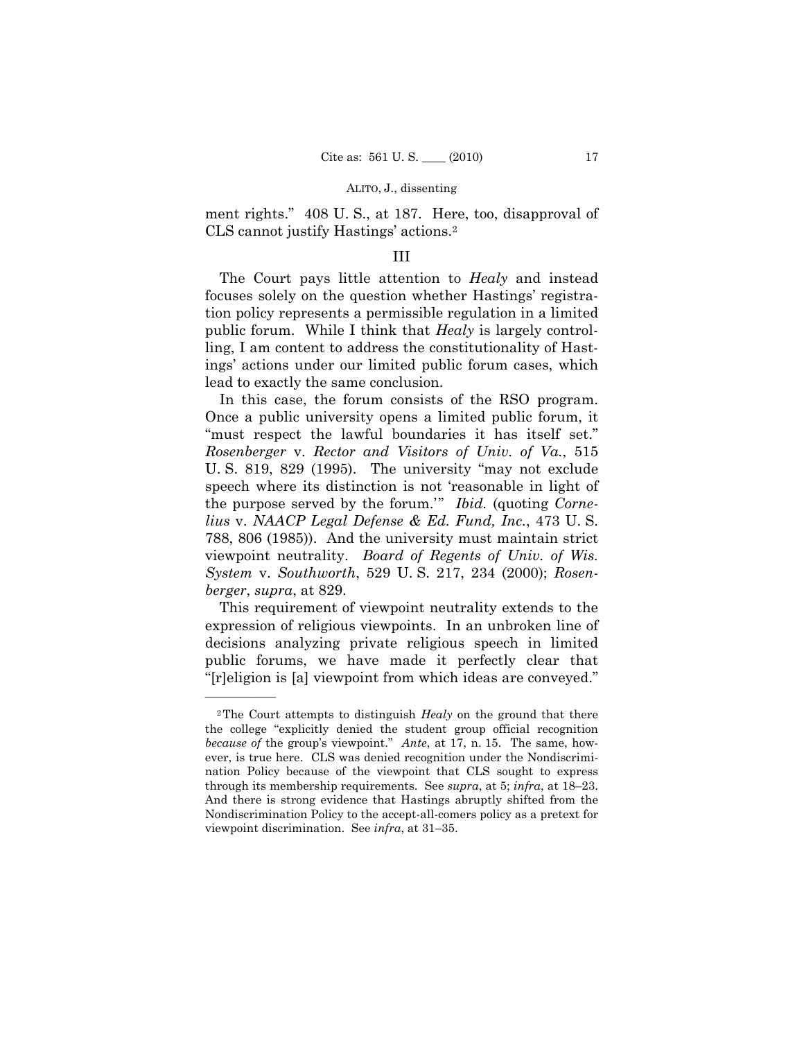ment rights." 408 U. S., at 187. Here, too, disapproval of CLS cannot justify Hastings' actions.[2]

## III

The Court pays little attention to *Healy* and instead focuses solely on the question whether Hastings' registration policy represents a permissible regulation in a limited public forum. While I think that *Healy* is largely controlling, I am content to address the constitutionality of Hastings' actions under our limited public forum cases, which lead to exactly the same conclusion.

In this case, the forum consists of the RSO program. Once a public university opens a limited public forum, it "must respect the lawful boundaries it has itself set." *Rosenberger* v. *Rector and Visitors of Univ. of Va.*, 515 U. S. 819, 829 (1995). The university "may not exclude speech where its distinction is not 'reasonable in light of the purpose served by the forum.'" *Ibid.* (quoting *Cornelius* v. *NAACP Legal Defense & Ed. Fund, Inc.*, 473 U. S. 788, 806 (1985)). And the university must maintain strict viewpoint neutrality. *Board of Regents of Univ. of Wis. System* v. *Southworth*, 529 U. S. 217, 234 (2000); *Rosenberger*, *supra*, at 829.

This requirement of viewpoint neutrality extends to the expression of religious viewpoints. In an unbroken line of decisions analyzing private religious speech in limited public forums, we have made it perfectly clear that "[r]eligion is [a] viewpoint from which ideas are conveyed."

---

[2] The Court attempts to distinguish *Healy* on the ground that there the college "explicitly denied the student group official recognition *because of* the group's viewpoint." *Ante*, at 17, n. 15. The same, however, is true here. CLS was denied recognition under the Nondiscrimination Policy because of the viewpoint that CLS sought to express through its membership requirements. See *supra*, at 5; *infra*, at 18–23. And there is strong evidence that Hastings abruptly shifted from the Nondiscrimination Policy to the accept-all-comers policy as a pretext for viewpoint discrimination. See *infra*, at 31–35.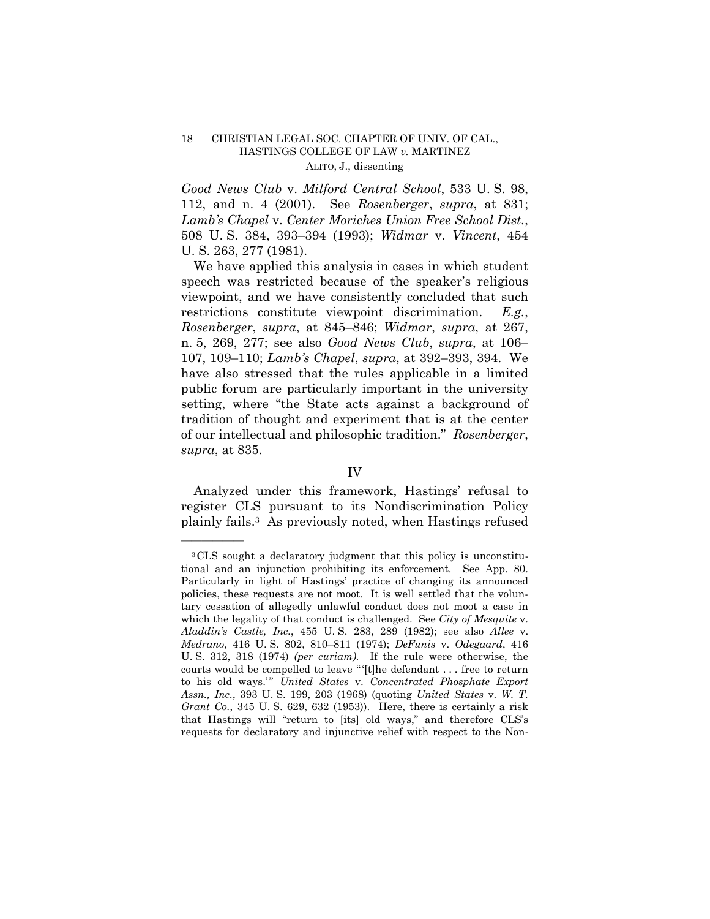*Good News Club* v. *Milford Central School*, 533 U. S. 98, 112, and n. 4 (2001). See *Rosenberger*, *supra*, at 831; *Lamb's Chapel* v. *Center Moriches Union Free School Dist.*, 508 U. S. 384, 393–394 (1993); *Widmar* v. *Vincent*, 454 U. S. 263, 277 (1981).

We have applied this analysis in cases in which student speech was restricted because of the speaker's religious viewpoint, and we have consistently concluded that such restrictions constitute viewpoint discrimination. *E.g.*, *Rosenberger*, *supra*, at 845–846; *Widmar*, *supra*, at 267, n. 5, 269, 277; see also *Good News Club*, *supra*, at 106–107, 109–110; *Lamb's Chapel*, *supra*, at 392–393, 394. We have also stressed that the rules applicable in a limited public forum are particularly important in the university setting, where "the State acts against a background of tradition of thought and experiment that is at the center of our intellectual and philosophic tradition." *Rosenberger*, *supra*, at 835.

## IV

Analyzed under this framework, Hastings' refusal to register CLS pursuant to its Nondiscrimination Policy plainly fails.[3] As previously noted, when Hastings refused

---

[3] CLS sought a declaratory judgment that this policy is unconstitutional and an injunction prohibiting its enforcement. See App. 80. Particularly in light of Hastings' practice of changing its announced policies, these requests are not moot. It is well settled that the voluntary cessation of allegedly unlawful conduct does not moot a case in which the legality of that conduct is challenged. See *City of Mesquite* v. *Aladdin's Castle, Inc.*, 455 U. S. 283, 289 (1982); see also *Allee* v. *Medrano*, 416 U. S. 802, 810–811 (1974); *DeFunis* v. *Odegaard*, 416 U. S. 312, 318 (1974) *(per curiam)*. If the rule were otherwise, the courts would be compelled to leave "'[t]he defendant . . . free to return to his old ways.'" *United States* v. *Concentrated Phosphate Export Assn., Inc.*, 393 U. S. 199, 203 (1968) (quoting *United States* v. *W. T. Grant Co.*, 345 U. S. 629, 632 (1953)). Here, there is certainly a risk that Hastings will "return to [its] old ways," and therefore CLS's requests for declaratory and injunctive relief with respect to the Non-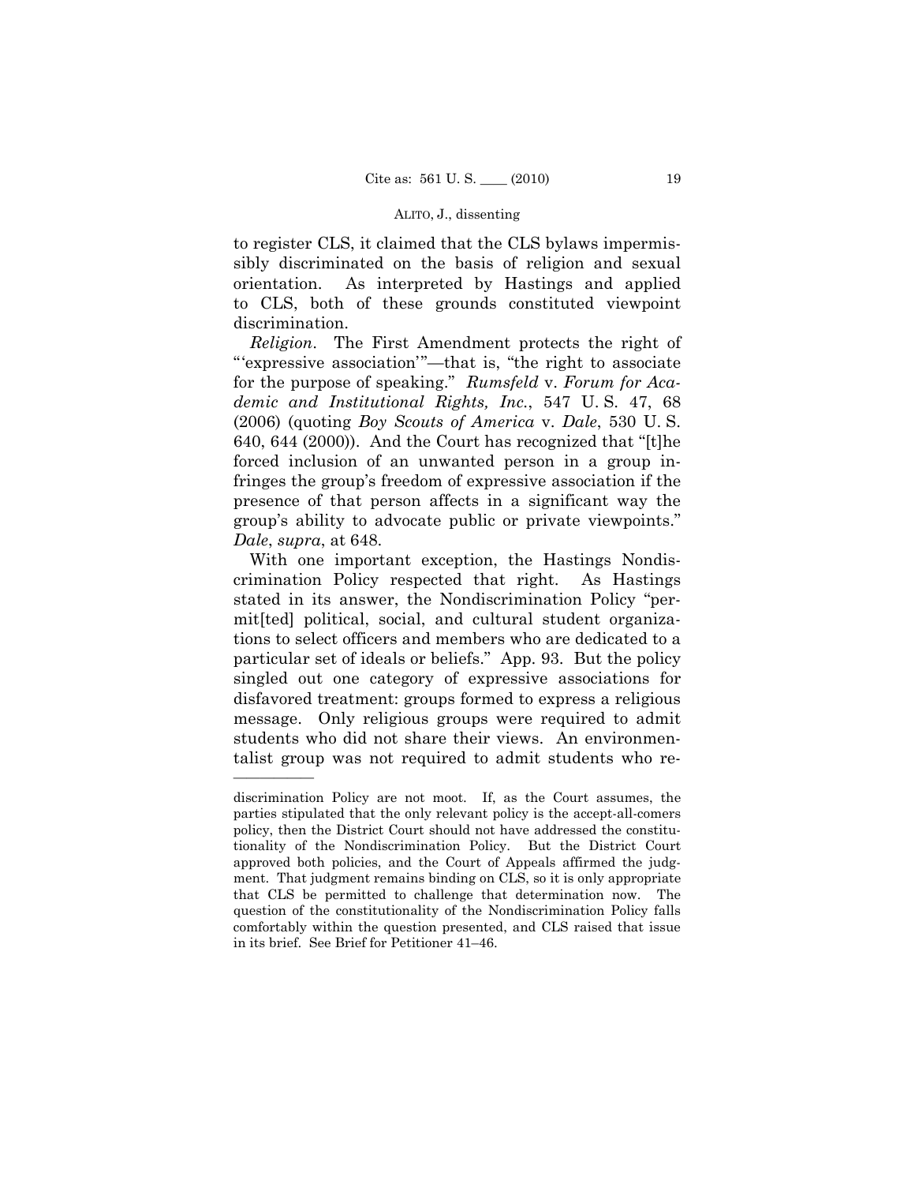to register CLS, it claimed that the CLS bylaws impermissibly discriminated on the basis of religion and sexual orientation. As interpreted by Hastings and applied to CLS, both of these grounds constituted viewpoint discrimination.

*Religion*. The First Amendment protects the right of "'expressive association'"—that is, "the right to associate for the purpose of speaking." *Rumsfeld* v. *Forum for Academic and Institutional Rights, Inc.*, 547 U. S. 47, 68 (2006) (quoting *Boy Scouts of America* v. *Dale*, 530 U. S. 640, 644 (2000)). And the Court has recognized that "[t]he forced inclusion of an unwanted person in a group infringes the group's freedom of expressive association if the presence of that person affects in a significant way the group's ability to advocate public or private viewpoints." *Dale*, *supra*, at 648.

With one important exception, the Hastings Nondiscrimination Policy respected that right. As Hastings stated in its answer, the Nondiscrimination Policy "permit[ted] political, social, and cultural student organizations to select officers and members who are dedicated to a particular set of ideals or beliefs." App. 93. But the policy singled out one category of expressive associations for disfavored treatment: groups formed to express a religious message. Only religious groups were required to admit students who did not share their views. An environmentalist group was not required to admit students who re-

---

discrimination Policy are not moot. If, as the Court assumes, the parties stipulated that the only relevant policy is the accept-all-comers policy, then the District Court should not have addressed the constitutionality of the Nondiscrimination Policy. But the District Court approved both policies, and the Court of Appeals affirmed the judgment. That judgment remains binding on CLS, so it is only appropriate that CLS be permitted to challenge that determination now. The question of the constitutionality of the Nondiscrimination Policy falls comfortably within the question presented, and CLS raised that issue in its brief. See Brief for Petitioner 41–46.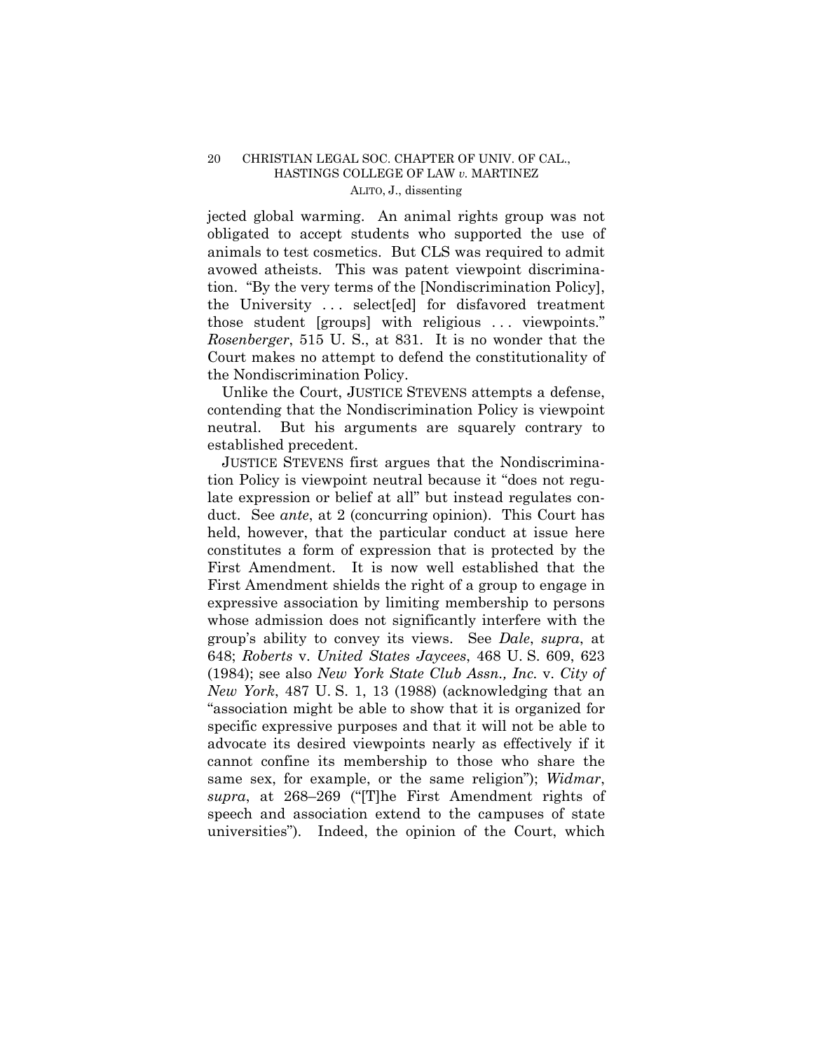jected global warming. An animal rights group was not obligated to accept students who supported the use of animals to test cosmetics. But CLS was required to admit avowed atheists. This was patent viewpoint discrimination. "By the very terms of the [Nondiscrimination Policy], the University . . . select[ed] for disfavored treatment those student [groups] with religious . . . viewpoints." *Rosenberger*, 515 U. S., at 831. It is no wonder that the Court makes no attempt to defend the constitutionality of the Nondiscrimination Policy.

Unlike the Court, JUSTICE STEVENS attempts a defense, contending that the Nondiscrimination Policy is viewpoint neutral. But his arguments are squarely contrary to established precedent.

JUSTICE STEVENS first argues that the Nondiscrimination Policy is viewpoint neutral because it "does not regulate expression or belief at all" but instead regulates conduct. See *ante*, at 2 (concurring opinion). This Court has held, however, that the particular conduct at issue here constitutes a form of expression that is protected by the First Amendment. It is now well established that the First Amendment shields the right of a group to engage in expressive association by limiting membership to persons whose admission does not significantly interfere with the group's ability to convey its views. See *Dale*, *supra*, at 648; *Roberts* v. *United States Jaycees*, 468 U. S. 609, 623 (1984); see also *New York State Club Assn., Inc.* v. *City of New York*, 487 U. S. 1, 13 (1988) (acknowledging that an "association might be able to show that it is organized for specific expressive purposes and that it will not be able to advocate its desired viewpoints nearly as effectively if it cannot confine its membership to those who share the same sex, for example, or the same religion"); *Widmar*, *supra*, at 268–269 ("[T]he First Amendment rights of speech and association extend to the campuses of state universities"). Indeed, the opinion of the Court, which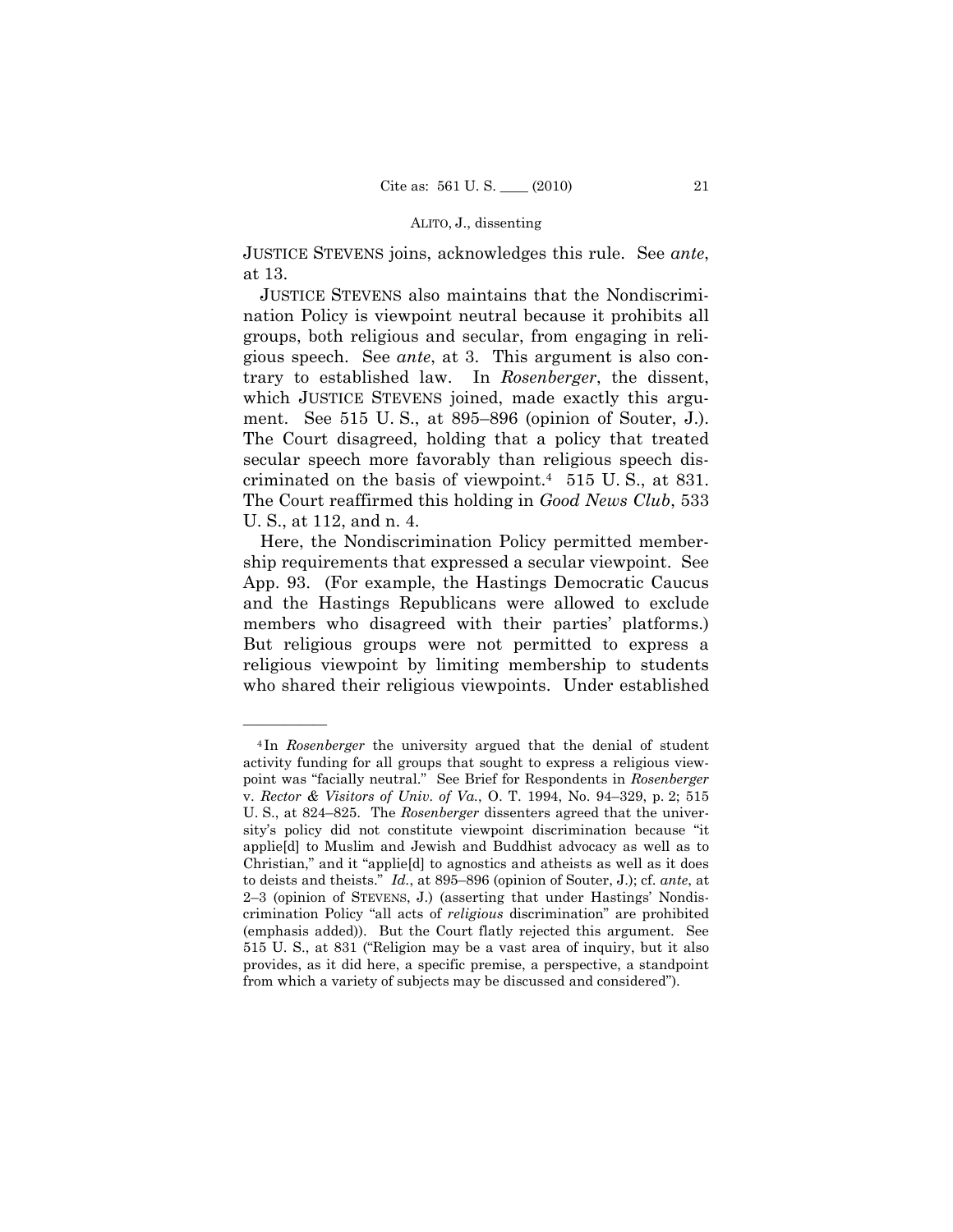JUSTICE STEVENS joins, acknowledges this rule. See *ante*, at 13.

JUSTICE STEVENS also maintains that the Nondiscrimination Policy is viewpoint neutral because it prohibits all groups, both religious and secular, from engaging in religious speech. See *ante*, at 3. This argument is also contrary to established law. In *Rosenberger*, the dissent, which JUSTICE STEVENS joined, made exactly this argument. See 515 U. S., at 895–896 (opinion of Souter, J.). The Court disagreed, holding that a policy that treated secular speech more favorably than religious speech discriminated on the basis of viewpoint.[4] 515 U. S., at 831. The Court reaffirmed this holding in *Good News Club*, 533 U. S., at 112, and n. 4.

Here, the Nondiscrimination Policy permitted membership requirements that expressed a secular viewpoint. See App. 93. (For example, the Hastings Democratic Caucus and the Hastings Republicans were allowed to exclude members who disagreed with their parties' platforms.) But religious groups were not permitted to express a religious viewpoint by limiting membership to students who shared their religious viewpoints. Under established

---

[4] In *Rosenberger* the university argued that the denial of student activity funding for all groups that sought to express a religious viewpoint was "facially neutral." See Brief for Respondents in *Rosenberger* v. *Rector & Visitors of Univ. of Va.*, O. T. 1994, No. 94–329, p. 2; 515 U. S., at 824–825. The *Rosenberger* dissenters agreed that the university's policy did not constitute viewpoint discrimination because "it applie[d] to Muslim and Jewish and Buddhist advocacy as well as to Christian," and it "applie[d] to agnostics and atheists as well as it does to deists and theists." *Id.*, at 895–896 (opinion of Souter, J.); cf. *ante*, at 2–3 (opinion of STEVENS, J.) (asserting that under Hastings' Nondiscrimination Policy "all acts of *religious* discrimination" are prohibited (emphasis added)). But the Court flatly rejected this argument. See 515 U. S., at 831 ("Religion may be a vast area of inquiry, but it also provides, as it did here, a specific premise, a perspective, a standpoint from which a variety of subjects may be discussed and considered").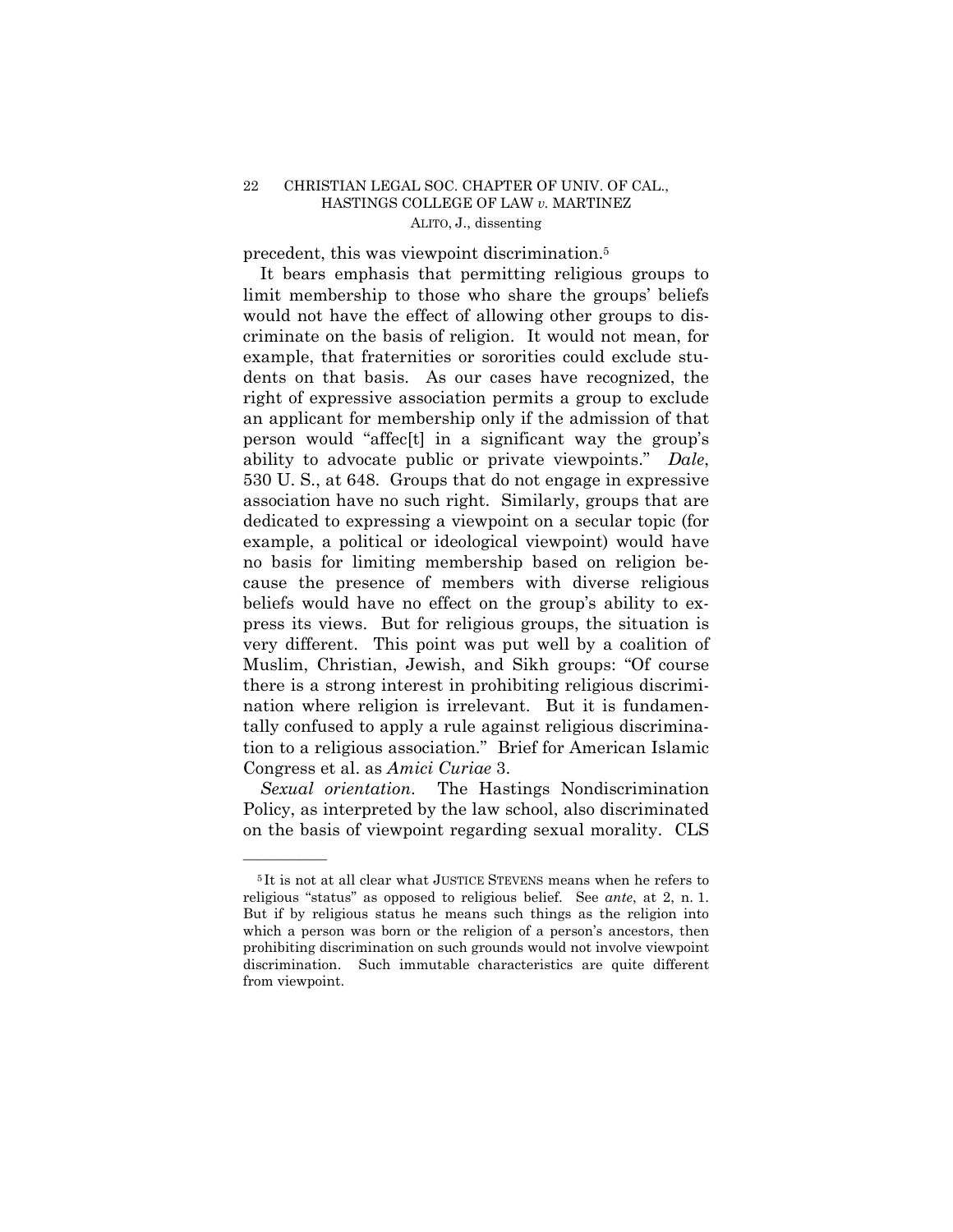precedent, this was viewpoint discrimination.[5]

It bears emphasis that permitting religious groups to limit membership to those who share the groups' beliefs would not have the effect of allowing other groups to discriminate on the basis of religion. It would not mean, for example, that fraternities or sororities could exclude students on that basis. As our cases have recognized, the right of expressive association permits a group to exclude an applicant for membership only if the admission of that person would "affec[t] in a significant way the group's ability to advocate public or private viewpoints." *Dale*, 530 U. S., at 648. Groups that do not engage in expressive association have no such right. Similarly, groups that are dedicated to expressing a viewpoint on a secular topic (for example, a political or ideological viewpoint) would have no basis for limiting membership based on religion because the presence of members with diverse religious beliefs would have no effect on the group's ability to express its views. But for religious groups, the situation is very different. This point was put well by a coalition of Muslim, Christian, Jewish, and Sikh groups: "Of course there is a strong interest in prohibiting religious discrimination where religion is irrelevant. But it is fundamentally confused to apply a rule against religious discrimination to a religious association." Brief for American Islamic Congress et al. as *Amici Curiae* 3.

*Sexual orientation*. The Hastings Nondiscrimination Policy, as interpreted by the law school, also discriminated on the basis of viewpoint regarding sexual morality. CLS

---

[5] It is not at all clear what JUSTICE STEVENS means when he refers to religious "status" as opposed to religious belief. See *ante*, at 2, n. 1. But if by religious status he means such things as the religion into which a person was born or the religion of a person's ancestors, then prohibiting discrimination on such grounds would not involve viewpoint discrimination. Such immutable characteristics are quite different from viewpoint.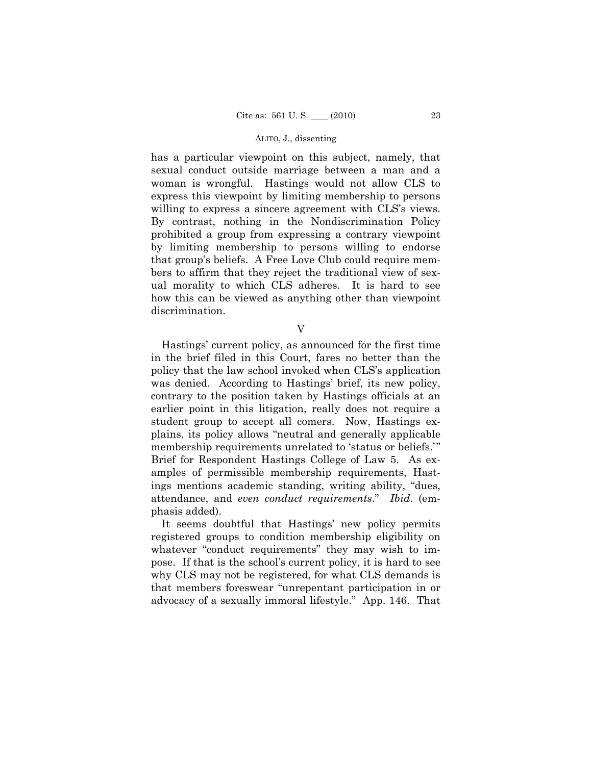has a particular viewpoint on this subject, namely, that sexual conduct outside marriage between a man and a woman is wrongful. Hastings would not allow CLS to express this viewpoint by limiting membership to persons willing to express a sincere agreement with CLS's views. By contrast, nothing in the Nondiscrimination Policy prohibited a group from expressing a contrary viewpoint by limiting membership to persons willing to endorse that group's beliefs. A Free Love Club could require members to affirm that they reject the traditional view of sexual morality to which CLS adheres. It is hard to see how this can be viewed as anything other than viewpoint discrimination.

## V

Hastings' current policy, as announced for the first time in the brief filed in this Court, fares no better than the policy that the law school invoked when CLS's application was denied. According to Hastings' brief, its new policy, contrary to the position taken by Hastings officials at an earlier point in this litigation, really does not require a student group to accept all comers. Now, Hastings explains, its policy allows "neutral and generally applicable membership requirements unrelated to 'status or beliefs.'" Brief for Respondent Hastings College of Law 5. As examples of permissible membership requirements, Hastings mentions academic standing, writing ability, "dues, attendance, and *even conduct requirements*." *Ibid*. (emphasis added).

It seems doubtful that Hastings' new policy permits registered groups to condition membership eligibility on whatever "conduct requirements" they may wish to impose. If that is the school's current policy, it is hard to see why CLS may not be registered, for what CLS demands is that members foreswear "unrepentant participation in or advocacy of a sexually immoral lifestyle." App. 146. That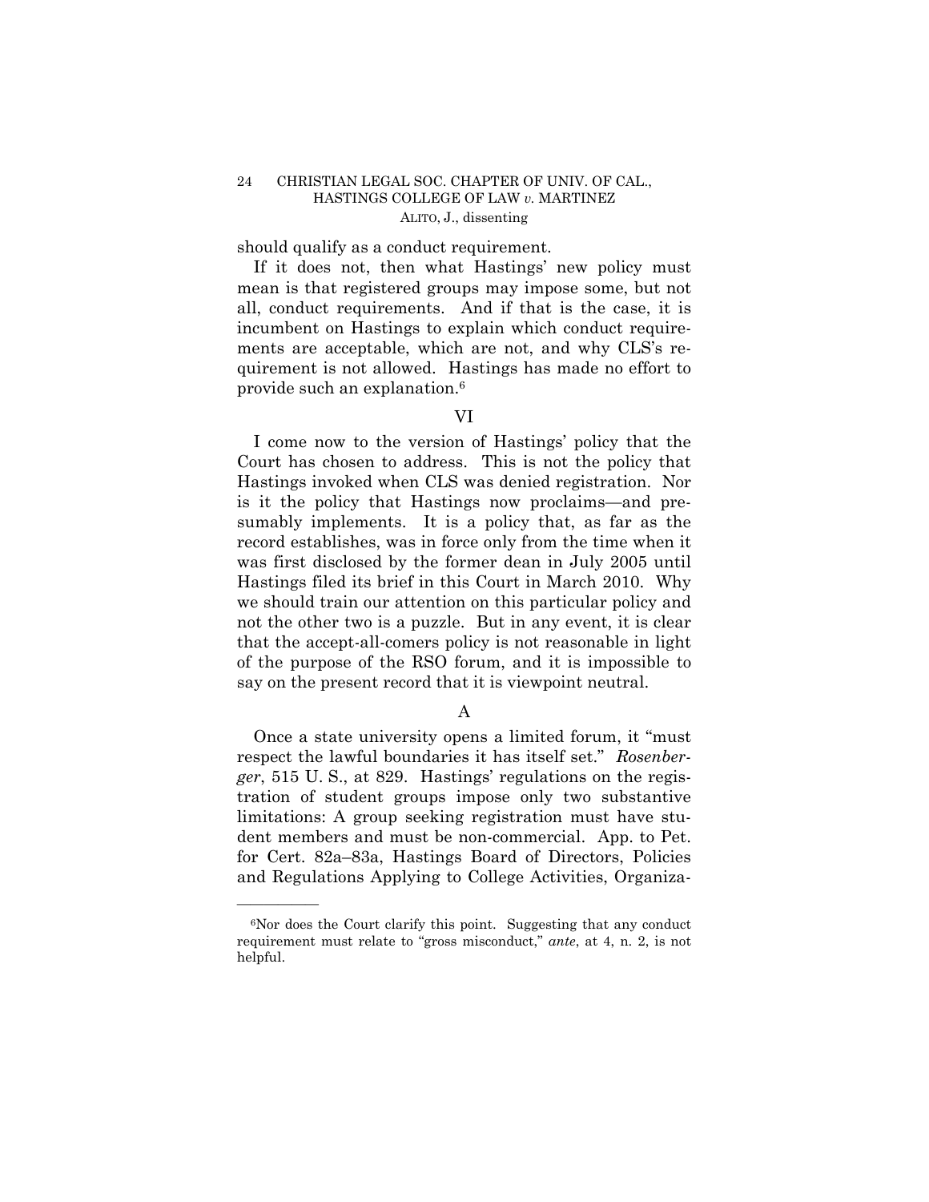should qualify as a conduct requirement.

If it does not, then what Hastings' new policy must mean is that registered groups may impose some, but not all, conduct requirements. And if that is the case, it is incumbent on Hastings to explain which conduct requirements are acceptable, which are not, and why CLS's requirement is not allowed. Hastings has made no effort to provide such an explanation.[6]

## VI

I come now to the version of Hastings' policy that the Court has chosen to address. This is not the policy that Hastings invoked when CLS was denied registration. Nor is it the policy that Hastings now proclaims—and presumably implements. It is a policy that, as far as the record establishes, was in force only from the time when it was first disclosed by the former dean in July 2005 until Hastings filed its brief in this Court in March 2010. Why we should train our attention on this particular policy and not the other two is a puzzle. But in any event, it is clear that the accept-all-comers policy is not reasonable in light of the purpose of the RSO forum, and it is impossible to say on the present record that it is viewpoint neutral.

### A

Once a state university opens a limited forum, it "must respect the lawful boundaries it has itself set." *Rosenberger*, 515 U. S., at 829. Hastings' regulations on the registration of student groups impose only two substantive limitations: A group seeking registration must have student members and must be non-commercial. App. to Pet. for Cert. 82a–83a, Hastings Board of Directors, Policies and Regulations Applying to College Activities, Organiza-

---

[6] Nor does the Court clarify this point. Suggesting that any conduct requirement must relate to "gross misconduct," *ante*, at 4, n. 2, is not helpful.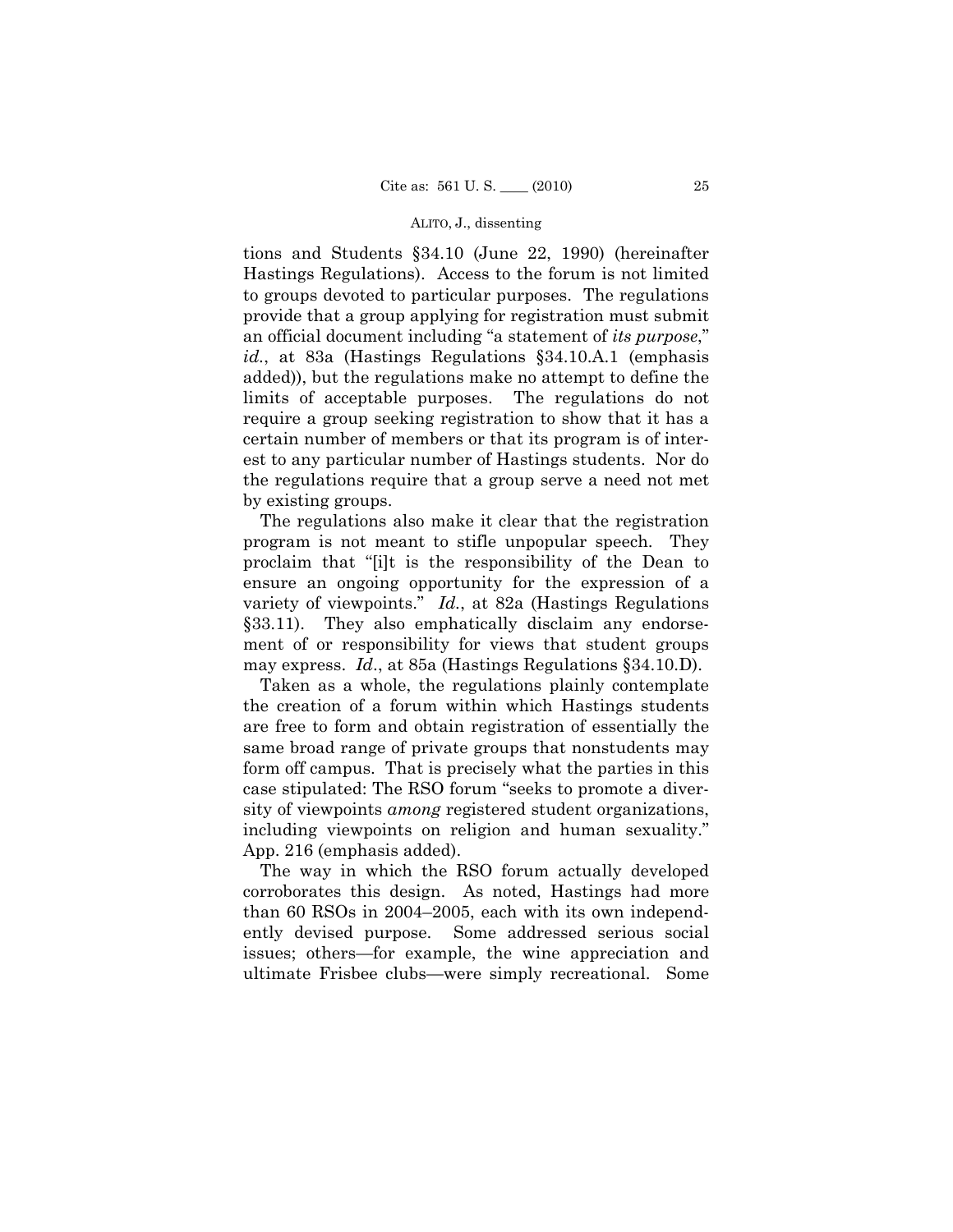tions and Students §34.10 (June 22, 1990) (hereinafter Hastings Regulations). Access to the forum is not limited to groups devoted to particular purposes. The regulations provide that a group applying for registration must submit an official document including "a statement of *its purpose*," *id.*, at 83a (Hastings Regulations §34.10.A.1 (emphasis added)), but the regulations make no attempt to define the limits of acceptable purposes. The regulations do not require a group seeking registration to show that it has a certain number of members or that its program is of interest to any particular number of Hastings students. Nor do the regulations require that a group serve a need not met by existing groups.

The regulations also make it clear that the registration program is not meant to stifle unpopular speech. They proclaim that "[i]t is the responsibility of the Dean to ensure an ongoing opportunity for the expression of a variety of viewpoints." *Id.*, at 82a (Hastings Regulations §33.11). They also emphatically disclaim any endorsement of or responsibility for views that student groups may express. *Id*., at 85a (Hastings Regulations §34.10.D).

Taken as a whole, the regulations plainly contemplate the creation of a forum within which Hastings students are free to form and obtain registration of essentially the same broad range of private groups that nonstudents may form off campus. That is precisely what the parties in this case stipulated: The RSO forum "seeks to promote a diversity of viewpoints *among* registered student organizations, including viewpoints on religion and human sexuality." App. 216 (emphasis added).

The way in which the RSO forum actually developed corroborates this design. As noted, Hastings had more than 60 RSOs in 2004–2005, each with its own independently devised purpose. Some addressed serious social issues; others—for example, the wine appreciation and ultimate Frisbee clubs—were simply recreational. Some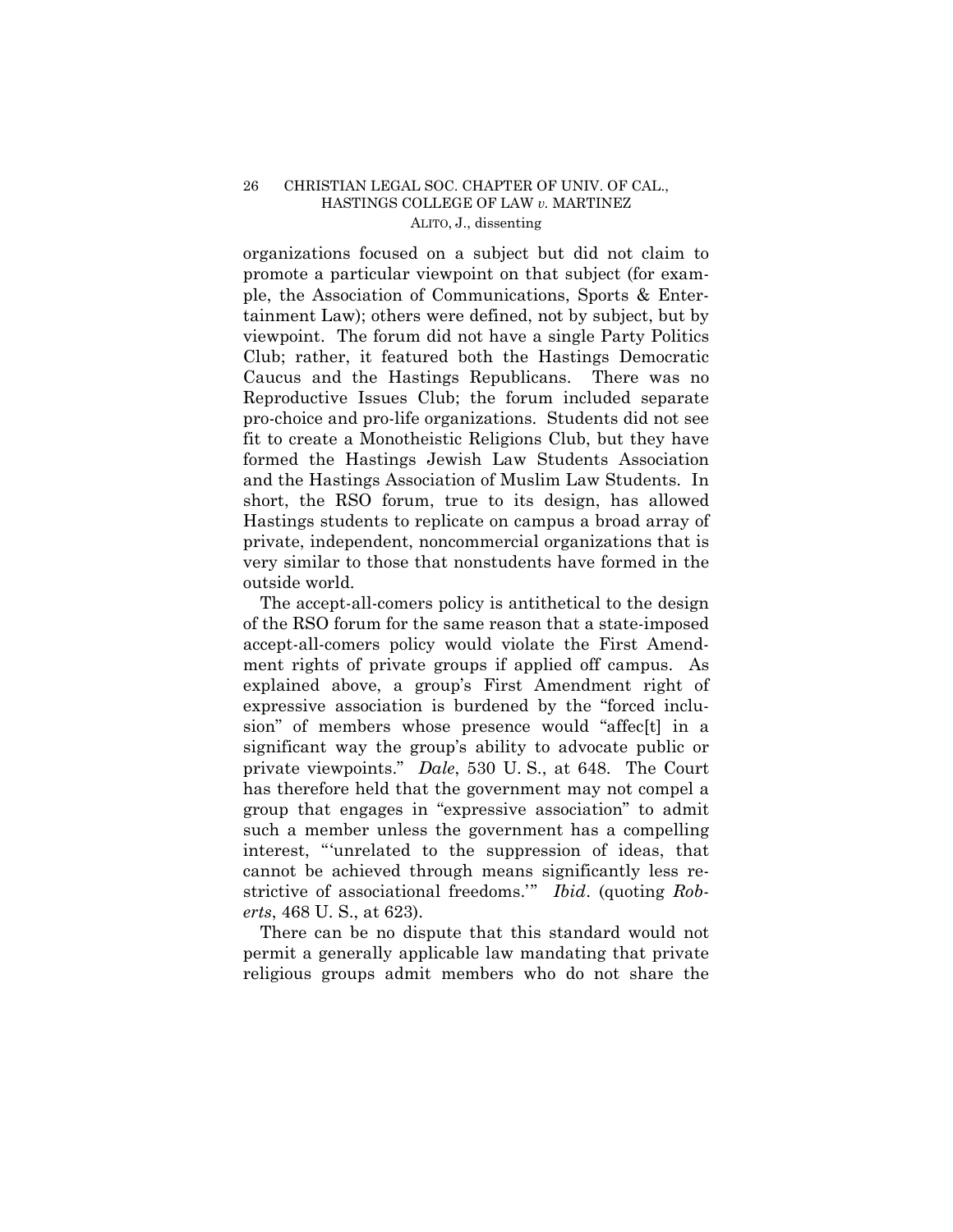organizations focused on a subject but did not claim to promote a particular viewpoint on that subject (for example, the Association of Communications, Sports & Entertainment Law); others were defined, not by subject, but by viewpoint. The forum did not have a single Party Politics Club; rather, it featured both the Hastings Democratic Caucus and the Hastings Republicans. There was no Reproductive Issues Club; the forum included separate pro-choice and pro-life organizations. Students did not see fit to create a Monotheistic Religions Club, but they have formed the Hastings Jewish Law Students Association and the Hastings Association of Muslim Law Students. In short, the RSO forum, true to its design, has allowed Hastings students to replicate on campus a broad array of private, independent, noncommercial organizations that is very similar to those that nonstudents have formed in the outside world.

The accept-all-comers policy is antithetical to the design of the RSO forum for the same reason that a state-imposed accept-all-comers policy would violate the First Amendment rights of private groups if applied off campus. As explained above, a group's First Amendment right of expressive association is burdened by the "forced inclusion" of members whose presence would "affec[t] in a significant way the group's ability to advocate public or private viewpoints." *Dale*, 530 U. S., at 648. The Court has therefore held that the government may not compel a group that engages in "expressive association" to admit such a member unless the government has a compelling interest, "'unrelated to the suppression of ideas, that cannot be achieved through means significantly less restrictive of associational freedoms.'" *Ibid*. (quoting *Roberts*, 468 U. S., at 623).

There can be no dispute that this standard would not permit a generally applicable law mandating that private religious groups admit members who do not share the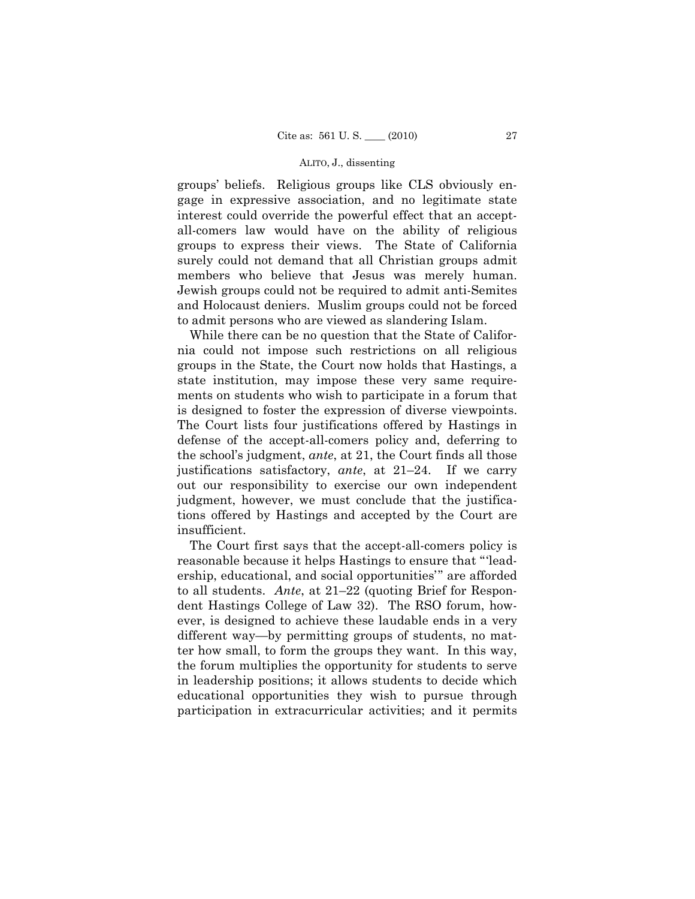groups' beliefs. Religious groups like CLS obviously engage in expressive association, and no legitimate state interest could override the powerful effect that an accept-all-comers law would have on the ability of religious groups to express their views. The State of California surely could not demand that all Christian groups admit members who believe that Jesus was merely human. Jewish groups could not be required to admit anti-Semites and Holocaust deniers. Muslim groups could not be forced to admit persons who are viewed as slandering Islam.

While there can be no question that the State of California could not impose such restrictions on all religious groups in the State, the Court now holds that Hastings, a state institution, may impose these very same requirements on students who wish to participate in a forum that is designed to foster the expression of diverse viewpoints. The Court lists four justifications offered by Hastings in defense of the accept-all-comers policy and, deferring to the school's judgment, *ante*, at 21, the Court finds all those justifications satisfactory, *ante*, at 21–24. If we carry out our responsibility to exercise our own independent judgment, however, we must conclude that the justifications offered by Hastings and accepted by the Court are insufficient.

The Court first says that the accept-all-comers policy is reasonable because it helps Hastings to ensure that "'leadership, educational, and social opportunities'" are afforded to all students. *Ante*, at 21–22 (quoting Brief for Respondent Hastings College of Law 32). The RSO forum, however, is designed to achieve these laudable ends in a very different way—by permitting groups of students, no matter how small, to form the groups they want. In this way, the forum multiplies the opportunity for students to serve in leadership positions; it allows students to decide which educational opportunities they wish to pursue through participation in extracurricular activities; and it permits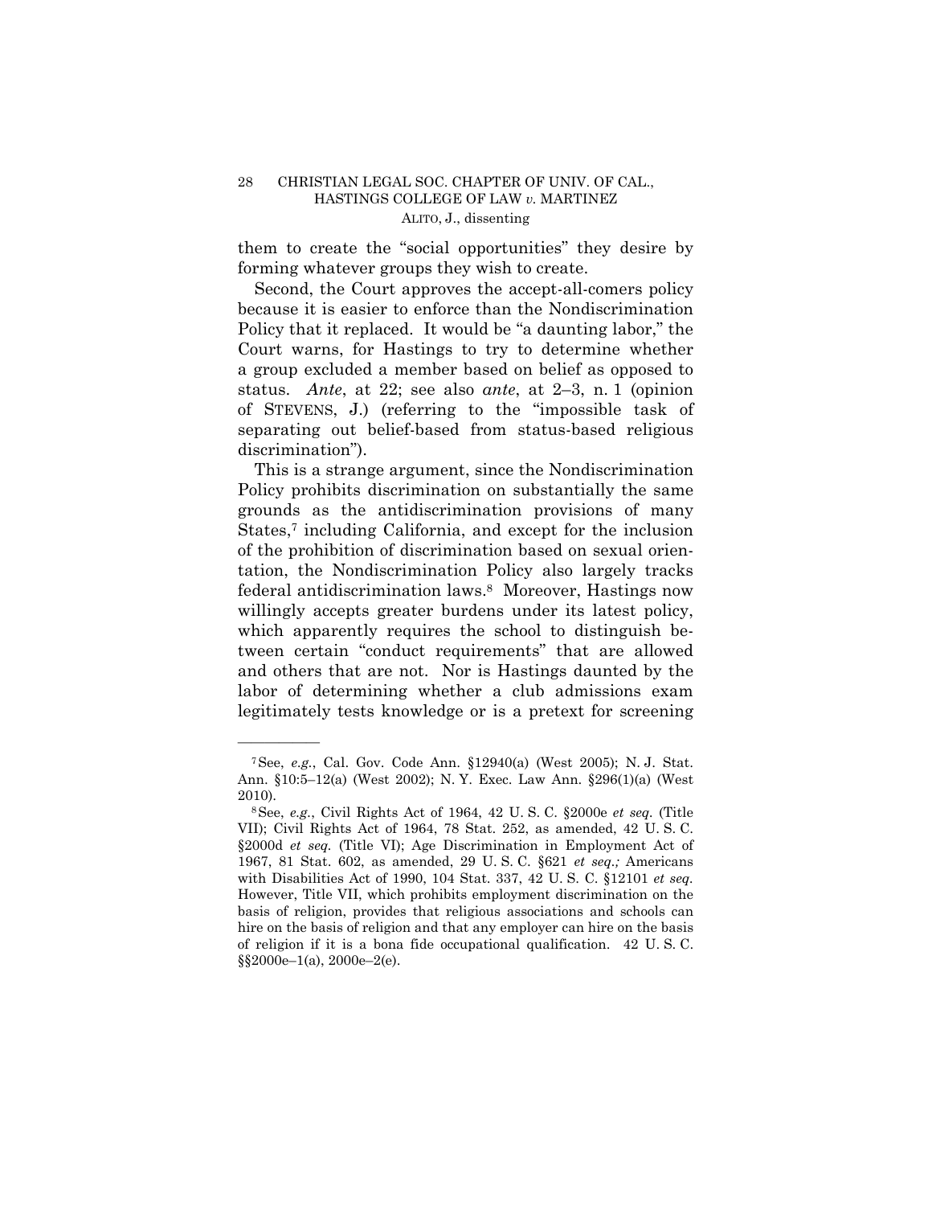them to create the "social opportunities" they desire by forming whatever groups they wish to create.

Second, the Court approves the accept-all-comers policy because it is easier to enforce than the Nondiscrimination Policy that it replaced. It would be "a daunting labor," the Court warns, for Hastings to try to determine whether a group excluded a member based on belief as opposed to status. *Ante*, at 22; see also *ante*, at 2–3, n. 1 (opinion of STEVENS, J.) (referring to the "impossible task of separating out belief-based from status-based religious discrimination").

This is a strange argument, since the Nondiscrimination Policy prohibits discrimination on substantially the same grounds as the antidiscrimination provisions of many States,[7] including California, and except for the inclusion of the prohibition of discrimination based on sexual orientation, the Nondiscrimination Policy also largely tracks federal antidiscrimination laws.[8] Moreover, Hastings now willingly accepts greater burdens under its latest policy, which apparently requires the school to distinguish between certain "conduct requirements" that are allowed and others that are not. Nor is Hastings daunted by the labor of determining whether a club admissions exam legitimately tests knowledge or is a pretext for screening

---

[7] See, *e.g.*, Cal. Gov. Code Ann. §12940(a) (West 2005); N. J. Stat. Ann. §10:5–12(a) (West 2002); N. Y. Exec. Law Ann. §296(1)(a) (West 2010).

[8] See, *e.g.*, Civil Rights Act of 1964, 42 U. S. C. §2000e *et seq.* (Title VII); Civil Rights Act of 1964, 78 Stat. 252, as amended, 42 U. S. C. §2000d *et seq.* (Title VI); Age Discrimination in Employment Act of 1967, 81 Stat. 602, as amended, 29 U. S. C. §621 *et seq.;* Americans with Disabilities Act of 1990, 104 Stat. 337, 42 U. S. C. §12101 *et seq.* However, Title VII, which prohibits employment discrimination on the basis of religion, provides that religious associations and schools can hire on the basis of religion and that any employer can hire on the basis of religion if it is a bona fide occupational qualification. 42 U. S. C. §§2000e–1(a), 2000e–2(e).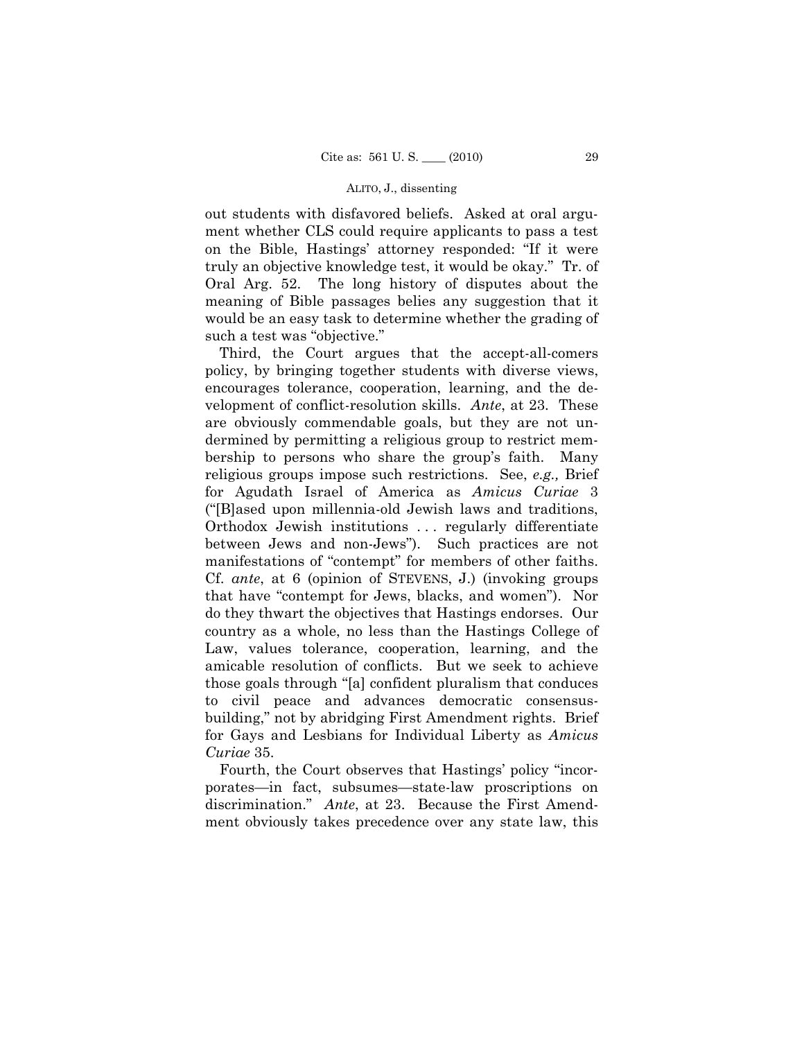out students with disfavored beliefs. Asked at oral argument whether CLS could require applicants to pass a test on the Bible, Hastings' attorney responded: "If it were truly an objective knowledge test, it would be okay." Tr. of Oral Arg. 52. The long history of disputes about the meaning of Bible passages belies any suggestion that it would be an easy task to determine whether the grading of such a test was "objective."

Third, the Court argues that the accept-all-comers policy, by bringing together students with diverse views, encourages tolerance, cooperation, learning, and the development of conflict-resolution skills. *Ante*, at 23. These are obviously commendable goals, but they are not undermined by permitting a religious group to restrict membership to persons who share the group's faith. Many religious groups impose such restrictions. See, *e.g.,* Brief for Agudath Israel of America as *Amicus Curiae* 3 ("[B]ased upon millennia-old Jewish laws and traditions, Orthodox Jewish institutions . . . regularly differentiate between Jews and non-Jews"). Such practices are not manifestations of "contempt" for members of other faiths. Cf. *ante*, at 6 (opinion of STEVENS, J.) (invoking groups that have "contempt for Jews, blacks, and women"). Nor do they thwart the objectives that Hastings endorses. Our country as a whole, no less than the Hastings College of Law, values tolerance, cooperation, learning, and the amicable resolution of conflicts. But we seek to achieve those goals through "[a] confident pluralism that conduces to civil peace and advances democratic consensus-building," not by abridging First Amendment rights. Brief for Gays and Lesbians for Individual Liberty as *Amicus Curiae* 35.

Fourth, the Court observes that Hastings' policy "incorporates—in fact, subsumes—state-law proscriptions on discrimination." *Ante*, at 23. Because the First Amendment obviously takes precedence over any state law, this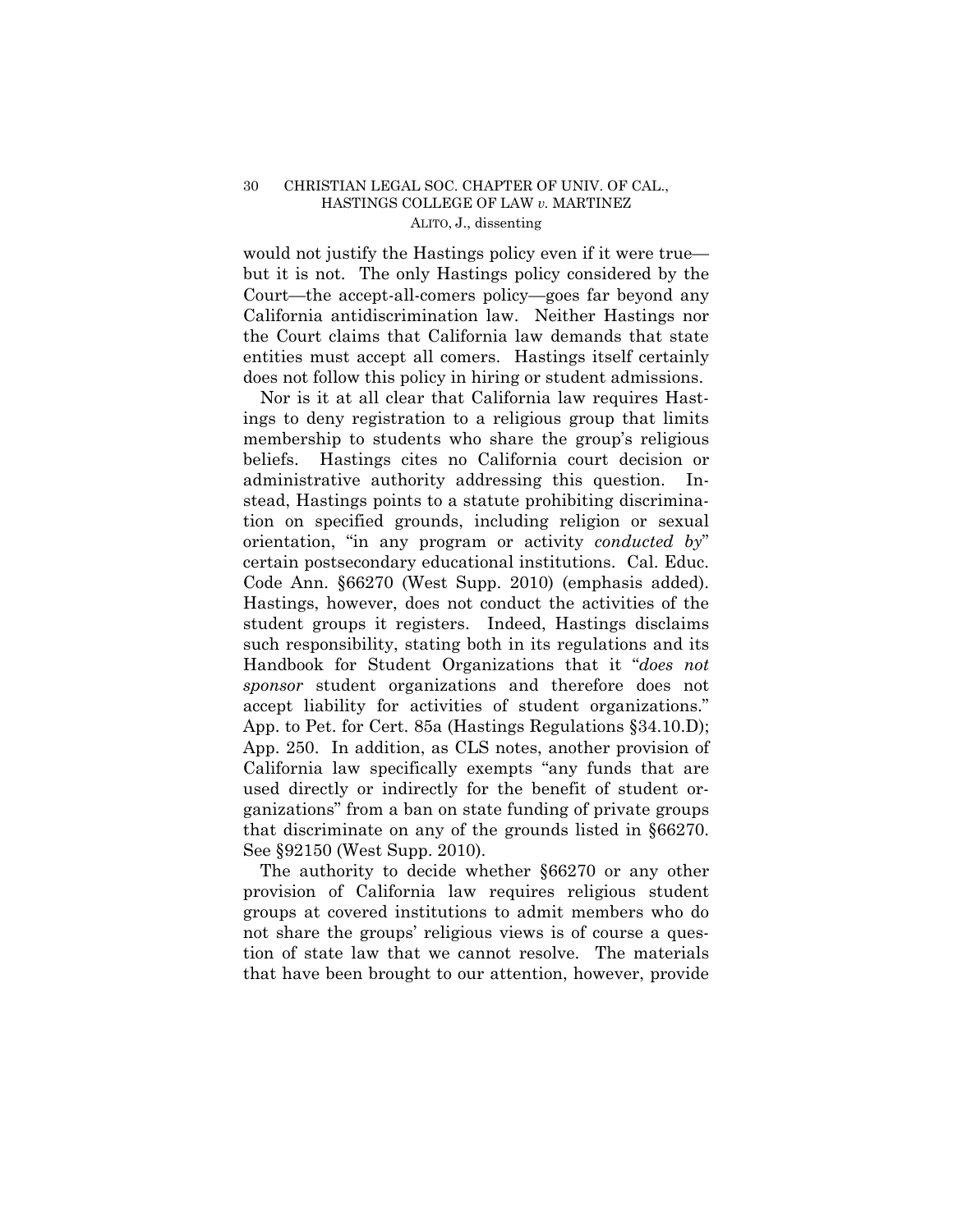would not justify the Hastings policy even if it were true—but it is not. The only Hastings policy considered by the Court—the accept-all-comers policy—goes far beyond any California antidiscrimination law. Neither Hastings nor the Court claims that California law demands that state entities must accept all comers. Hastings itself certainly does not follow this policy in hiring or student admissions.

Nor is it at all clear that California law requires Hastings to deny registration to a religious group that limits membership to students who share the group's religious beliefs. Hastings cites no California court decision or administrative authority addressing this question. Instead, Hastings points to a statute prohibiting discrimination on specified grounds, including religion or sexual orientation, "in any program or activity *conducted by*" certain postsecondary educational institutions. Cal. Educ. Code Ann. §66270 (West Supp. 2010) (emphasis added). Hastings, however, does not conduct the activities of the student groups it registers. Indeed, Hastings disclaims such responsibility, stating both in its regulations and its Handbook for Student Organizations that it "*does not sponsor* student organizations and therefore does not accept liability for activities of student organizations." App. to Pet. for Cert. 85a (Hastings Regulations §34.10.D); App. 250. In addition, as CLS notes, another provision of California law specifically exempts "any funds that are used directly or indirectly for the benefit of student organizations" from a ban on state funding of private groups that discriminate on any of the grounds listed in §66270. See §92150 (West Supp. 2010).

The authority to decide whether §66270 or any other provision of California law requires religious student groups at covered institutions to admit members who do not share the groups' religious views is of course a question of state law that we cannot resolve. The materials that have been brought to our attention, however, provide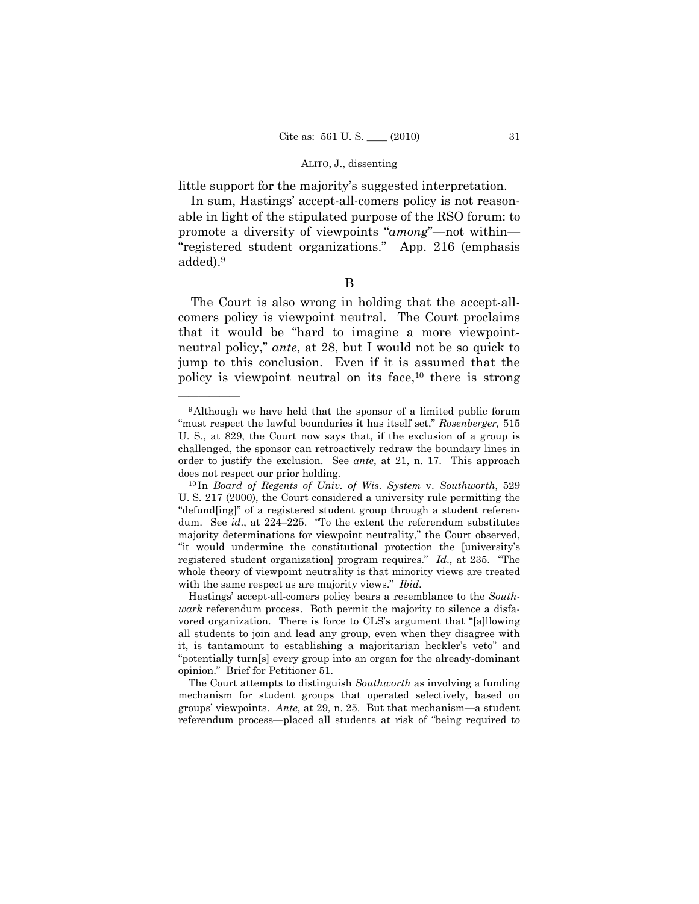little support for the majority's suggested interpretation.

In sum, Hastings' accept-all-comers policy is not reasonable in light of the stipulated purpose of the RSO forum: to promote a diversity of viewpoints "*among*"—not within—"registered student organizations." App. 216 (emphasis added).[9]

B

The Court is also wrong in holding that the accept-all-comers policy is viewpoint neutral. The Court proclaims that it would be "hard to imagine a more viewpoint-neutral policy," *ante*, at 28, but I would not be so quick to jump to this conclusion. Even if it is assumed that the policy is viewpoint neutral on its face,[10] there is strong

---

[9] Although we have held that the sponsor of a limited public forum "must respect the lawful boundaries it has itself set," *Rosenberger,* 515 U. S., at 829, the Court now says that, if the exclusion of a group is challenged, the sponsor can retroactively redraw the boundary lines in order to justify the exclusion. See *ante*, at 21, n. 17. This approach does not respect our prior holding.

[10] In *Board of Regents of Univ. of Wis. System* v. *Southworth*, 529 U. S. 217 (2000), the Court considered a university rule permitting the "defund[ing]" of a registered student group through a student referendum. See *id*., at 224–225. "To the extent the referendum substitutes majority determinations for viewpoint neutrality," the Court observed, "it would undermine the constitutional protection the [university's registered student organization] program requires." *Id*., at 235. "The whole theory of viewpoint neutrality is that minority views are treated with the same respect as are majority views." *Ibid.*

Hastings' accept-all-comers policy bears a resemblance to the *Southwark* referendum process. Both permit the majority to silence a disfavored organization. There is force to CLS's argument that "[a]llowing all students to join and lead any group, even when they disagree with it, is tantamount to establishing a majoritarian heckler's veto" and "potentially turn[s] every group into an organ for the already-dominant opinion." Brief for Petitioner 51.

The Court attempts to distinguish *Southworth* as involving a funding mechanism for student groups that operated selectively, based on groups' viewpoints. *Ante*, at 29, n. 25. But that mechanism—a student referendum process—placed all students at risk of "being required to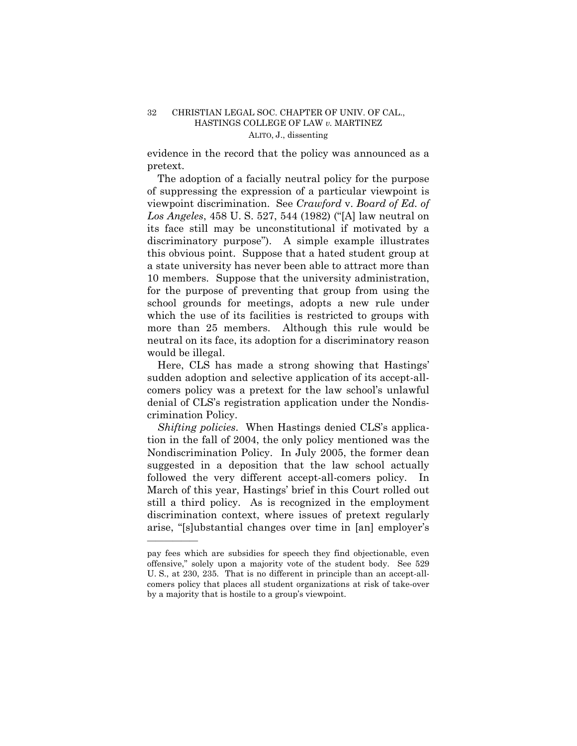evidence in the record that the policy was announced as a pretext.

The adoption of a facially neutral policy for the purpose of suppressing the expression of a particular viewpoint is viewpoint discrimination. See *Crawford* v. *Board of Ed. of Los Angeles*, 458 U. S. 527, 544 (1982) ("[A] law neutral on its face still may be unconstitutional if motivated by a discriminatory purpose"). A simple example illustrates this obvious point. Suppose that a hated student group at a state university has never been able to attract more than 10 members. Suppose that the university administration, for the purpose of preventing that group from using the school grounds for meetings, adopts a new rule under which the use of its facilities is restricted to groups with more than 25 members. Although this rule would be neutral on its face, its adoption for a discriminatory reason would be illegal.

Here, CLS has made a strong showing that Hastings' sudden adoption and selective application of its accept-all-comers policy was a pretext for the law school's unlawful denial of CLS's registration application under the Nondiscrimination Policy.

*Shifting policies*. When Hastings denied CLS's application in the fall of 2004, the only policy mentioned was the Nondiscrimination Policy. In July 2005, the former dean suggested in a deposition that the law school actually followed the very different accept-all-comers policy. In March of this year, Hastings' brief in this Court rolled out still a third policy. As is recognized in the employment discrimination context, where issues of pretext regularly arise, "[s]ubstantial changes over time in [an] employer's

---

pay fees which are subsidies for speech they find objectionable, even offensive," solely upon a majority vote of the student body. See 529 U. S., at 230, 235. That is no different in principle than an accept-all-comers policy that places all student organizations at risk of take-over by a majority that is hostile to a group's viewpoint.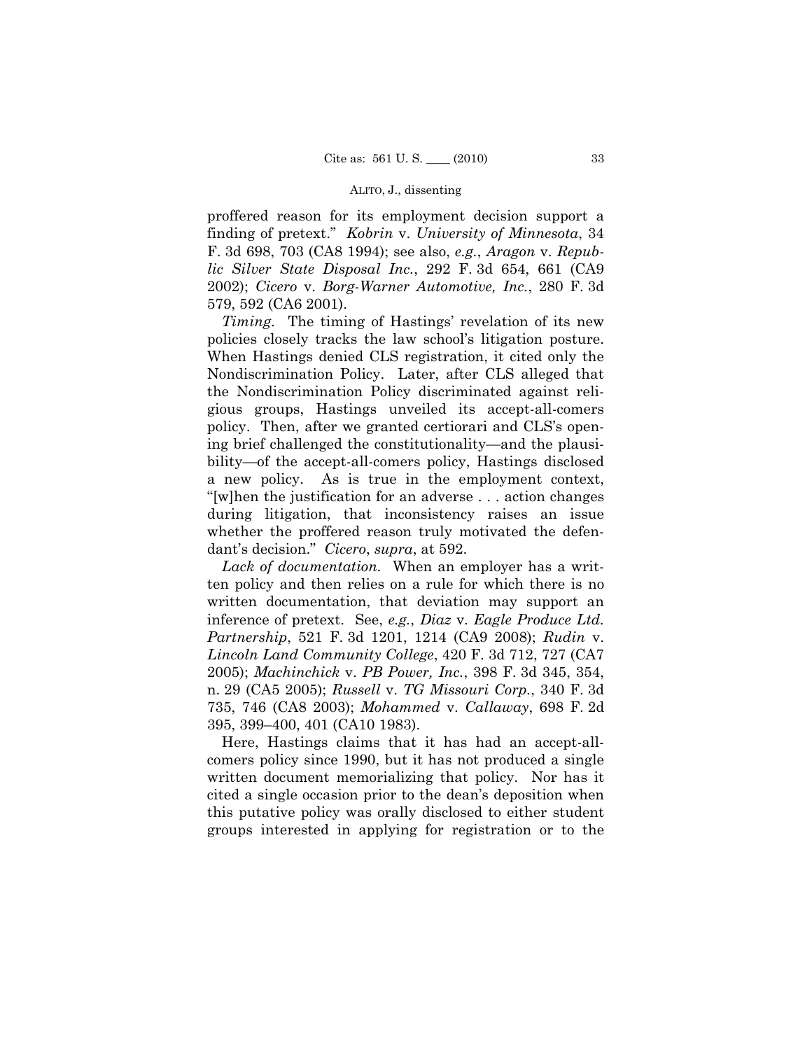proffered reason for its employment decision support a finding of pretext." *Kobrin* v. *University of Minnesota*, 34 F. 3d 698, 703 (CA8 1994); see also, *e.g.*, *Aragon* v. *Republic Silver State Disposal Inc.*, 292 F. 3d 654, 661 (CA9 2002); *Cicero* v. *Borg-Warner Automotive, Inc.*, 280 F. 3d 579, 592 (CA6 2001).

*Timing*. The timing of Hastings' revelation of its new policies closely tracks the law school's litigation posture. When Hastings denied CLS registration, it cited only the Nondiscrimination Policy. Later, after CLS alleged that the Nondiscrimination Policy discriminated against religious groups, Hastings unveiled its accept-all-comers policy. Then, after we granted certiorari and CLS's opening brief challenged the constitutionality—and the plausibility—of the accept-all-comers policy, Hastings disclosed a new policy. As is true in the employment context, "[w]hen the justification for an adverse . . . action changes during litigation, that inconsistency raises an issue whether the proffered reason truly motivated the defendant's decision." *Cicero*, *supra*, at 592.

*Lack of documentation.* When an employer has a written policy and then relies on a rule for which there is no written documentation, that deviation may support an inference of pretext. See, *e.g.*, *Diaz* v. *Eagle Produce Ltd. Partnership*, 521 F. 3d 1201, 1214 (CA9 2008); *Rudin* v. *Lincoln Land Community College*, 420 F. 3d 712, 727 (CA7 2005); *Machinchick* v. *PB Power, Inc.*, 398 F. 3d 345, 354, n. 29 (CA5 2005); *Russell* v. *TG Missouri Corp.*, 340 F. 3d 735, 746 (CA8 2003); *Mohammed* v. *Callaway*, 698 F. 2d 395, 399–400, 401 (CA10 1983).

Here, Hastings claims that it has had an accept-all-comers policy since 1990, but it has not produced a single written document memorializing that policy. Nor has it cited a single occasion prior to the dean's deposition when this putative policy was orally disclosed to either student groups interested in applying for registration or to the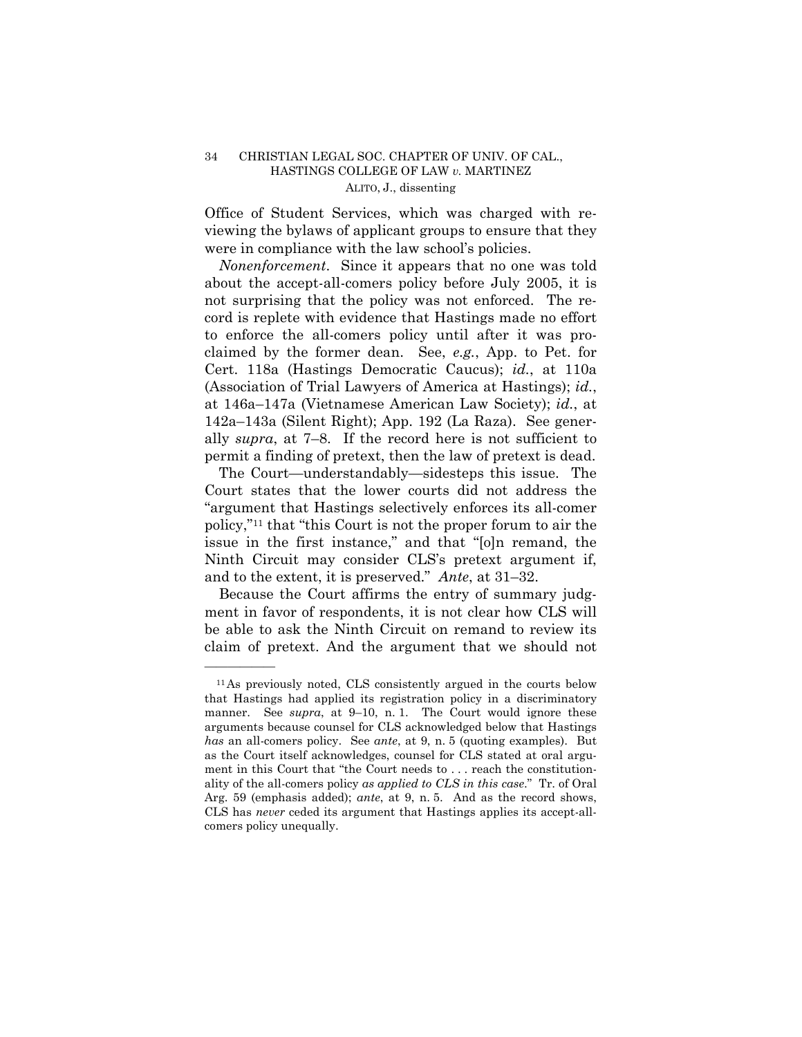Office of Student Services, which was charged with reviewing the bylaws of applicant groups to ensure that they were in compliance with the law school's policies.

*Nonenforcement*. Since it appears that no one was told about the accept-all-comers policy before July 2005, it is not surprising that the policy was not enforced. The record is replete with evidence that Hastings made no effort to enforce the all-comers policy until after it was proclaimed by the former dean. See, *e.g.*, App. to Pet. for Cert. 118a (Hastings Democratic Caucus); *id.*, at 110a (Association of Trial Lawyers of America at Hastings); *id.*, at 146a–147a (Vietnamese American Law Society); *id.*, at 142a–143a (Silent Right); App. 192 (La Raza). See generally *supra*, at 7–8. If the record here is not sufficient to permit a finding of pretext, then the law of pretext is dead.

The Court—understandably—sidesteps this issue. The Court states that the lower courts did not address the "argument that Hastings selectively enforces its all-comer policy,"[11] that "this Court is not the proper forum to air the issue in the first instance," and that "[o]n remand, the Ninth Circuit may consider CLS's pretext argument if, and to the extent, it is preserved." *Ante*, at 31–32.

Because the Court affirms the entry of summary judgment in favor of respondents, it is not clear how CLS will be able to ask the Ninth Circuit on remand to review its claim of pretext. And the argument that we should not

---

[11] As previously noted, CLS consistently argued in the courts below that Hastings had applied its registration policy in a discriminatory manner. See *supra*, at 9–10, n. 1. The Court would ignore these arguments because counsel for CLS acknowledged below that Hastings *has* an all-comers policy. See *ante*, at 9, n. 5 (quoting examples). But as the Court itself acknowledges, counsel for CLS stated at oral argument in this Court that "the Court needs to . . . reach the constitutionality of the all-comers policy *as applied to CLS in this case*." Tr. of Oral Arg. 59 (emphasis added); *ante*, at 9, n. 5. And as the record shows, CLS has *never* ceded its argument that Hastings applies its accept-all-comers policy unequally.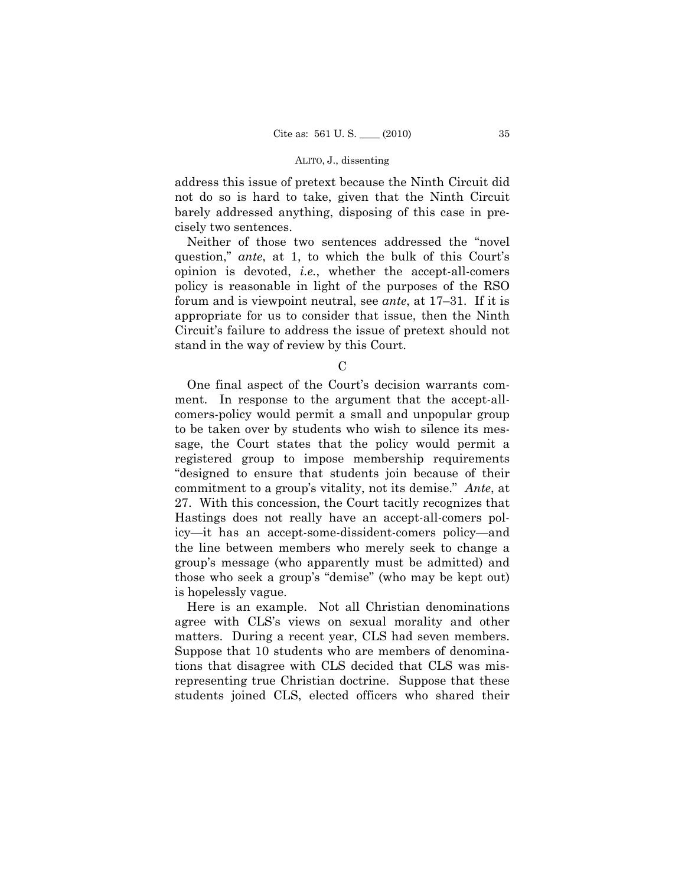address this issue of pretext because the Ninth Circuit did not do so is hard to take, given that the Ninth Circuit barely addressed anything, disposing of this case in precisely two sentences.

Neither of those two sentences addressed the "novel question," *ante*, at 1, to which the bulk of this Court's opinion is devoted, *i.e.*, whether the accept-all-comers policy is reasonable in light of the purposes of the RSO forum and is viewpoint neutral, see *ante*, at 17–31. If it is appropriate for us to consider that issue, then the Ninth Circuit's failure to address the issue of pretext should not stand in the way of review by this Court.

C

One final aspect of the Court's decision warrants comment. In response to the argument that the accept-all-comers-policy would permit a small and unpopular group to be taken over by students who wish to silence its message, the Court states that the policy would permit a registered group to impose membership requirements "designed to ensure that students join because of their commitment to a group's vitality, not its demise." *Ante*, at 27. With this concession, the Court tacitly recognizes that Hastings does not really have an accept-all-comers policy—it has an accept-some-dissident-comers policy—and the line between members who merely seek to change a group's message (who apparently must be admitted) and those who seek a group's "demise" (who may be kept out) is hopelessly vague.

Here is an example. Not all Christian denominations agree with CLS's views on sexual morality and other matters. During a recent year, CLS had seven members. Suppose that 10 students who are members of denominations that disagree with CLS decided that CLS was misrepresenting true Christian doctrine. Suppose that these students joined CLS, elected officers who shared their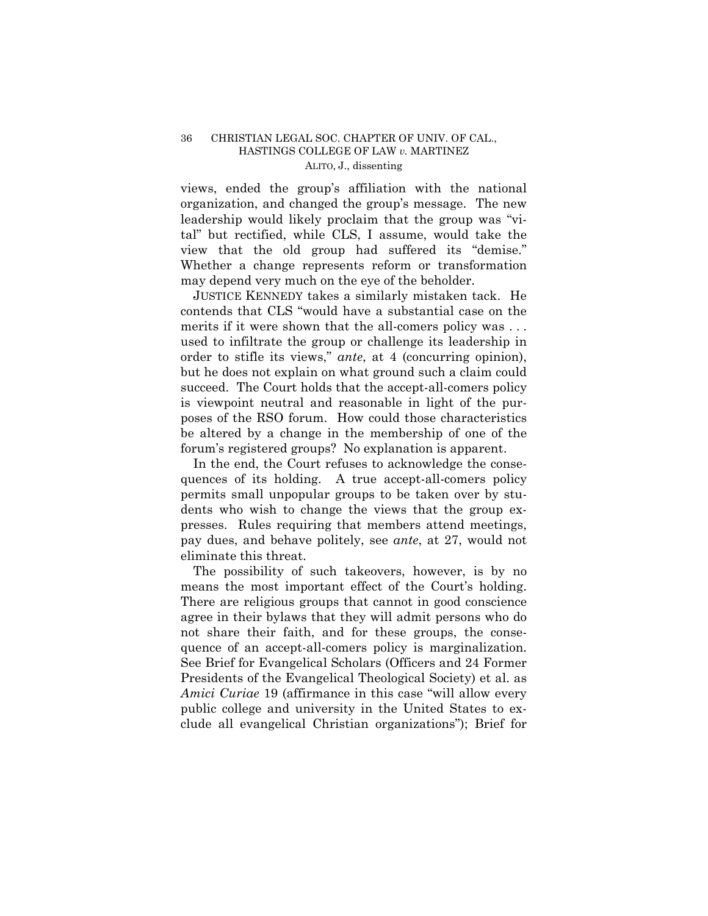views, ended the group's affiliation with the national organization, and changed the group's message. The new leadership would likely proclaim that the group was "vital" but rectified, while CLS, I assume, would take the view that the old group had suffered its "demise." Whether a change represents reform or transformation may depend very much on the eye of the beholder.

JUSTICE KENNEDY takes a similarly mistaken tack. He contends that CLS "would have a substantial case on the merits if it were shown that the all-comers policy was . . . used to infiltrate the group or challenge its leadership in order to stifle its views," *ante*, at 4 (concurring opinion), but he does not explain on what ground such a claim could succeed. The Court holds that the accept-all-comers policy is viewpoint neutral and reasonable in light of the purposes of the RSO forum. How could those characteristics be altered by a change in the membership of one of the forum's registered groups? No explanation is apparent.

In the end, the Court refuses to acknowledge the consequences of its holding. A true accept-all-comers policy permits small unpopular groups to be taken over by students who wish to change the views that the group expresses. Rules requiring that members attend meetings, pay dues, and behave politely, see *ante*, at 27, would not eliminate this threat.

The possibility of such takeovers, however, is by no means the most important effect of the Court's holding. There are religious groups that cannot in good conscience agree in their bylaws that they will admit persons who do not share their faith, and for these groups, the consequence of an accept-all-comers policy is marginalization. See Brief for Evangelical Scholars (Officers and 24 Former Presidents of the Evangelical Theological Society) et al. as *Amici Curiae* 19 (affirmance in this case "will allow every public college and university in the United States to exclude all evangelical Christian organizations"); Brief for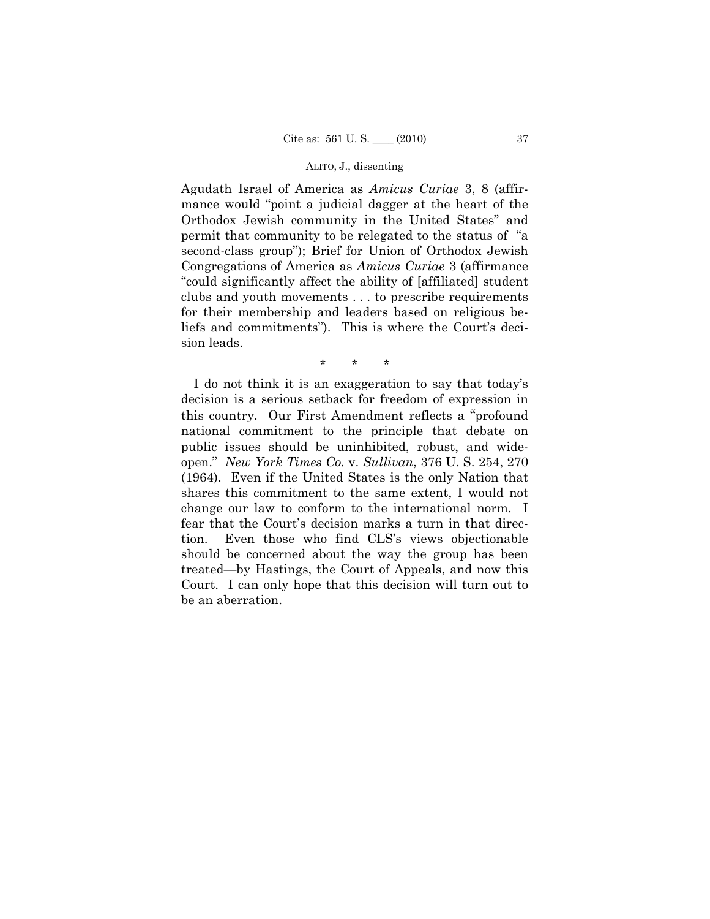Agudath Israel of America as *Amicus Curiae* 3, 8 (affirmance would "point a judicial dagger at the heart of the Orthodox Jewish community in the United States" and permit that community to be relegated to the status of "a second-class group"); Brief for Union of Orthodox Jewish Congregations of America as *Amicus Curiae* 3 (affirmance "could significantly affect the ability of [affiliated] student clubs and youth movements . . . to prescribe requirements for their membership and leaders based on religious beliefs and commitments"). This is where the Court's decision leads.

\* \* \*

I do not think it is an exaggeration to say that today's decision is a serious setback for freedom of expression in this country. Our First Amendment reflects a "profound national commitment to the principle that debate on public issues should be uninhibited, robust, and wide-open." *New York Times Co.* v. *Sullivan*, 376 U. S. 254, 270 (1964). Even if the United States is the only Nation that shares this commitment to the same extent, I would not change our law to conform to the international norm. I fear that the Court's decision marks a turn in that direction. Even those who find CLS's views objectionable should be concerned about the way the group has been treated—by Hastings, the Court of Appeals, and now this Court. I can only hope that this decision will turn out to be an aberration.